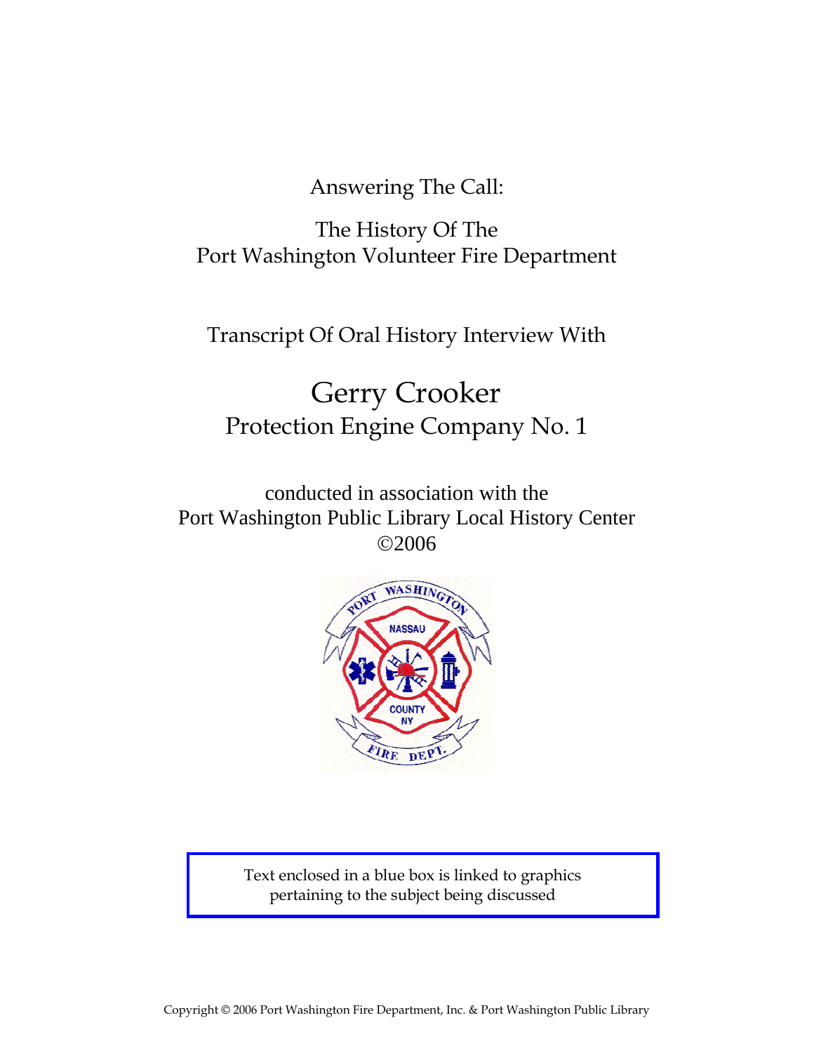Answering The Call:

The History Of The
Port Washington Volunteer Fire Department

Transcript Of Oral History Interview With

# Gerry Crooker

## Protection Engine Company No. 1

conducted in association with the
Port Washington Public Library Local History Center
©2006

Text enclosed in a blue box is linked to graphics pertaining to the subject being discussed

Copyright © 2006 Port Washington Fire Department, Inc. & Port Washington Public Library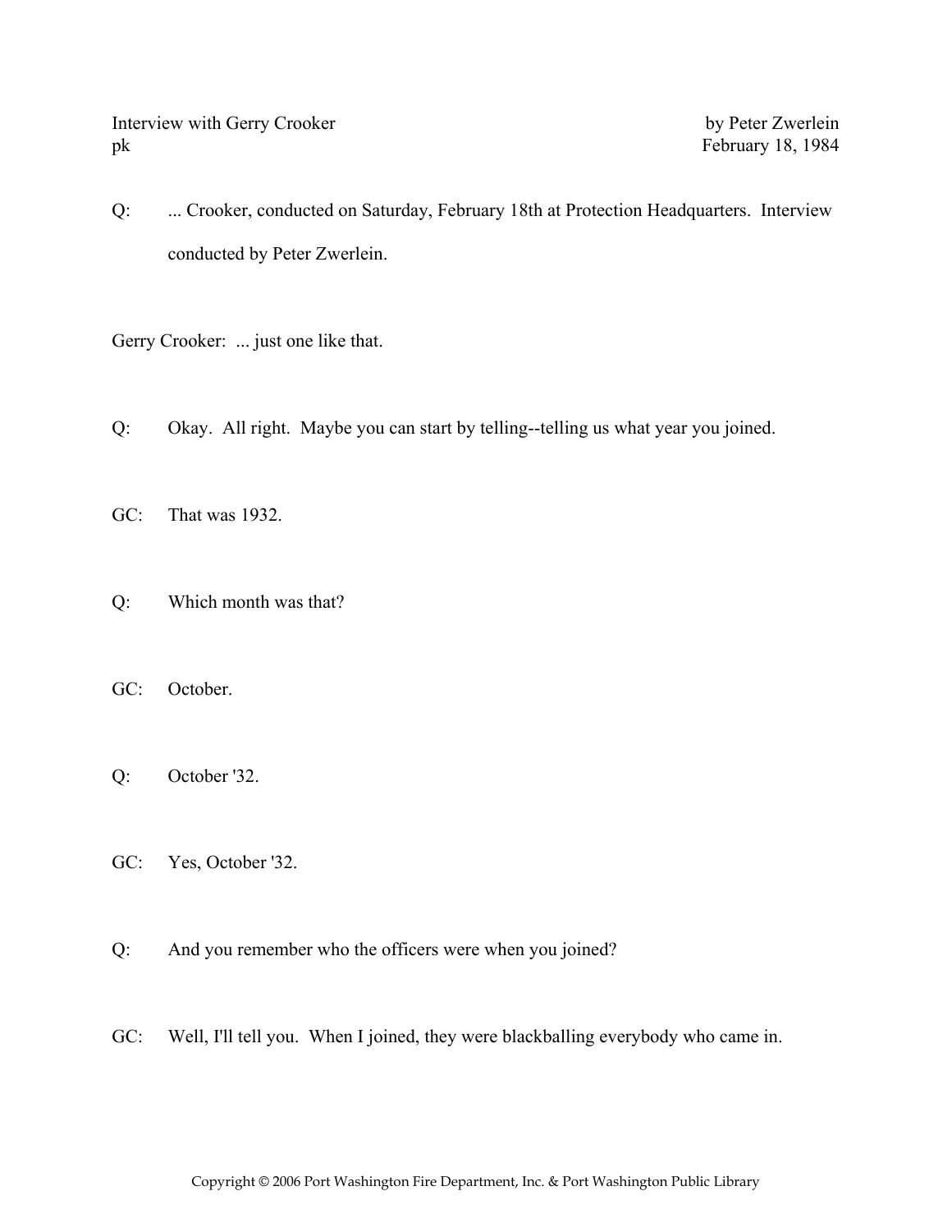Interview with Gerry Crooker by Peter Zwerlein
pk February 18, 1984

Q: ... Crooker, conducted on Saturday, February 18th at Protection Headquarters. Interview conducted by Peter Zwerlein.

Gerry Crooker: ... just one like that.

Q: Okay. All right. Maybe you can start by telling--telling us what year you joined.

GC: That was 1932.

Q: Which month was that?

GC: October.

Q: October '32.

GC: Yes, October '32.

Q: And you remember who the officers were when you joined?

GC: Well, I'll tell you. When I joined, they were blackballing everybody who came in.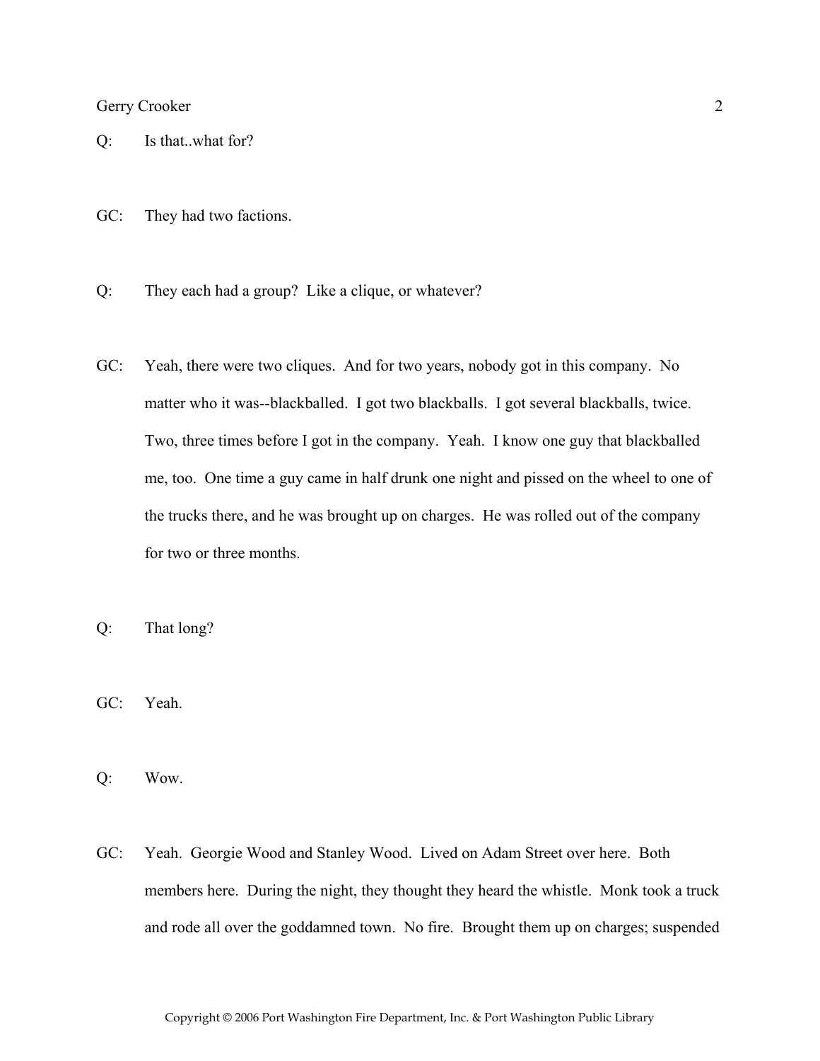Q: Is that..what for?

GC: They had two factions.

Q: They each had a group? Like a clique, or whatever?

GC: Yeah, there were two cliques. And for two years, nobody got in this company. No matter who it was--blackballed. I got two blackballs. I got several blackballs, twice. Two, three times before I got in the company. Yeah. I know one guy that blackballed me, too. One time a guy came in half drunk one night and pissed on the wheel to one of the trucks there, and he was brought up on charges. He was rolled out of the company for two or three months.

Q: That long?

GC: Yeah.

Q: Wow.

GC: Yeah. Georgie Wood and Stanley Wood. Lived on Adam Street over here. Both members here. During the night, they thought they heard the whistle. Monk took a truck and rode all over the goddamned town. No fire. Brought them up on charges; suspended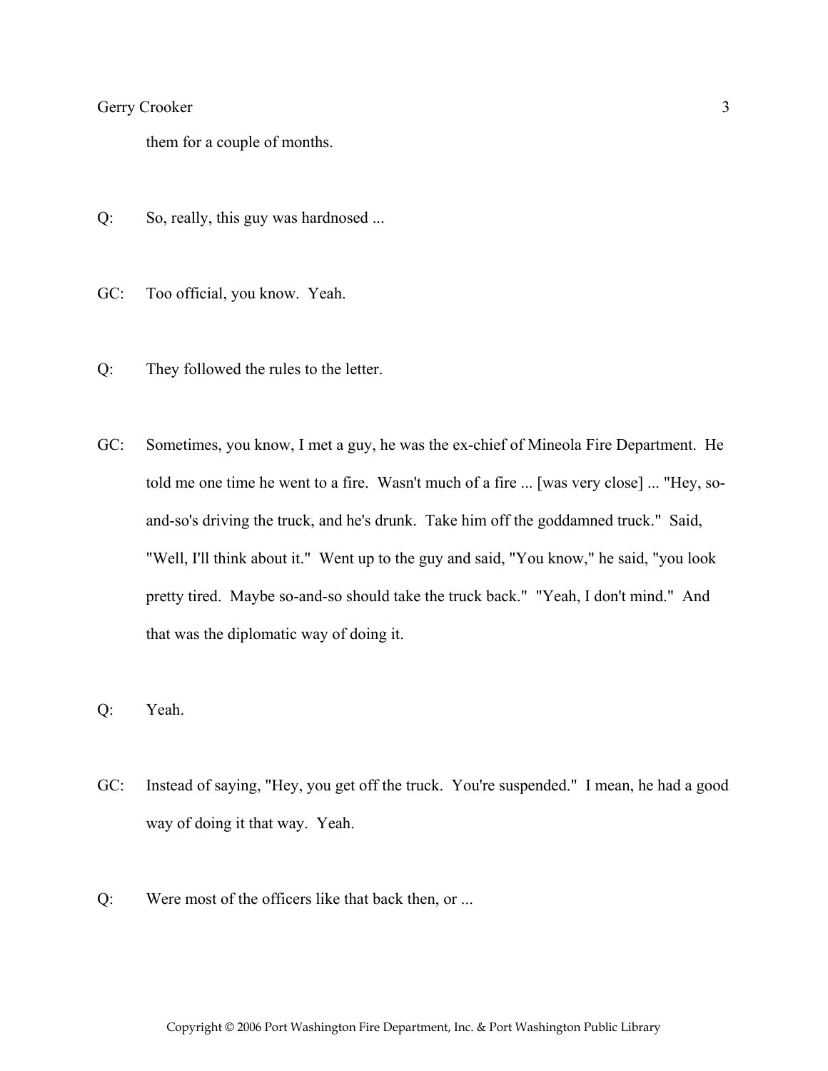them for a couple of months.

Q: So, really, this guy was hardnosed ...

GC: Too official, you know. Yeah.

Q: They followed the rules to the letter.

GC: Sometimes, you know, I met a guy, he was the ex-chief of Mineola Fire Department. He told me one time he went to a fire. Wasn't much of a fire ... [was very close] ... "Hey, so-and-so's driving the truck, and he's drunk. Take him off the goddamned truck." Said, "Well, I'll think about it." Went up to the guy and said, "You know," he said, "you look pretty tired. Maybe so-and-so should take the truck back." "Yeah, I don't mind." And that was the diplomatic way of doing it.

Q: Yeah.

GC: Instead of saying, "Hey, you get off the truck. You're suspended." I mean, he had a good way of doing it that way. Yeah.

Q: Were most of the officers like that back then, or ...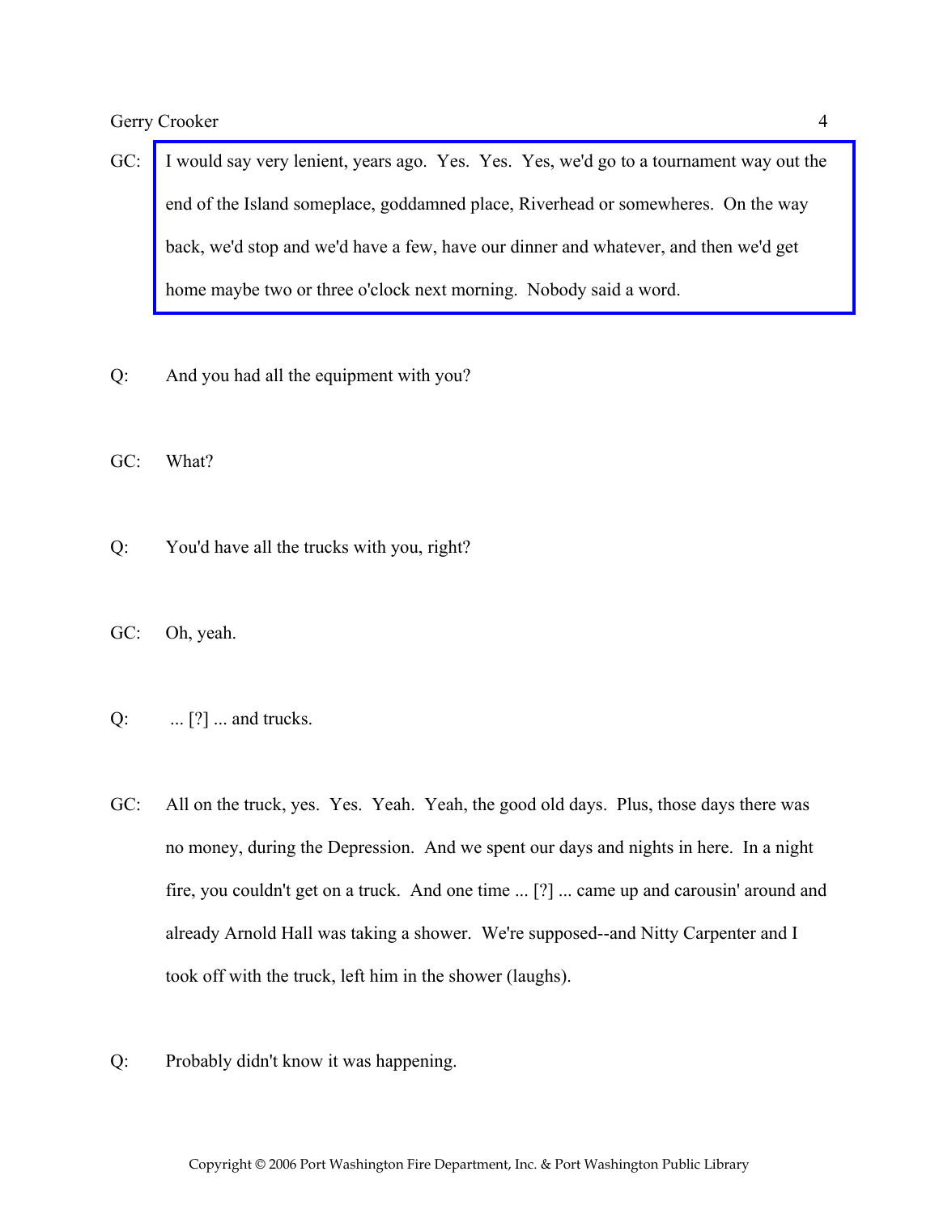GC: I would say very lenient, years ago. Yes. Yes. Yes, we'd go to a tournament way out the end of the Island someplace, goddamned place, Riverhead or somewheres. On the way back, we'd stop and we'd have a few, have our dinner and whatever, and then we'd get home maybe two or three o'clock next morning. Nobody said a word.

Q: And you had all the equipment with you?

GC: What?

Q: You'd have all the trucks with you, right?

GC: Oh, yeah.

Q: ... [?] ... and trucks.

GC: All on the truck, yes. Yes. Yeah. Yeah, the good old days. Plus, those days there was no money, during the Depression. And we spent our days and nights in here. In a night fire, you couldn't get on a truck. And one time ... [?] ... came up and carousin' around and already Arnold Hall was taking a shower. We're supposed--and Nitty Carpenter and I took off with the truck, left him in the shower (laughs).

Q: Probably didn't know it was happening.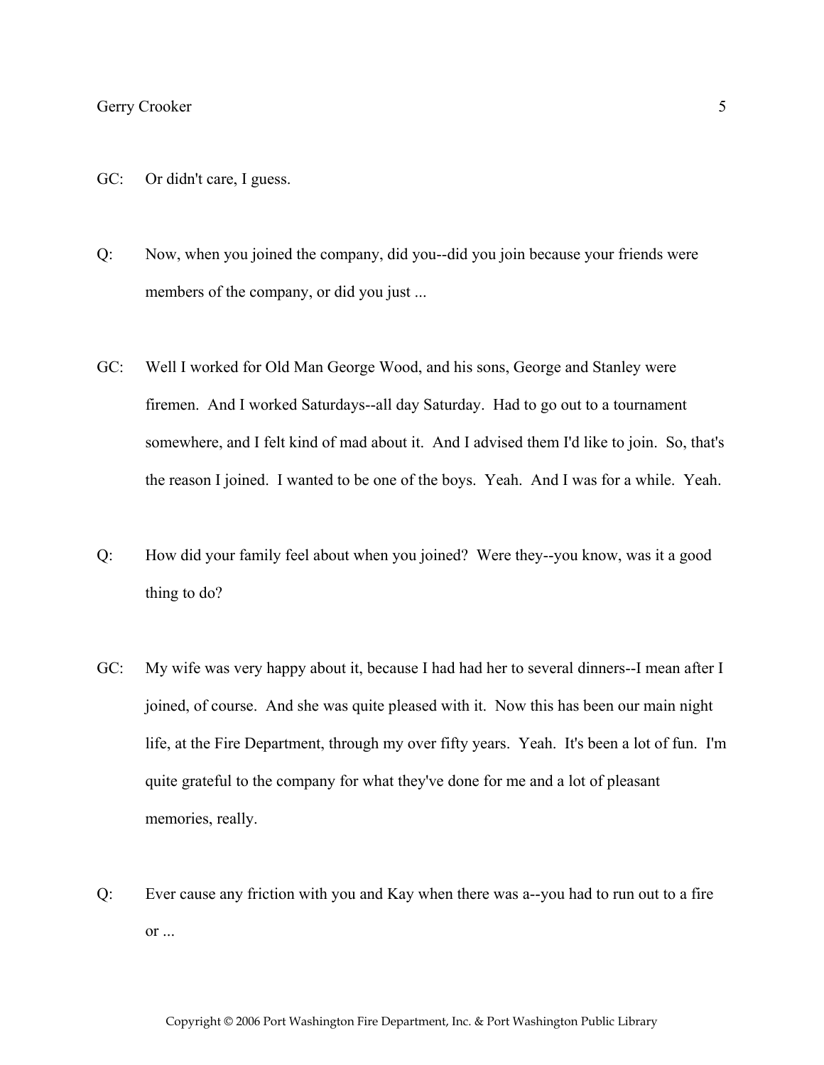GC: Or didn't care, I guess.

Q: Now, when you joined the company, did you--did you join because your friends were members of the company, or did you just ...

GC: Well I worked for Old Man George Wood, and his sons, George and Stanley were firemen. And I worked Saturdays--all day Saturday. Had to go out to a tournament somewhere, and I felt kind of mad about it. And I advised them I'd like to join. So, that's the reason I joined. I wanted to be one of the boys. Yeah. And I was for a while. Yeah.

Q: How did your family feel about when you joined? Were they--you know, was it a good thing to do?

GC: My wife was very happy about it, because I had had her to several dinners--I mean after I joined, of course. And she was quite pleased with it. Now this has been our main night life, at the Fire Department, through my over fifty years. Yeah. It's been a lot of fun. I'm quite grateful to the company for what they've done for me and a lot of pleasant memories, really.

Q: Ever cause any friction with you and Kay when there was a--you had to run out to a fire or ...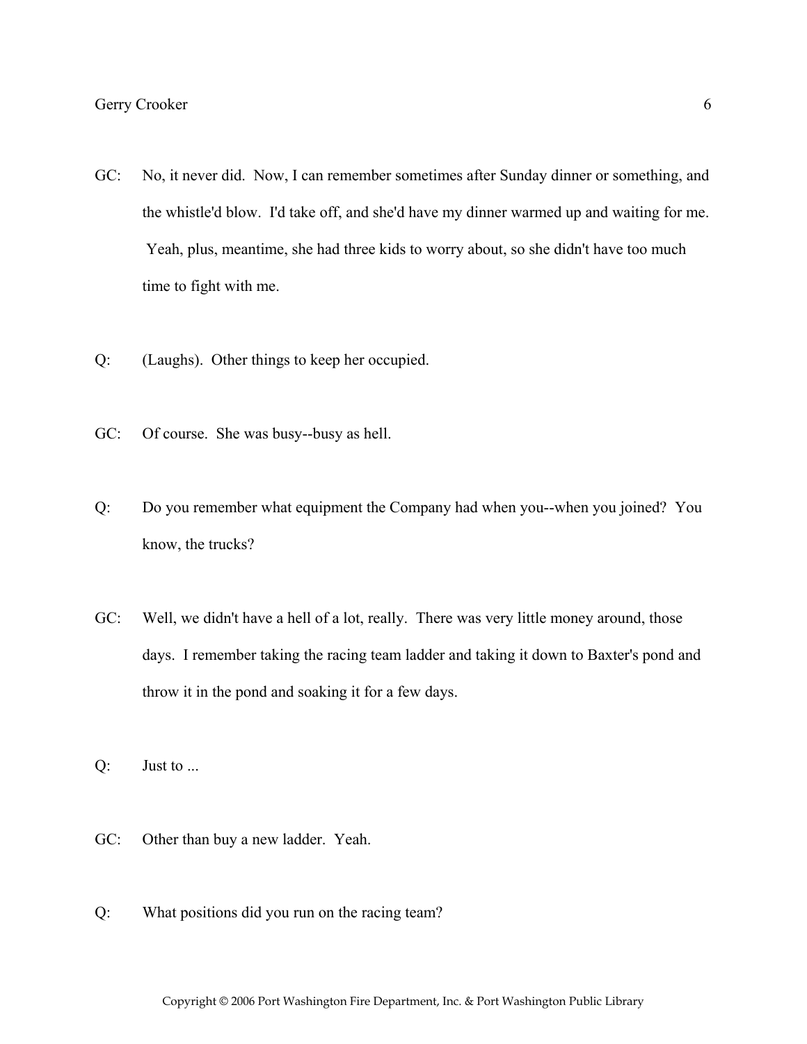GC: No, it never did. Now, I can remember sometimes after Sunday dinner or something, and the whistle'd blow. I'd take off, and she'd have my dinner warmed up and waiting for me. Yeah, plus, meantime, she had three kids to worry about, so she didn't have too much time to fight with me.

Q: (Laughs). Other things to keep her occupied.

GC: Of course. She was busy--busy as hell.

Q: Do you remember what equipment the Company had when you--when you joined? You know, the trucks?

GC: Well, we didn't have a hell of a lot, really. There was very little money around, those days. I remember taking the racing team ladder and taking it down to Baxter's pond and throw it in the pond and soaking it for a few days.

Q: Just to ...

GC: Other than buy a new ladder. Yeah.

Q: What positions did you run on the racing team?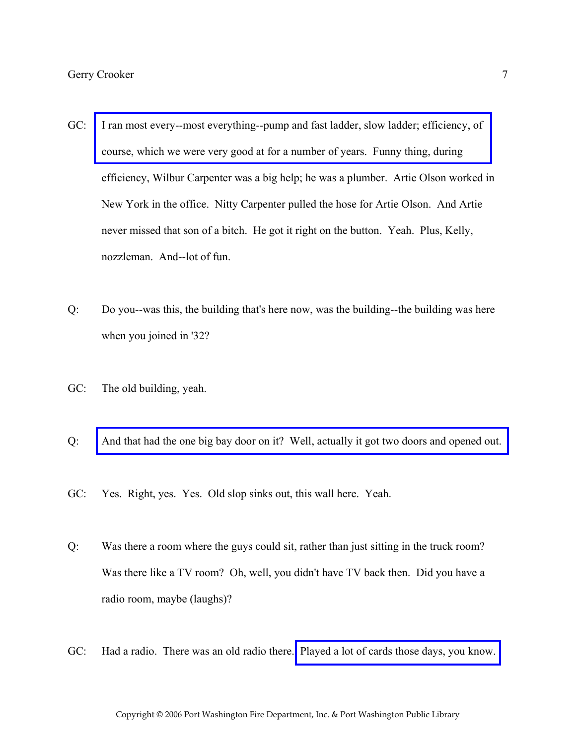GC: I ran most every--most everything--pump and fast ladder, slow ladder; efficiency, of course, which we were very good at for a number of years. Funny thing, during efficiency, Wilbur Carpenter was a big help; he was a plumber. Artie Olson worked in New York in the office. Nitty Carpenter pulled the hose for Artie Olson. And Artie never missed that son of a bitch. He got it right on the button. Yeah. Plus, Kelly, nozzleman. And--lot of fun.

Q: Do you--was this, the building that's here now, was the building--the building was here when you joined in '32?

GC: The old building, yeah.

Q: And that had the one big bay door on it? Well, actually it got two doors and opened out.

GC: Yes. Right, yes. Yes. Old slop sinks out, this wall here. Yeah.

Q: Was there a room where the guys could sit, rather than just sitting in the truck room? Was there like a TV room? Oh, well, you didn't have TV back then. Did you have a radio room, maybe (laughs)?

GC: Had a radio. There was an old radio there. Played a lot of cards those days, you know.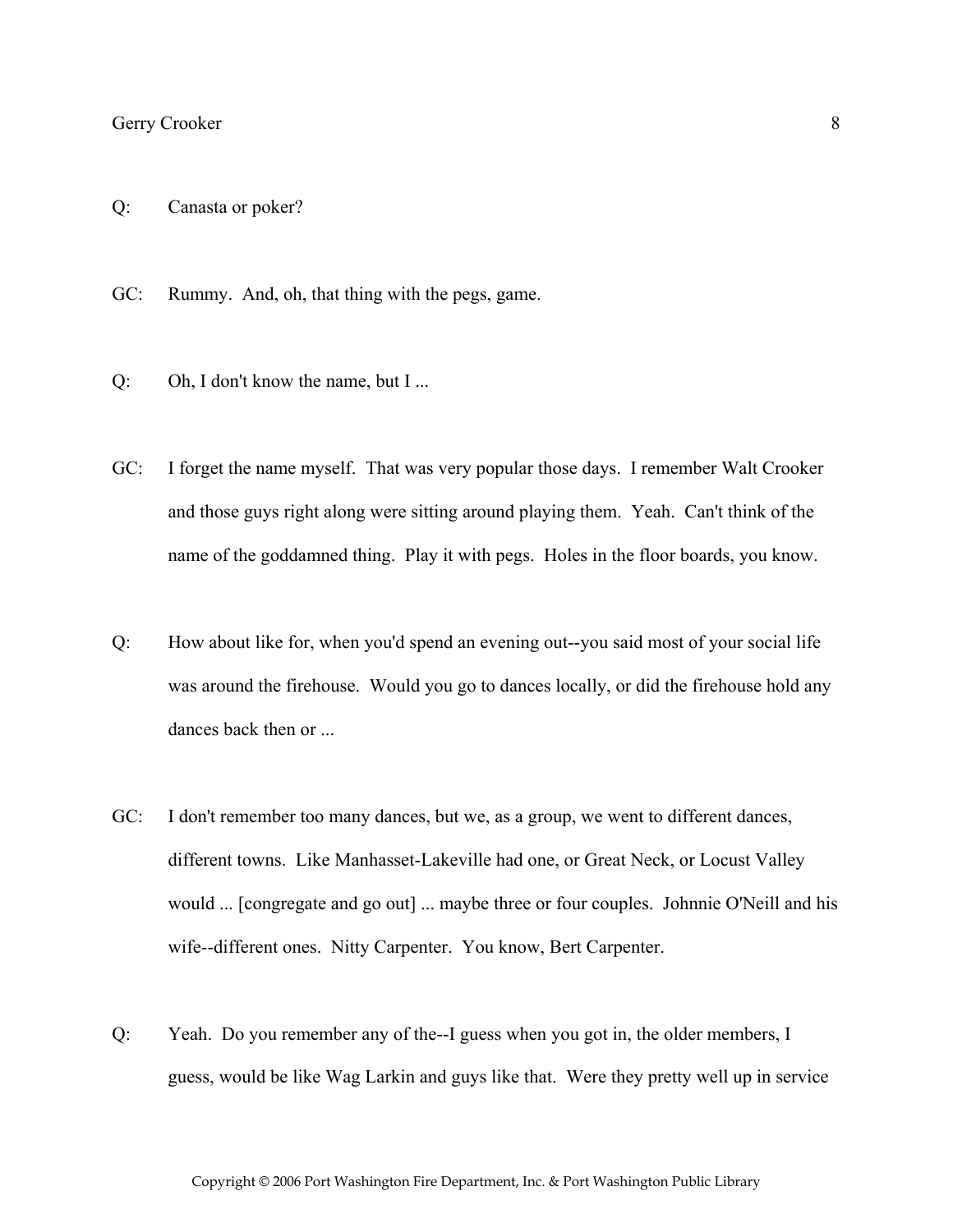Q: Canasta or poker?

GC: Rummy. And, oh, that thing with the pegs, game.

Q: Oh, I don't know the name, but I ...

GC: I forget the name myself. That was very popular those days. I remember Walt Crooker and those guys right along were sitting around playing them. Yeah. Can't think of the name of the goddamned thing. Play it with pegs. Holes in the floor boards, you know.

Q: How about like for, when you'd spend an evening out--you said most of your social life was around the firehouse. Would you go to dances locally, or did the firehouse hold any dances back then or ...

GC: I don't remember too many dances, but we, as a group, we went to different dances, different towns. Like Manhasset-Lakeville had one, or Great Neck, or Locust Valley would ... [congregate and go out] ... maybe three or four couples. Johnnie O'Neill and his wife--different ones. Nitty Carpenter. You know, Bert Carpenter.

Q: Yeah. Do you remember any of the--I guess when you got in, the older members, I guess, would be like Wag Larkin and guys like that. Were they pretty well up in service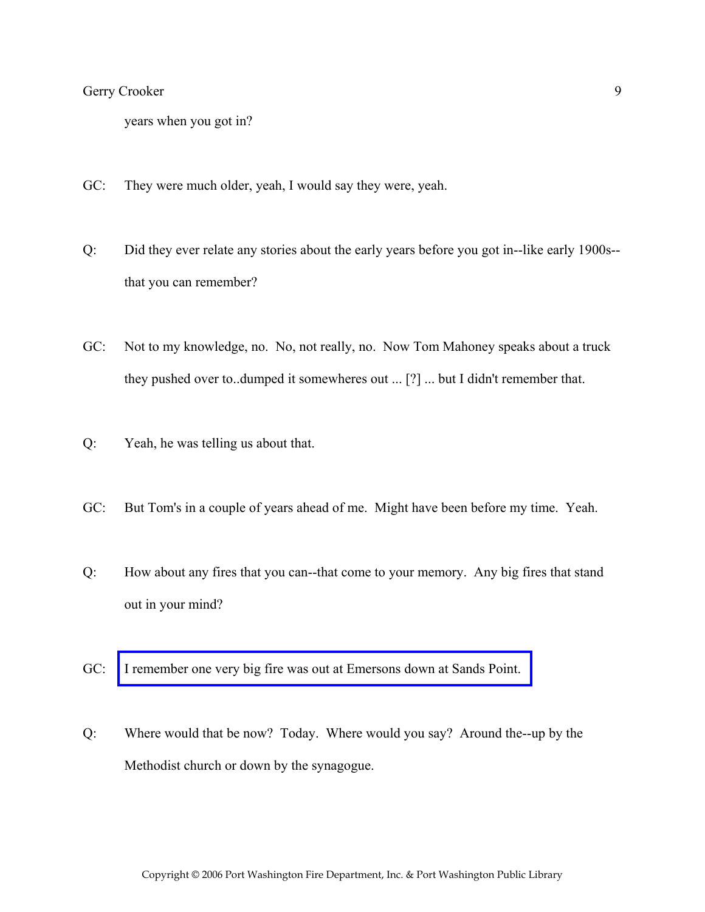years when you got in?

GC: They were much older, yeah, I would say they were, yeah.

Q: Did they ever relate any stories about the early years before you got in--like early 1900s--that you can remember?

GC: Not to my knowledge, no. No, not really, no. Now Tom Mahoney speaks about a truck they pushed over to..dumped it somewheres out ... [?] ... but I didn't remember that.

Q: Yeah, he was telling us about that.

GC: But Tom's in a couple of years ahead of me. Might have been before my time. Yeah.

Q: How about any fires that you can--that come to your memory. Any big fires that stand out in your mind?

GC: I remember one very big fire was out at Emersons down at Sands Point.

Q: Where would that be now? Today. Where would you say? Around the--up by the Methodist church or down by the synagogue.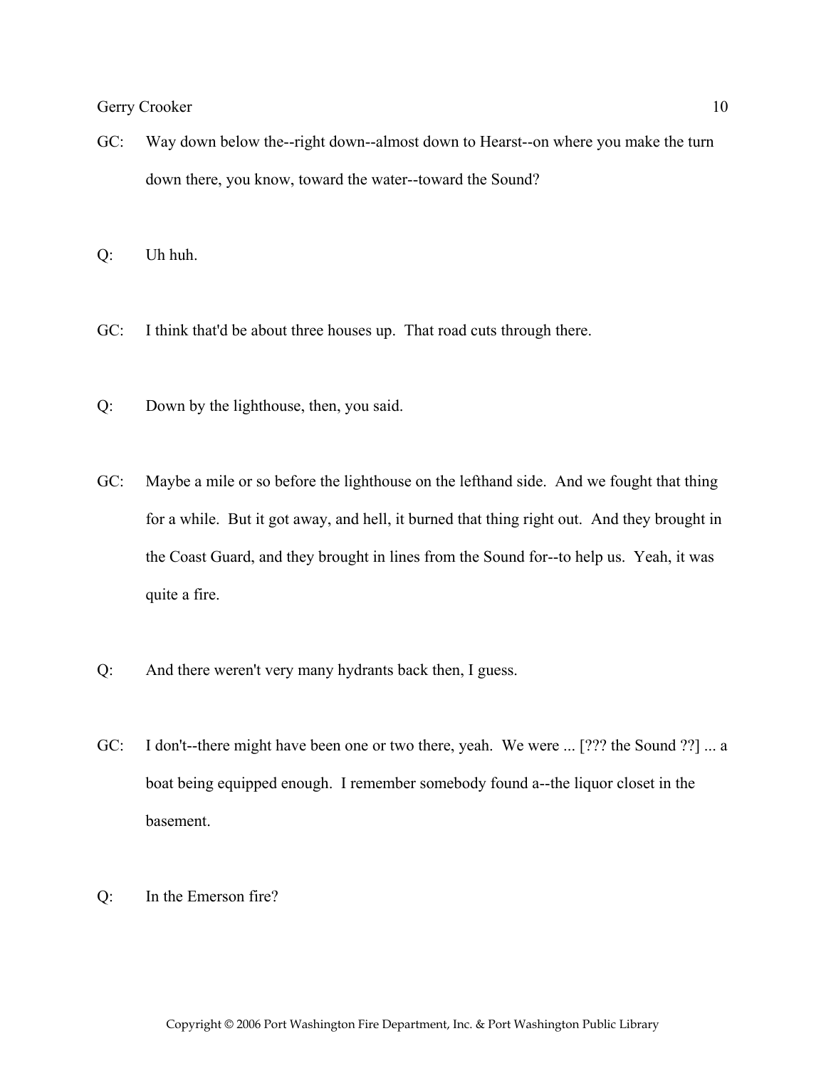GC: Way down below the--right down--almost down to Hearst--on where you make the turn down there, you know, toward the water--toward the Sound?

Q: Uh huh.

GC: I think that'd be about three houses up. That road cuts through there.

Q: Down by the lighthouse, then, you said.

GC: Maybe a mile or so before the lighthouse on the lefthand side. And we fought that thing for a while. But it got away, and hell, it burned that thing right out. And they brought in the Coast Guard, and they brought in lines from the Sound for--to help us. Yeah, it was quite a fire.

Q: And there weren't very many hydrants back then, I guess.

GC: I don't--there might have been one or two there, yeah. We were ... [??? the Sound ??] ... a boat being equipped enough. I remember somebody found a--the liquor closet in the basement.

Q: In the Emerson fire?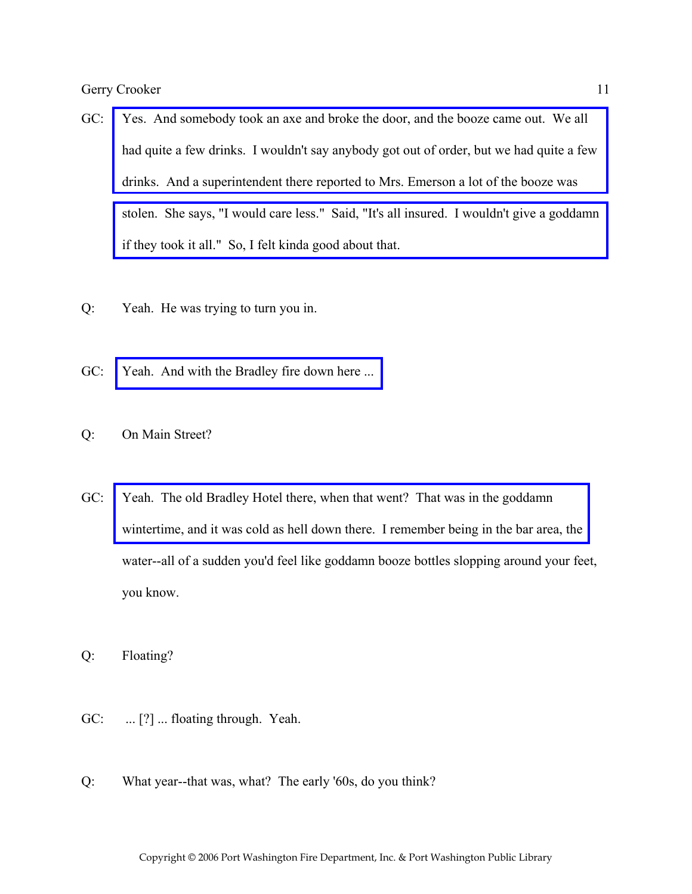GC: Yes. And somebody took an axe and broke the door, and the booze came out. We all had quite a few drinks. I wouldn't say anybody got out of order, but we had quite a few drinks. And a superintendent there reported to Mrs. Emerson a lot of the booze was stolen. She says, "I would care less." Said, "It's all insured. I wouldn't give a goddamn if they took it all." So, I felt kinda good about that.

Q: Yeah. He was trying to turn you in.

GC: Yeah. And with the Bradley fire down here ...

Q: On Main Street?

GC: Yeah. The old Bradley Hotel there, when that went? That was in the goddamn wintertime, and it was cold as hell down there. I remember being in the bar area, the water--all of a sudden you'd feel like goddamn booze bottles slopping around your feet, you know.

Q: Floating?

GC: ... [?] ... floating through. Yeah.

Q: What year--that was, what? The early '60s, do you think?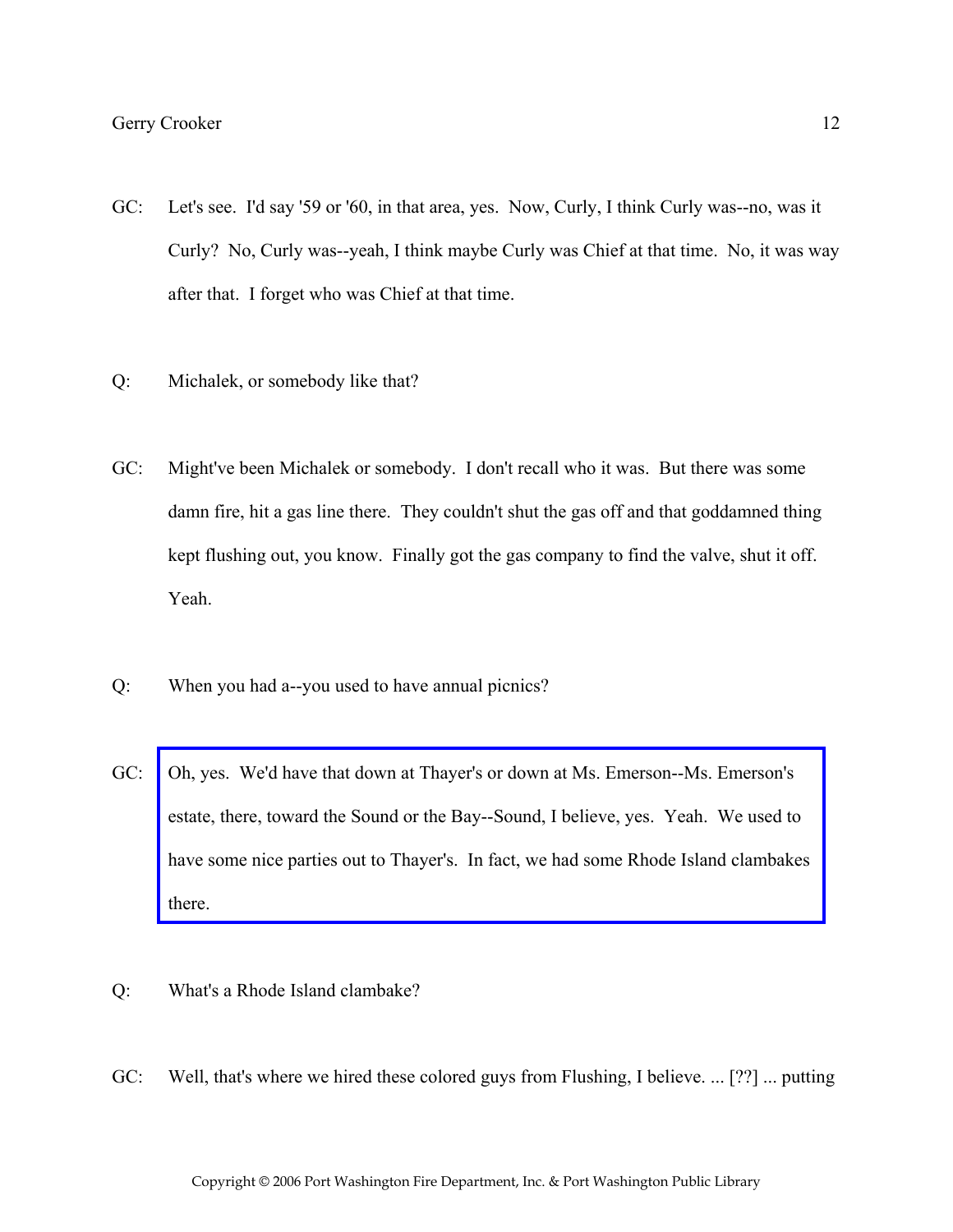GC: Let's see. I'd say '59 or '60, in that area, yes. Now, Curly, I think Curly was--no, was it Curly? No, Curly was--yeah, I think maybe Curly was Chief at that time. No, it was way after that. I forget who was Chief at that time.

Q: Michalek, or somebody like that?

GC: Might've been Michalek or somebody. I don't recall who it was. But there was some damn fire, hit a gas line there. They couldn't shut the gas off and that goddamned thing kept flushing out, you know. Finally got the gas company to find the valve, shut it off. Yeah.

Q: When you had a--you used to have annual picnics?

GC: Oh, yes. We'd have that down at Thayer's or down at Ms. Emerson--Ms. Emerson's estate, there, toward the Sound or the Bay--Sound, I believe, yes. Yeah. We used to have some nice parties out to Thayer's. In fact, we had some Rhode Island clambakes there.

Q: What's a Rhode Island clambake?

GC: Well, that's where we hired these colored guys from Flushing, I believe. ... [??] ... putting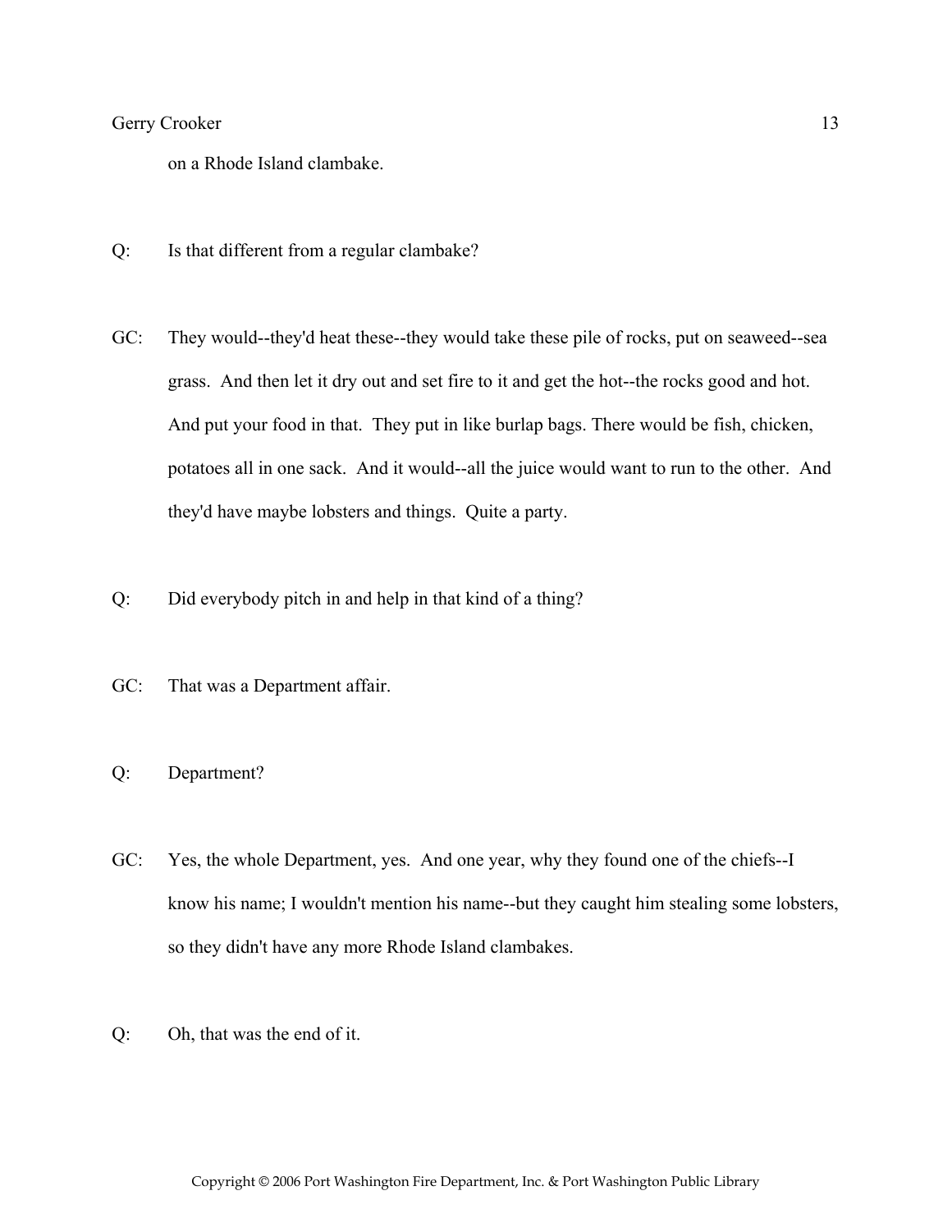on a Rhode Island clambake.

Q: Is that different from a regular clambake?

GC: They would--they'd heat these--they would take these pile of rocks, put on seaweed--sea grass. And then let it dry out and set fire to it and get the hot--the rocks good and hot. And put your food in that. They put in like burlap bags. There would be fish, chicken, potatoes all in one sack. And it would--all the juice would want to run to the other. And they'd have maybe lobsters and things. Quite a party.

Q: Did everybody pitch in and help in that kind of a thing?

GC: That was a Department affair.

Q: Department?

GC: Yes, the whole Department, yes. And one year, why they found one of the chiefs--I know his name; I wouldn't mention his name--but they caught him stealing some lobsters, so they didn't have any more Rhode Island clambakes.

Q: Oh, that was the end of it.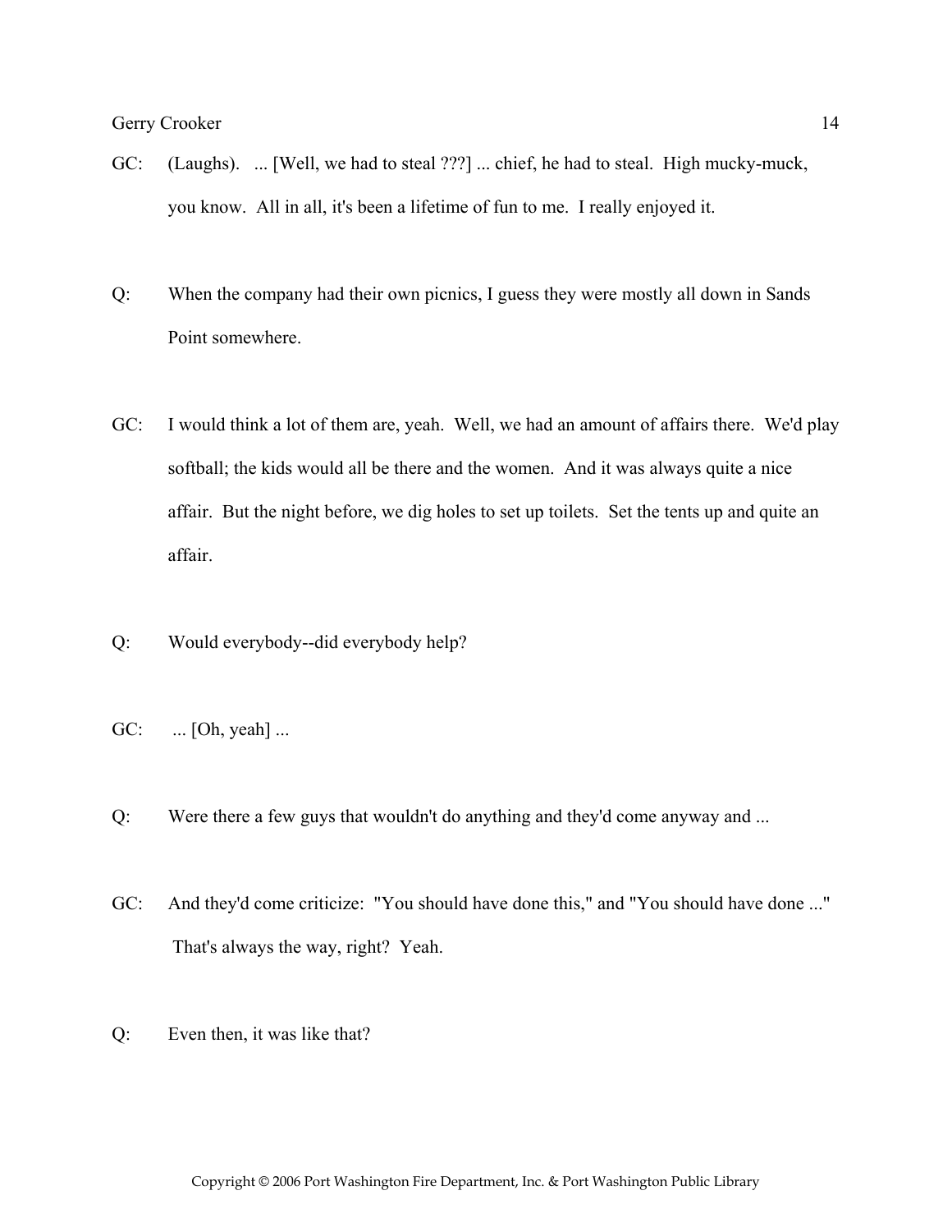GC: (Laughs). ... [Well, we had to steal ???] ... chief, he had to steal. High mucky-muck, you know. All in all, it's been a lifetime of fun to me. I really enjoyed it.

Q: When the company had their own picnics, I guess they were mostly all down in Sands Point somewhere.

GC: I would think a lot of them are, yeah. Well, we had an amount of affairs there. We'd play softball; the kids would all be there and the women. And it was always quite a nice affair. But the night before, we dig holes to set up toilets. Set the tents up and quite an affair.

Q: Would everybody--did everybody help?

GC: ... [Oh, yeah] ...

Q: Were there a few guys that wouldn't do anything and they'd come anyway and ...

GC: And they'd come criticize: "You should have done this," and "You should have done ..." That's always the way, right? Yeah.

Q: Even then, it was like that?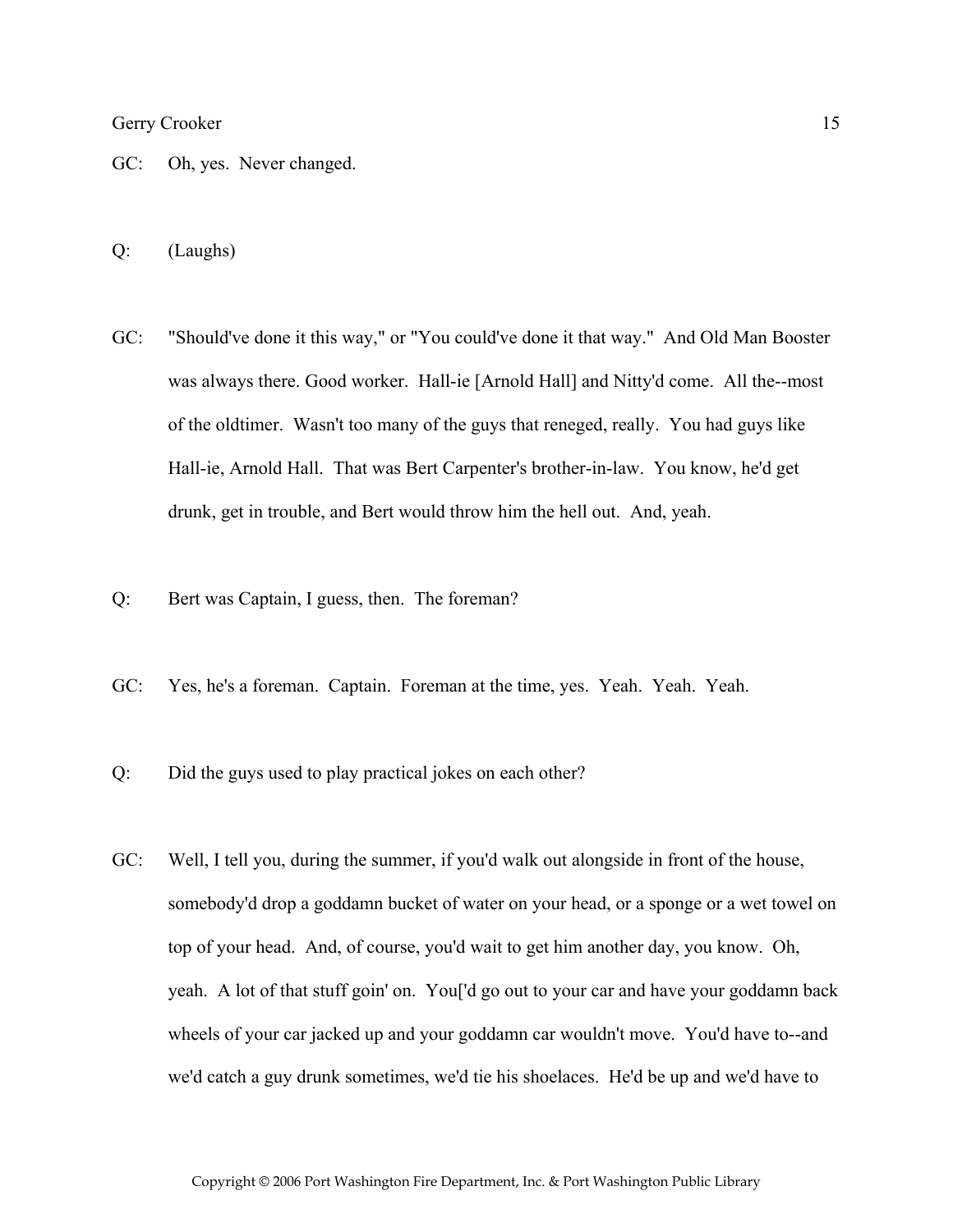GC: Oh, yes. Never changed.

Q: (Laughs)

GC: "Should've done it this way," or "You could've done it that way." And Old Man Booster was always there. Good worker. Hall-ie [Arnold Hall] and Nitty'd come. All the--most of the oldtimer. Wasn't too many of the guys that reneged, really. You had guys like Hall-ie, Arnold Hall. That was Bert Carpenter's brother-in-law. You know, he'd get drunk, get in trouble, and Bert would throw him the hell out. And, yeah.

Q: Bert was Captain, I guess, then. The foreman?

GC: Yes, he's a foreman. Captain. Foreman at the time, yes. Yeah. Yeah. Yeah.

Q: Did the guys used to play practical jokes on each other?

GC: Well, I tell you, during the summer, if you'd walk out alongside in front of the house, somebody'd drop a goddamn bucket of water on your head, or a sponge or a wet towel on top of your head. And, of course, you'd wait to get him another day, you know. Oh, yeah. A lot of that stuff goin' on. You['d go out to your car and have your goddamn back wheels of your car jacked up and your goddamn car wouldn't move. You'd have to--and we'd catch a guy drunk sometimes, we'd tie his shoelaces. He'd be up and we'd have to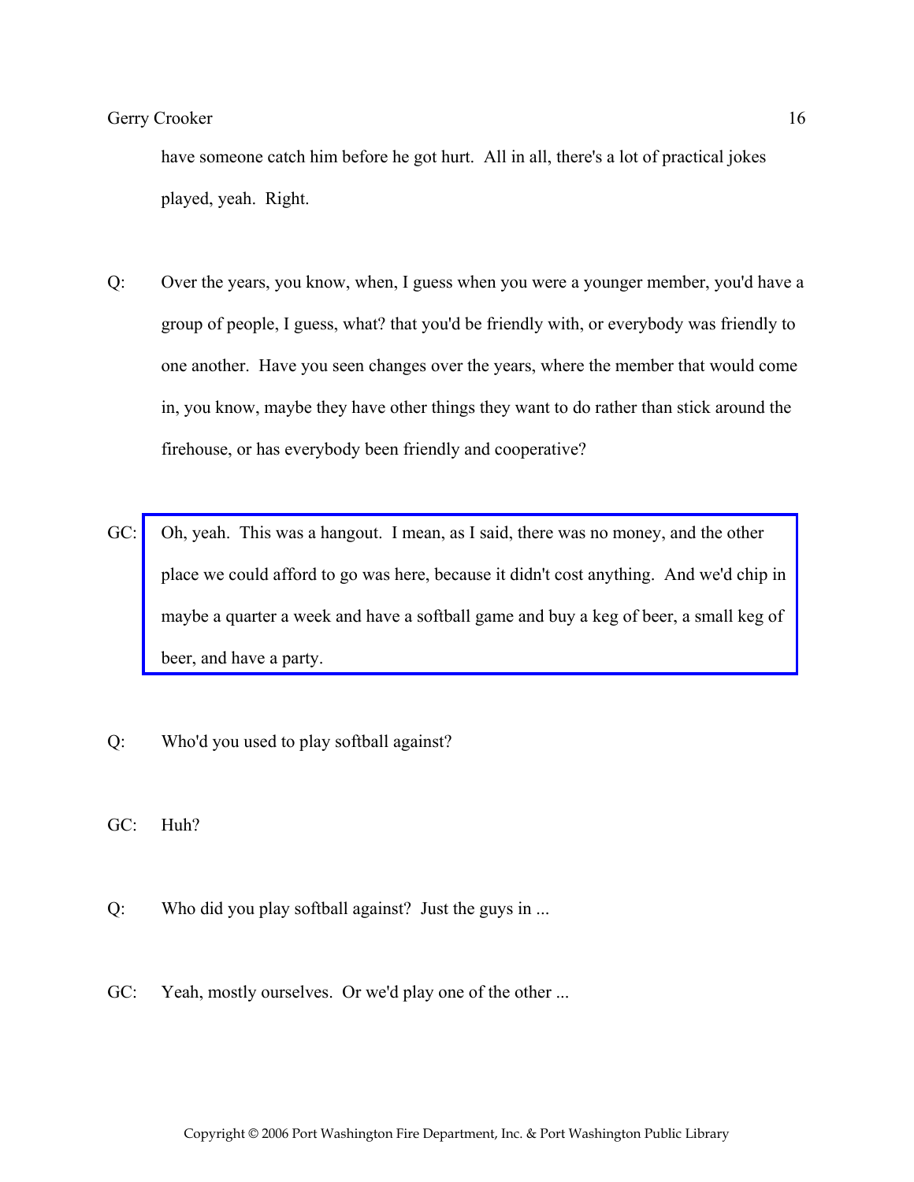have someone catch him before he got hurt. All in all, there's a lot of practical jokes played, yeah. Right.

Q: Over the years, you know, when, I guess when you were a younger member, you'd have a group of people, I guess, what? that you'd be friendly with, or everybody was friendly to one another. Have you seen changes over the years, where the member that would come in, you know, maybe they have other things they want to do rather than stick around the firehouse, or has everybody been friendly and cooperative?

GC: Oh, yeah. This was a hangout. I mean, as I said, there was no money, and the other place we could afford to go was here, because it didn't cost anything. And we'd chip in maybe a quarter a week and have a softball game and buy a keg of beer, a small keg of beer, and have a party.

Q: Who'd you used to play softball against?

GC: Huh?

Q: Who did you play softball against? Just the guys in ...

GC: Yeah, mostly ourselves. Or we'd play one of the other ...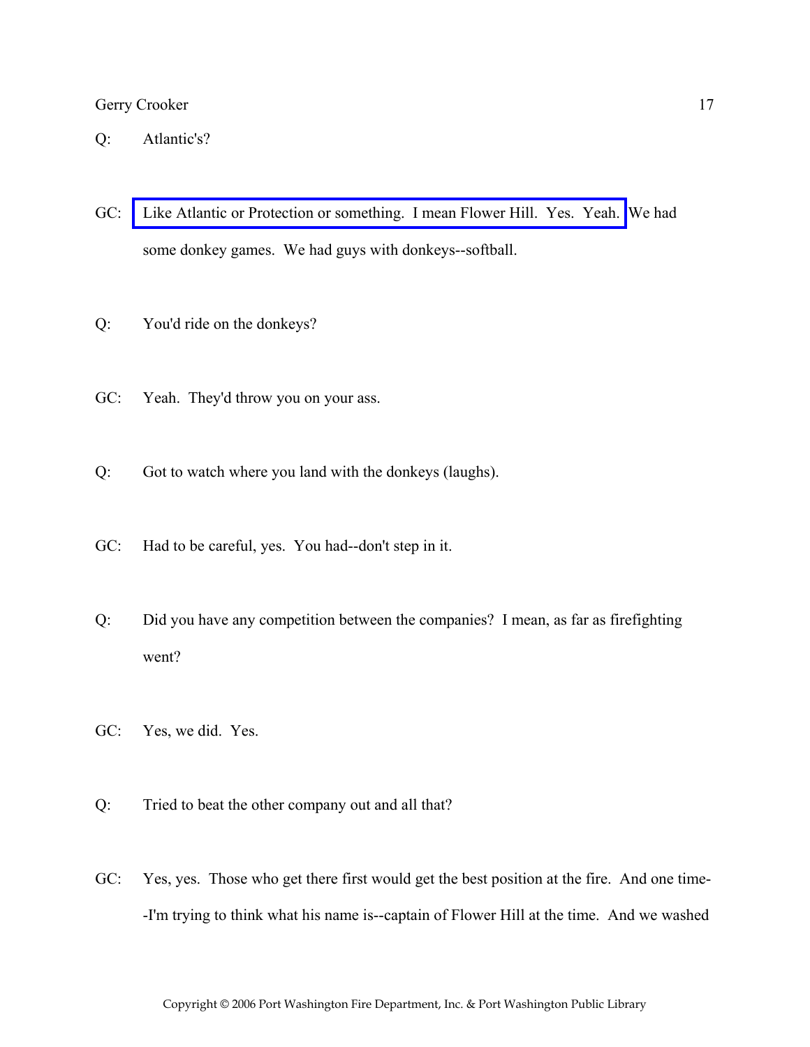Q: Atlantic's?

GC: Like Atlantic or Protection or something. I mean Flower Hill. Yes. Yeah. We had some donkey games. We had guys with donkeys--softball.

Q: You'd ride on the donkeys?

GC: Yeah. They'd throw you on your ass.

Q: Got to watch where you land with the donkeys (laughs).

GC: Had to be careful, yes. You had--don't step in it.

Q: Did you have any competition between the companies? I mean, as far as firefighting went?

GC: Yes, we did. Yes.

Q: Tried to beat the other company out and all that?

GC: Yes, yes. Those who get there first would get the best position at the fire. And one time--I'm trying to think what his name is--captain of Flower Hill at the time. And we washed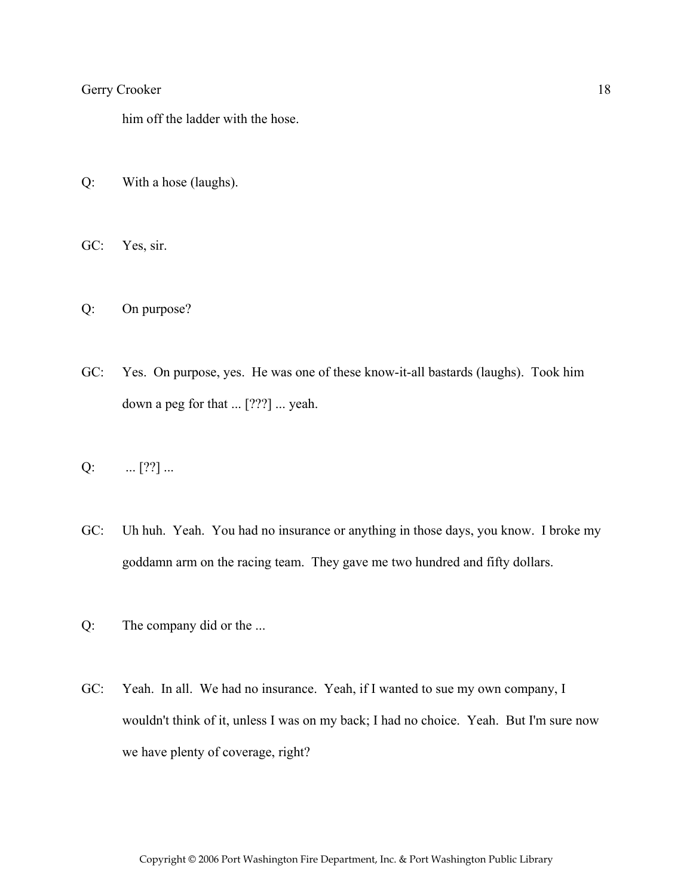him off the ladder with the hose.

Q: With a hose (laughs).

GC: Yes, sir.

Q: On purpose?

GC: Yes. On purpose, yes. He was one of these know-it-all bastards (laughs). Took him down a peg for that ... [???] ... yeah.

Q: ... [??] ...

GC: Uh huh. Yeah. You had no insurance or anything in those days, you know. I broke my goddamn arm on the racing team. They gave me two hundred and fifty dollars.

Q: The company did or the ...

GC: Yeah. In all. We had no insurance. Yeah, if I wanted to sue my own company, I wouldn't think of it, unless I was on my back; I had no choice. Yeah. But I'm sure now we have plenty of coverage, right?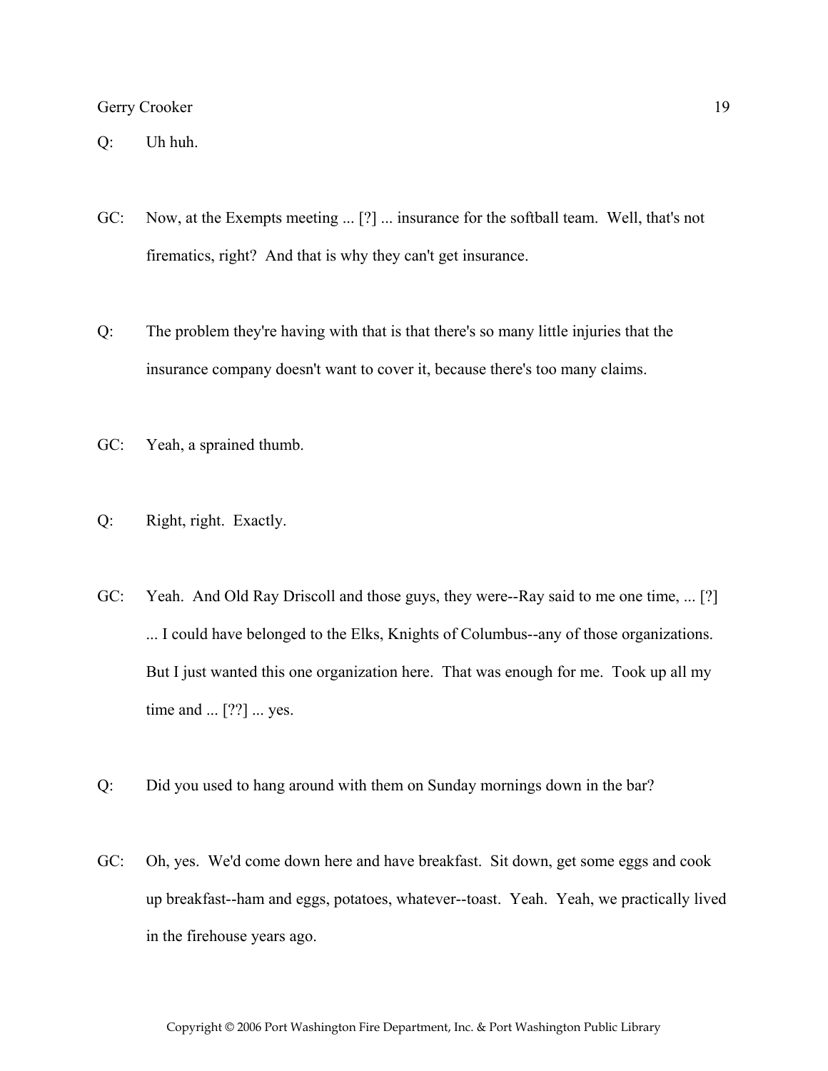Q: Uh huh.

GC: Now, at the Exempts meeting ... [?] ... insurance for the softball team. Well, that's not firematics, right? And that is why they can't get insurance.

Q: The problem they're having with that is that there's so many little injuries that the insurance company doesn't want to cover it, because there's too many claims.

GC: Yeah, a sprained thumb.

Q: Right, right. Exactly.

GC: Yeah. And Old Ray Driscoll and those guys, they were--Ray said to me one time, ... [?] ... I could have belonged to the Elks, Knights of Columbus--any of those organizations. But I just wanted this one organization here. That was enough for me. Took up all my time and ... [??] ... yes.

Q: Did you used to hang around with them on Sunday mornings down in the bar?

GC: Oh, yes. We'd come down here and have breakfast. Sit down, get some eggs and cook up breakfast--ham and eggs, potatoes, whatever--toast. Yeah. Yeah, we practically lived in the firehouse years ago.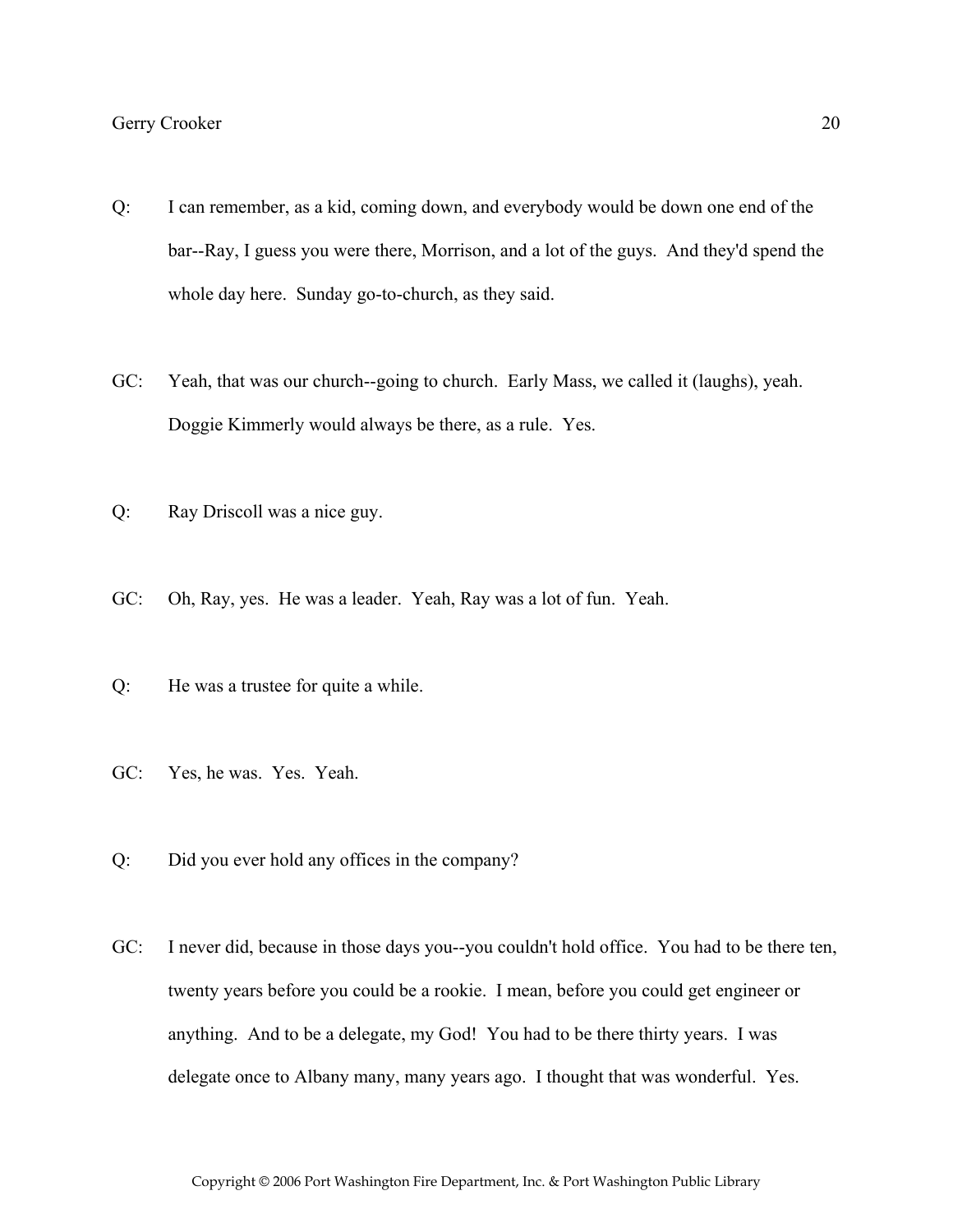Q: I can remember, as a kid, coming down, and everybody would be down one end of the bar--Ray, I guess you were there, Morrison, and a lot of the guys. And they'd spend the whole day here. Sunday go-to-church, as they said.

GC: Yeah, that was our church--going to church. Early Mass, we called it (laughs), yeah. Doggie Kimmerly would always be there, as a rule. Yes.

Q: Ray Driscoll was a nice guy.

GC: Oh, Ray, yes. He was a leader. Yeah, Ray was a lot of fun. Yeah.

Q: He was a trustee for quite a while.

GC: Yes, he was. Yes. Yeah.

Q: Did you ever hold any offices in the company?

GC: I never did, because in those days you--you couldn't hold office. You had to be there ten, twenty years before you could be a rookie. I mean, before you could get engineer or anything. And to be a delegate, my God! You had to be there thirty years. I was delegate once to Albany many, many years ago. I thought that was wonderful. Yes.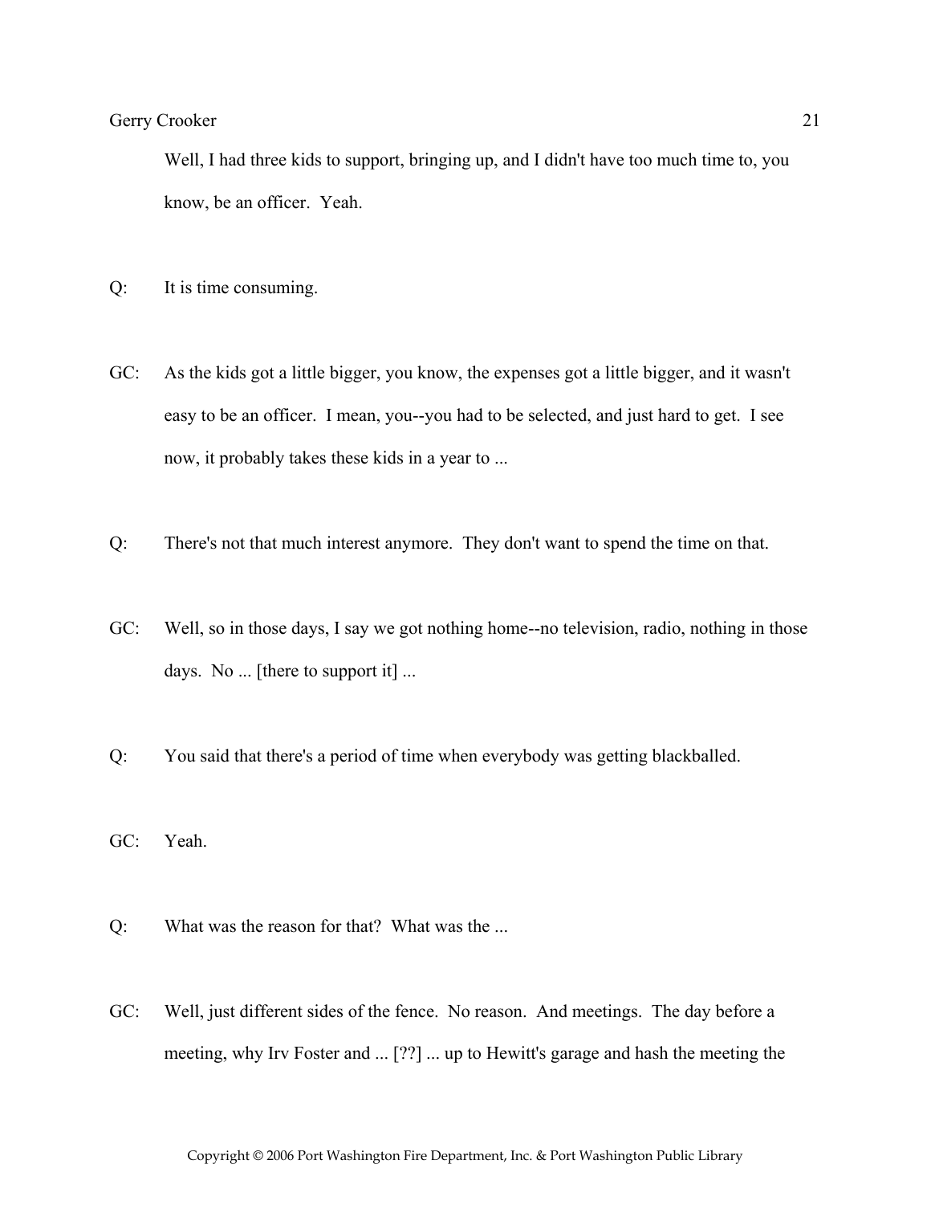Well, I had three kids to support, bringing up, and I didn't have too much time to, you know, be an officer. Yeah.

Q: It is time consuming.

GC: As the kids got a little bigger, you know, the expenses got a little bigger, and it wasn't easy to be an officer. I mean, you--you had to be selected, and just hard to get. I see now, it probably takes these kids in a year to ...

Q: There's not that much interest anymore. They don't want to spend the time on that.

GC: Well, so in those days, I say we got nothing home--no television, radio, nothing in those days. No ... [there to support it] ...

Q: You said that there's a period of time when everybody was getting blackballed.

GC: Yeah.

Q: What was the reason for that? What was the ...

GC: Well, just different sides of the fence. No reason. And meetings. The day before a meeting, why Irv Foster and ... [??] ... up to Hewitt's garage and hash the meeting the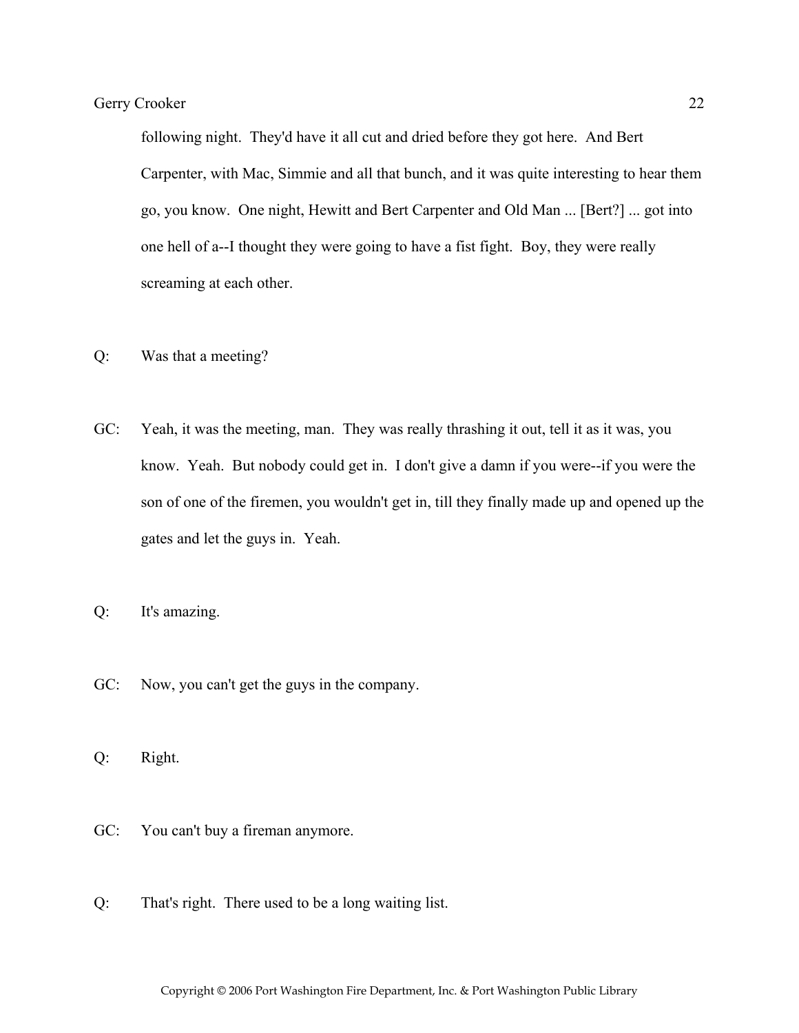following night. They'd have it all cut and dried before they got here. And Bert Carpenter, with Mac, Simmie and all that bunch, and it was quite interesting to hear them go, you know. One night, Hewitt and Bert Carpenter and Old Man ... [Bert?] ... got into one hell of a--I thought they were going to have a fist fight. Boy, they were really screaming at each other.

Q: Was that a meeting?

GC: Yeah, it was the meeting, man. They was really thrashing it out, tell it as it was, you know. Yeah. But nobody could get in. I don't give a damn if you were--if you were the son of one of the firemen, you wouldn't get in, till they finally made up and opened up the gates and let the guys in. Yeah.

Q: It's amazing.

GC: Now, you can't get the guys in the company.

Q: Right.

GC: You can't buy a fireman anymore.

Q: That's right. There used to be a long waiting list.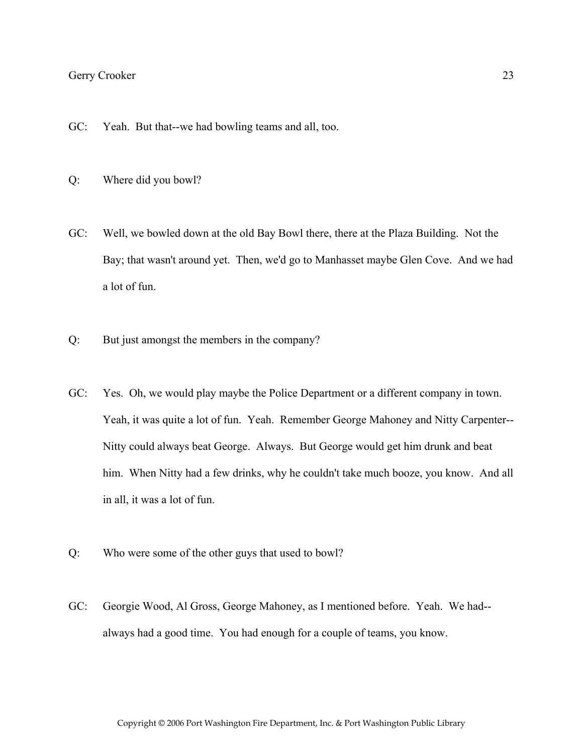GC: Yeah. But that--we had bowling teams and all, too.

Q: Where did you bowl?

GC: Well, we bowled down at the old Bay Bowl there, there at the Plaza Building. Not the Bay; that wasn't around yet. Then, we'd go to Manhasset maybe Glen Cove. And we had a lot of fun.

Q: But just amongst the members in the company?

GC: Yes. Oh, we would play maybe the Police Department or a different company in town. Yeah, it was quite a lot of fun. Yeah. Remember George Mahoney and Nitty Carpenter--Nitty could always beat George. Always. But George would get him drunk and beat him. When Nitty had a few drinks, why he couldn't take much booze, you know. And all in all, it was a lot of fun.

Q: Who were some of the other guys that used to bowl?

GC: Georgie Wood, Al Gross, George Mahoney, as I mentioned before. Yeah. We had--always had a good time. You had enough for a couple of teams, you know.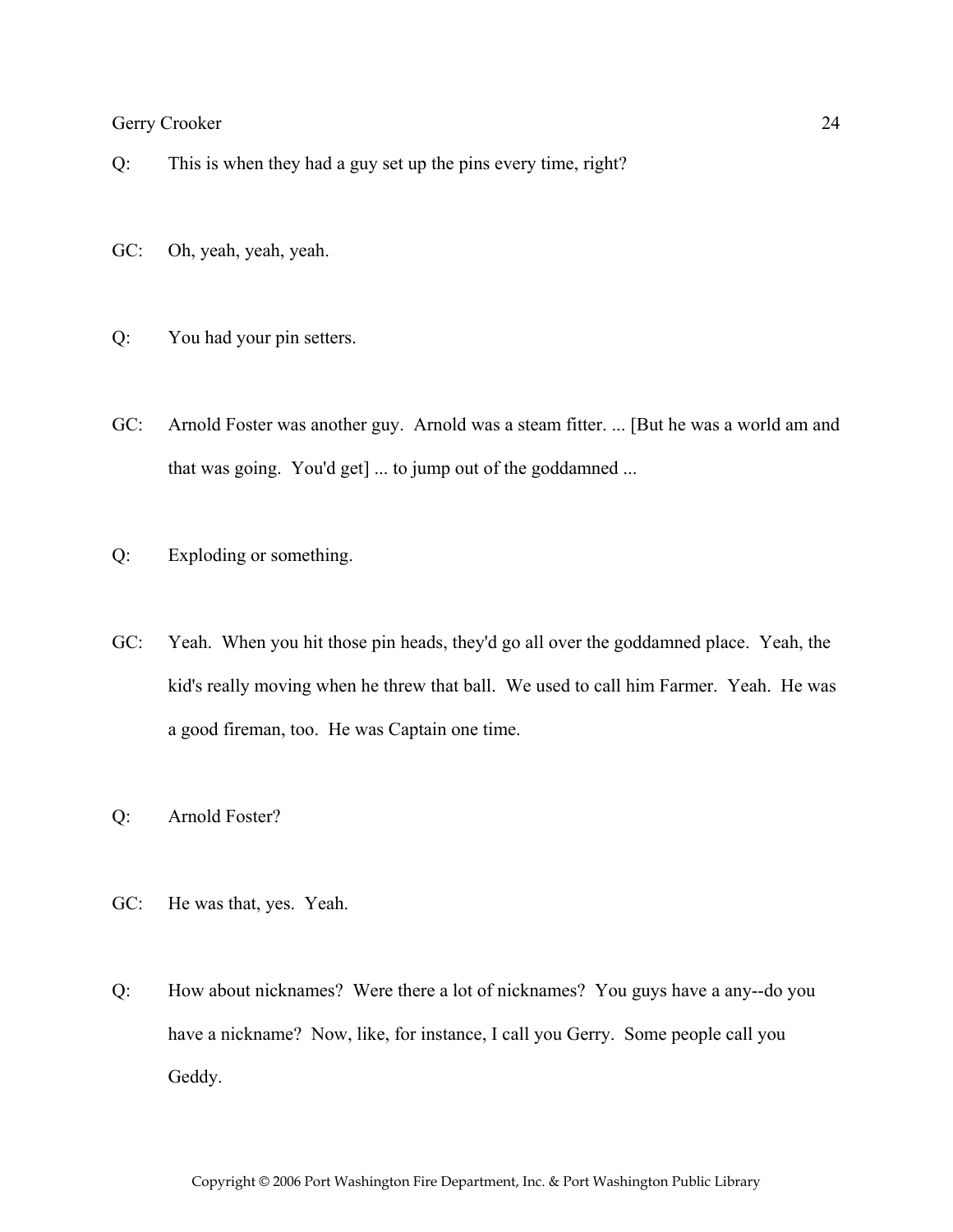Q: This is when they had a guy set up the pins every time, right?

GC: Oh, yeah, yeah, yeah.

Q: You had your pin setters.

GC: Arnold Foster was another guy. Arnold was a steam fitter. ... [But he was a world am and that was going. You'd get] ... to jump out of the goddamned ...

Q: Exploding or something.

GC: Yeah. When you hit those pin heads, they'd go all over the goddamned place. Yeah, the kid's really moving when he threw that ball. We used to call him Farmer. Yeah. He was a good fireman, too. He was Captain one time.

Q: Arnold Foster?

GC: He was that, yes. Yeah.

Q: How about nicknames? Were there a lot of nicknames? You guys have a any--do you have a nickname? Now, like, for instance, I call you Gerry. Some people call you Geddy.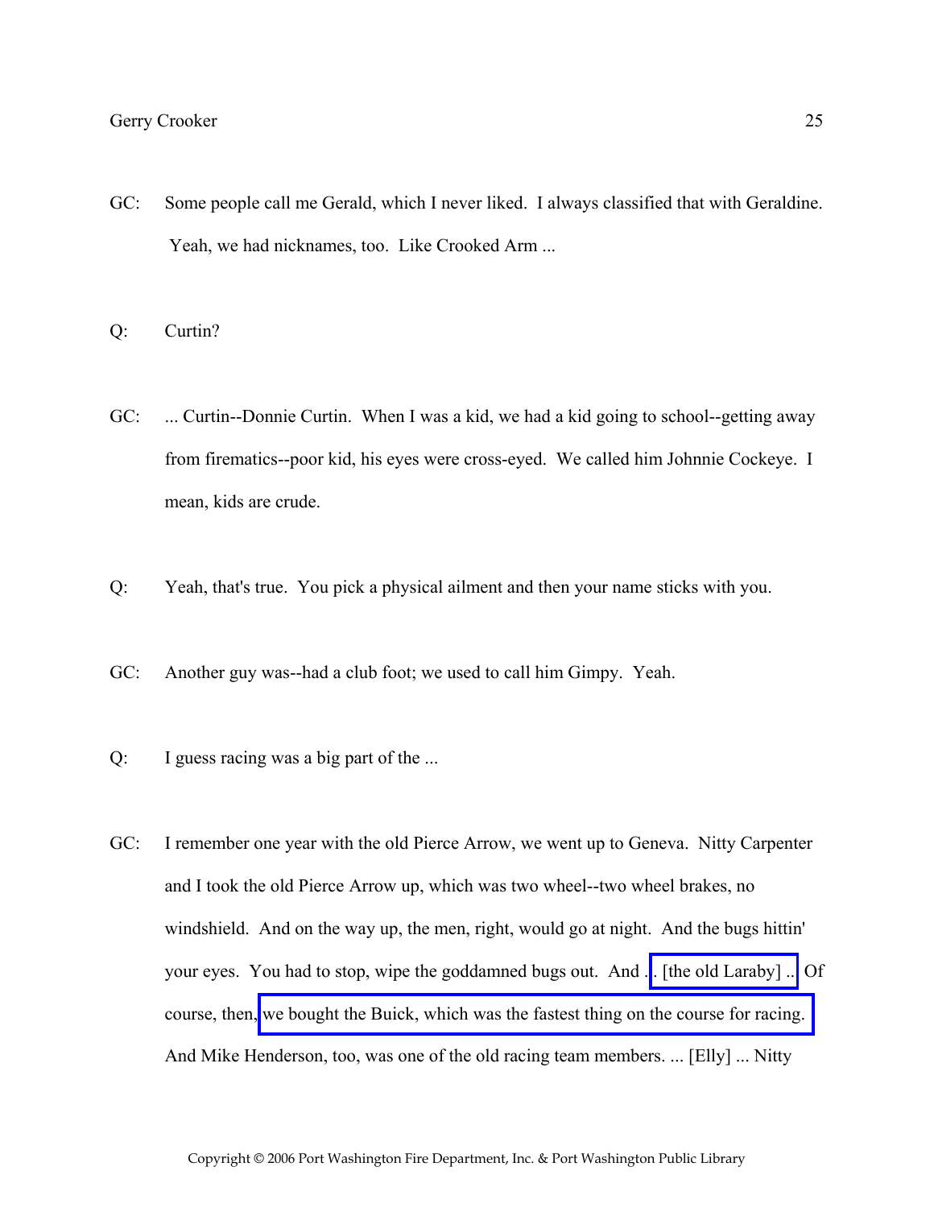GC: Some people call me Gerald, which I never liked. I always classified that with Geraldine. Yeah, we had nicknames, too. Like Crooked Arm ...

Q: Curtin?

GC: ... Curtin--Donnie Curtin. When I was a kid, we had a kid going to school--getting away from firematics--poor kid, his eyes were cross-eyed. We called him Johnnie Cockeye. I mean, kids are crude.

Q: Yeah, that's true. You pick a physical ailment and then your name sticks with you.

GC: Another guy was--had a club foot; we used to call him Gimpy. Yeah.

Q: I guess racing was a big part of the ...

GC: I remember one year with the old Pierce Arrow, we went up to Geneva. Nitty Carpenter and I took the old Pierce Arrow up, which was two wheel--two wheel brakes, no windshield. And on the way up, the men, right, would go at night. And the bugs hittin' your eyes. You had to stop, wipe the goddamned bugs out. And ... [the old Laraby] ... Of course, then, we bought the Buick, which was the fastest thing on the course for racing. And Mike Henderson, too, was one of the old racing team members. ... [Elly] ... Nitty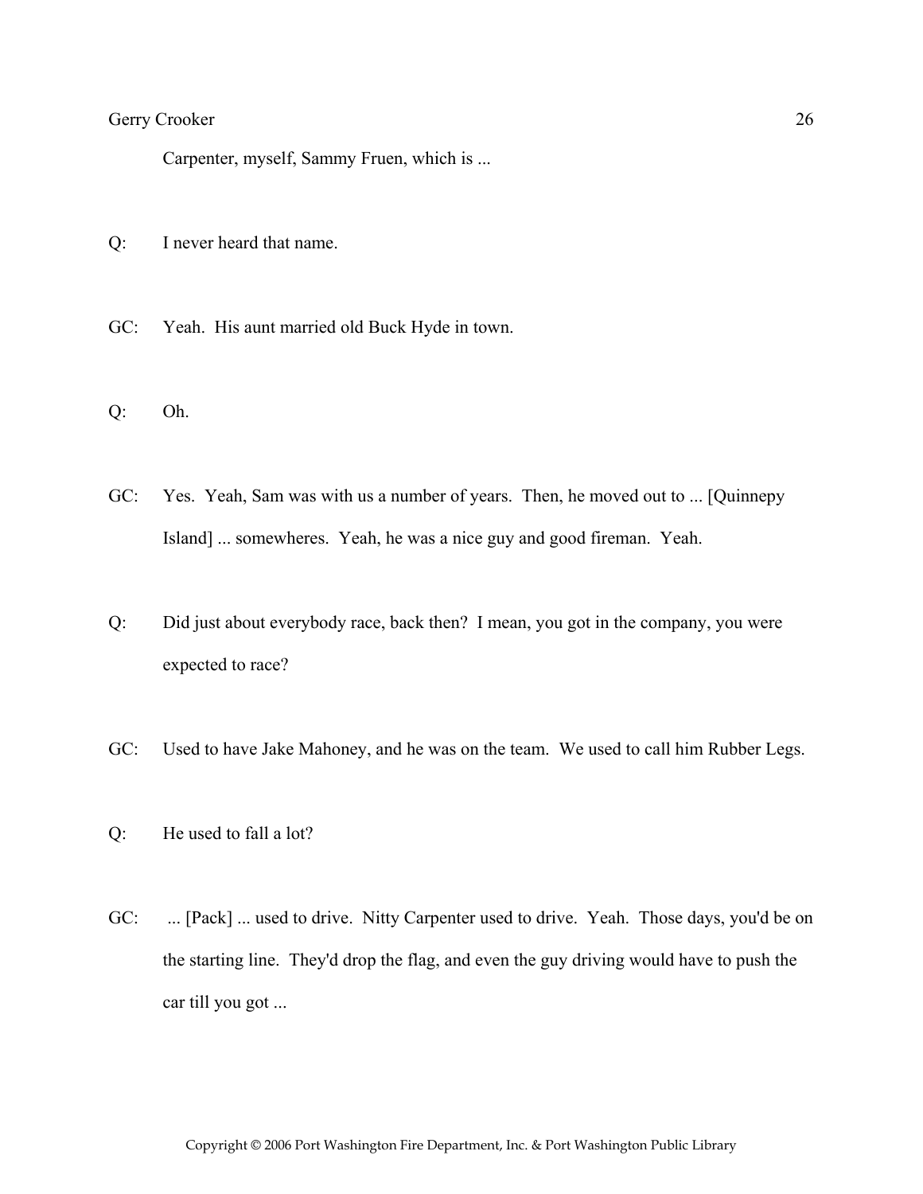Carpenter, myself, Sammy Fruen, which is ...

Q: I never heard that name.

GC: Yeah. His aunt married old Buck Hyde in town.

Q: Oh.

GC: Yes. Yeah, Sam was with us a number of years. Then, he moved out to ... [Quinnepy Island] ... somewheres. Yeah, he was a nice guy and good fireman. Yeah.

Q: Did just about everybody race, back then? I mean, you got in the company, you were expected to race?

GC: Used to have Jake Mahoney, and he was on the team. We used to call him Rubber Legs.

Q: He used to fall a lot?

GC: ... [Pack] ... used to drive. Nitty Carpenter used to drive. Yeah. Those days, you'd be on the starting line. They'd drop the flag, and even the guy driving would have to push the car till you got ...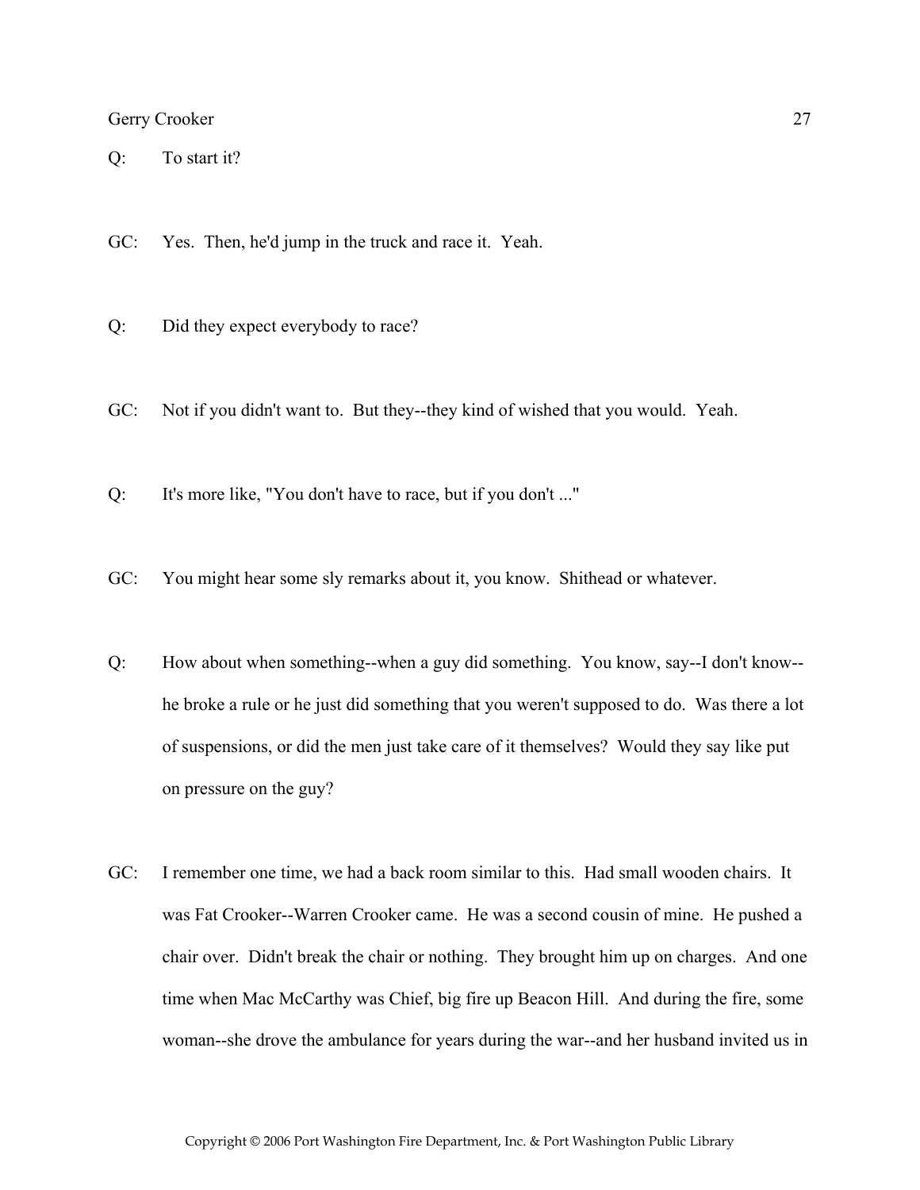Q: To start it?

GC: Yes. Then, he'd jump in the truck and race it. Yeah.

Q: Did they expect everybody to race?

GC: Not if you didn't want to. But they--they kind of wished that you would. Yeah.

Q: It's more like, "You don't have to race, but if you don't ..."

GC: You might hear some sly remarks about it, you know. Shithead or whatever.

Q: How about when something--when a guy did something. You know, say--I don't know--he broke a rule or he just did something that you weren't supposed to do. Was there a lot of suspensions, or did the men just take care of it themselves? Would they say like put on pressure on the guy?

GC: I remember one time, we had a back room similar to this. Had small wooden chairs. It was Fat Crooker--Warren Crooker came. He was a second cousin of mine. He pushed a chair over. Didn't break the chair or nothing. They brought him up on charges. And one time when Mac McCarthy was Chief, big fire up Beacon Hill. And during the fire, some woman--she drove the ambulance for years during the war--and her husband invited us in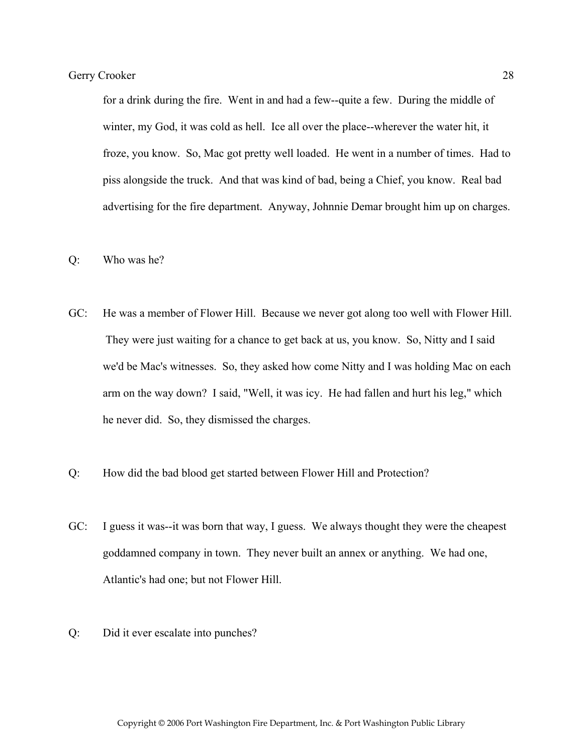for a drink during the fire. Went in and had a few--quite a few. During the middle of winter, my God, it was cold as hell. Ice all over the place--wherever the water hit, it froze, you know. So, Mac got pretty well loaded. He went in a number of times. Had to piss alongside the truck. And that was kind of bad, being a Chief, you know. Real bad advertising for the fire department. Anyway, Johnnie Demar brought him up on charges.

Q: Who was he?

GC: He was a member of Flower Hill. Because we never got along too well with Flower Hill. They were just waiting for a chance to get back at us, you know. So, Nitty and I said we'd be Mac's witnesses. So, they asked how come Nitty and I was holding Mac on each arm on the way down? I said, "Well, it was icy. He had fallen and hurt his leg," which he never did. So, they dismissed the charges.

Q: How did the bad blood get started between Flower Hill and Protection?

GC: I guess it was--it was born that way, I guess. We always thought they were the cheapest goddamned company in town. They never built an annex or anything. We had one, Atlantic's had one; but not Flower Hill.

Q: Did it ever escalate into punches?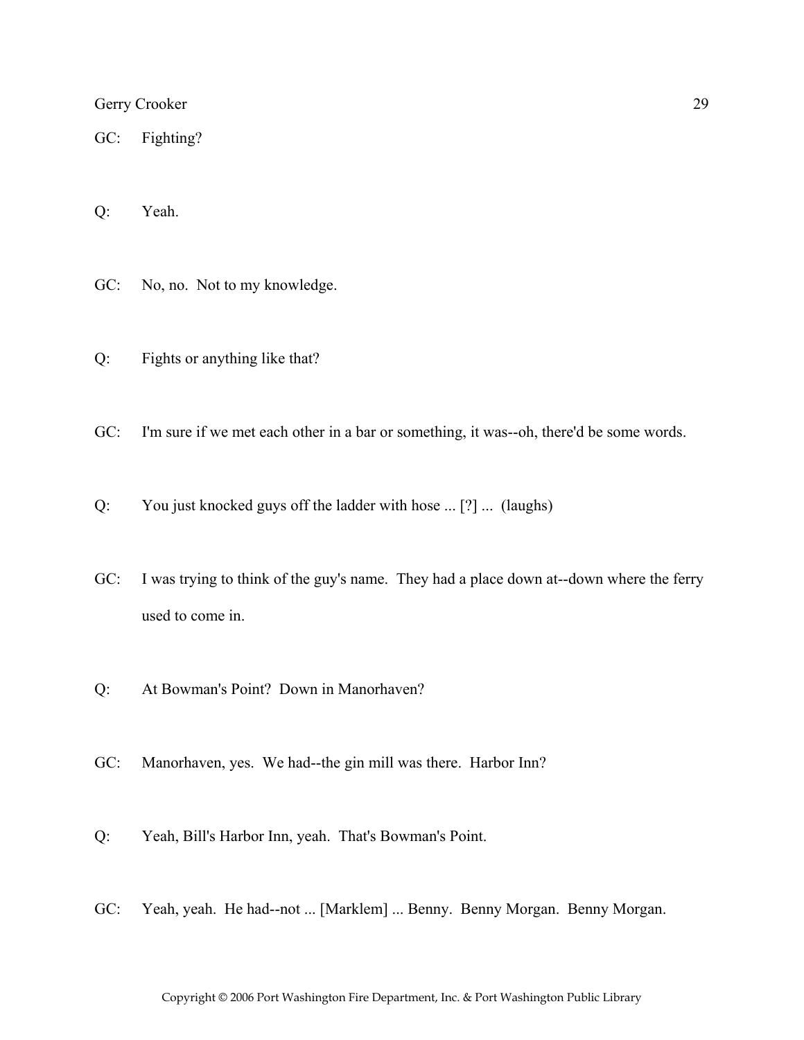GC: Fighting?

Q: Yeah.

GC: No, no. Not to my knowledge.

Q: Fights or anything like that?

GC: I'm sure if we met each other in a bar or something, it was--oh, there'd be some words.

Q: You just knocked guys off the ladder with hose ... [?] ... (laughs)

GC: I was trying to think of the guy's name. They had a place down at--down where the ferry used to come in.

Q: At Bowman's Point? Down in Manorhaven?

GC: Manorhaven, yes. We had--the gin mill was there. Harbor Inn?

Q: Yeah, Bill's Harbor Inn, yeah. That's Bowman's Point.

GC: Yeah, yeah. He had--not ... [Marklem] ... Benny. Benny Morgan. Benny Morgan.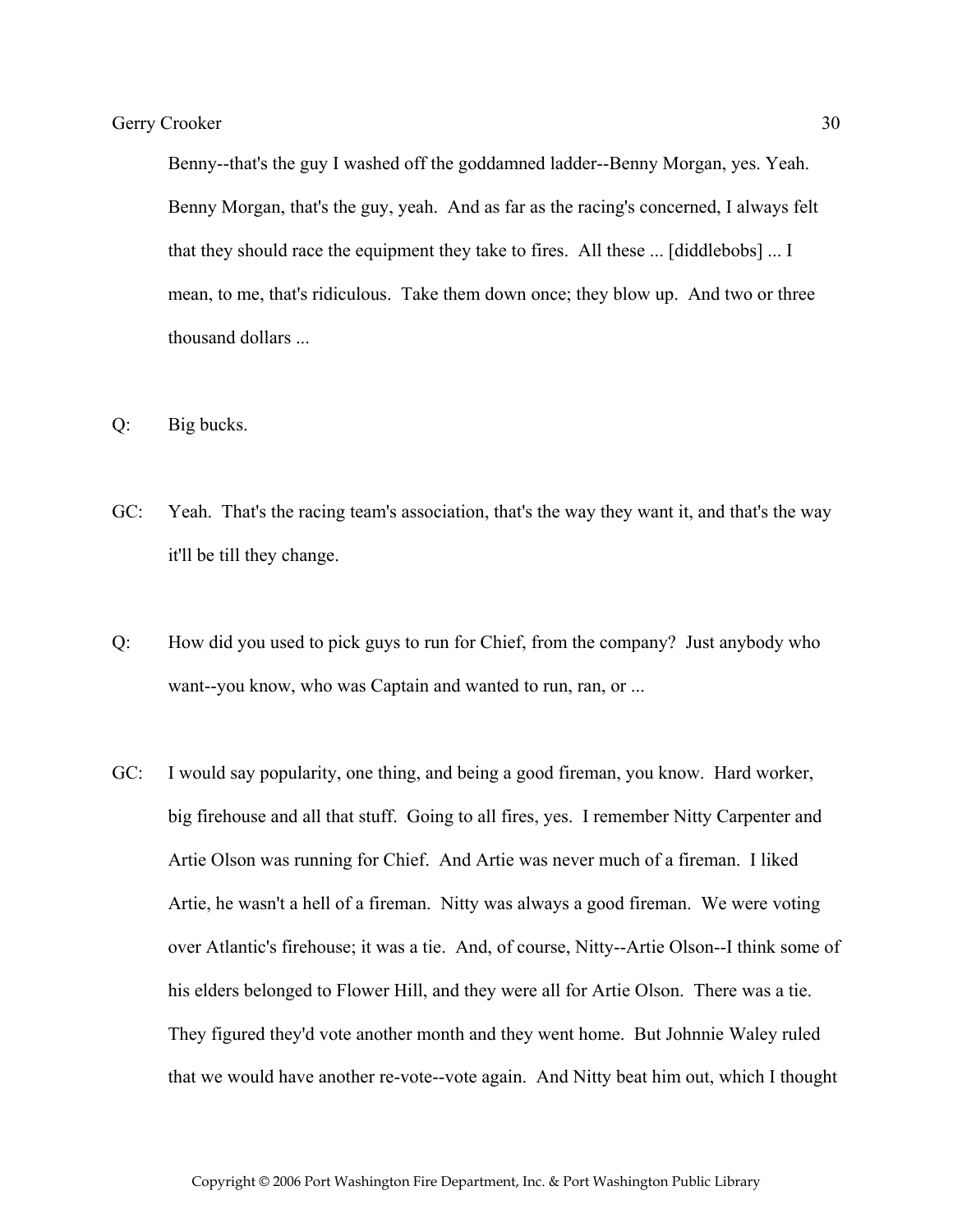Benny--that's the guy I washed off the goddamned ladder--Benny Morgan, yes. Yeah. Benny Morgan, that's the guy, yeah. And as far as the racing's concerned, I always felt that they should race the equipment they take to fires. All these ... [diddlebobs] ... I mean, to me, that's ridiculous. Take them down once; they blow up. And two or three thousand dollars ...

Q: Big bucks.

GC: Yeah. That's the racing team's association, that's the way they want it, and that's the way it'll be till they change.

Q: How did you used to pick guys to run for Chief, from the company? Just anybody who want--you know, who was Captain and wanted to run, ran, or ...

GC: I would say popularity, one thing, and being a good fireman, you know. Hard worker, big firehouse and all that stuff. Going to all fires, yes. I remember Nitty Carpenter and Artie Olson was running for Chief. And Artie was never much of a fireman. I liked Artie, he wasn't a hell of a fireman. Nitty was always a good fireman. We were voting over Atlantic's firehouse; it was a tie. And, of course, Nitty--Artie Olson--I think some of his elders belonged to Flower Hill, and they were all for Artie Olson. There was a tie. They figured they'd vote another month and they went home. But Johnnie Waley ruled that we would have another re-vote--vote again. And Nitty beat him out, which I thought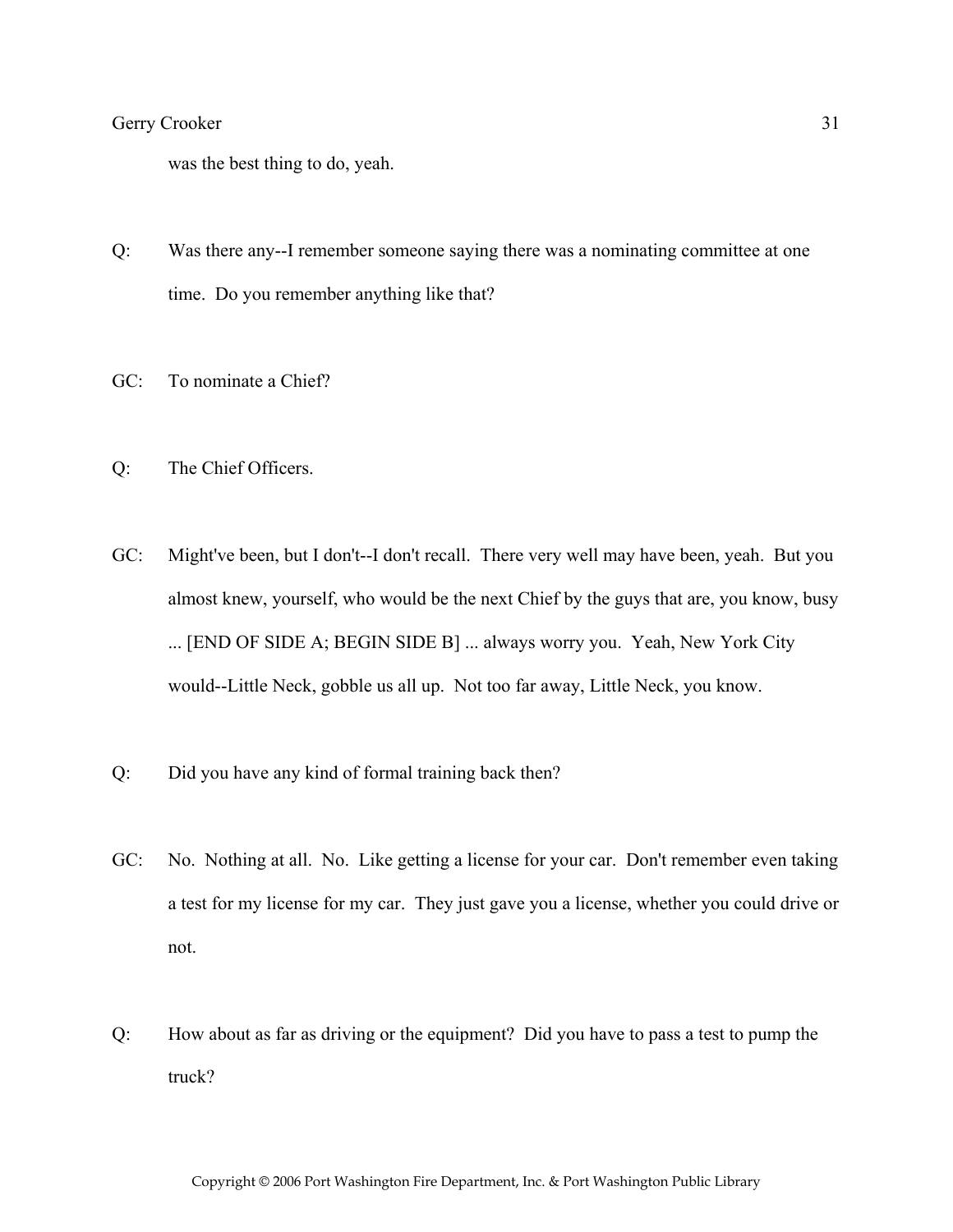was the best thing to do, yeah.

Q: Was there any--I remember someone saying there was a nominating committee at one time. Do you remember anything like that?

GC: To nominate a Chief?

Q: The Chief Officers.

GC: Might've been, but I don't--I don't recall. There very well may have been, yeah. But you almost knew, yourself, who would be the next Chief by the guys that are, you know, busy ... [END OF SIDE A; BEGIN SIDE B] ... always worry you. Yeah, New York City would--Little Neck, gobble us all up. Not too far away, Little Neck, you know.

Q: Did you have any kind of formal training back then?

GC: No. Nothing at all. No. Like getting a license for your car. Don't remember even taking a test for my license for my car. They just gave you a license, whether you could drive or not.

Q: How about as far as driving or the equipment? Did you have to pass a test to pump the truck?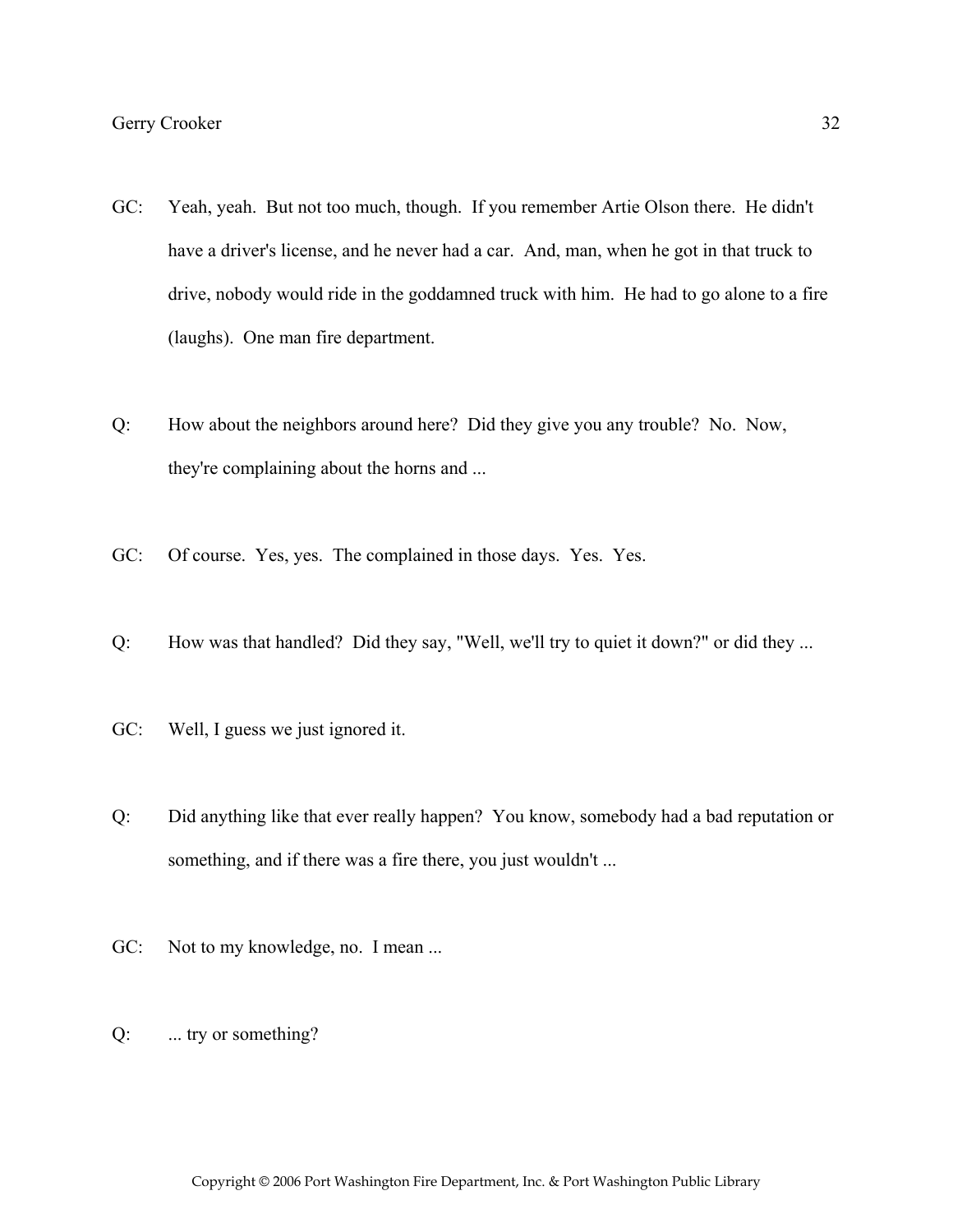GC: Yeah, yeah. But not too much, though. If you remember Artie Olson there. He didn't have a driver's license, and he never had a car. And, man, when he got in that truck to drive, nobody would ride in the goddamned truck with him. He had to go alone to a fire (laughs). One man fire department.

Q: How about the neighbors around here? Did they give you any trouble? No. Now, they're complaining about the horns and ...

GC: Of course. Yes, yes. The complained in those days. Yes. Yes.

Q: How was that handled? Did they say, "Well, we'll try to quiet it down?" or did they ...

GC: Well, I guess we just ignored it.

Q: Did anything like that ever really happen? You know, somebody had a bad reputation or something, and if there was a fire there, you just wouldn't ...

GC: Not to my knowledge, no. I mean ...

Q: ... try or something?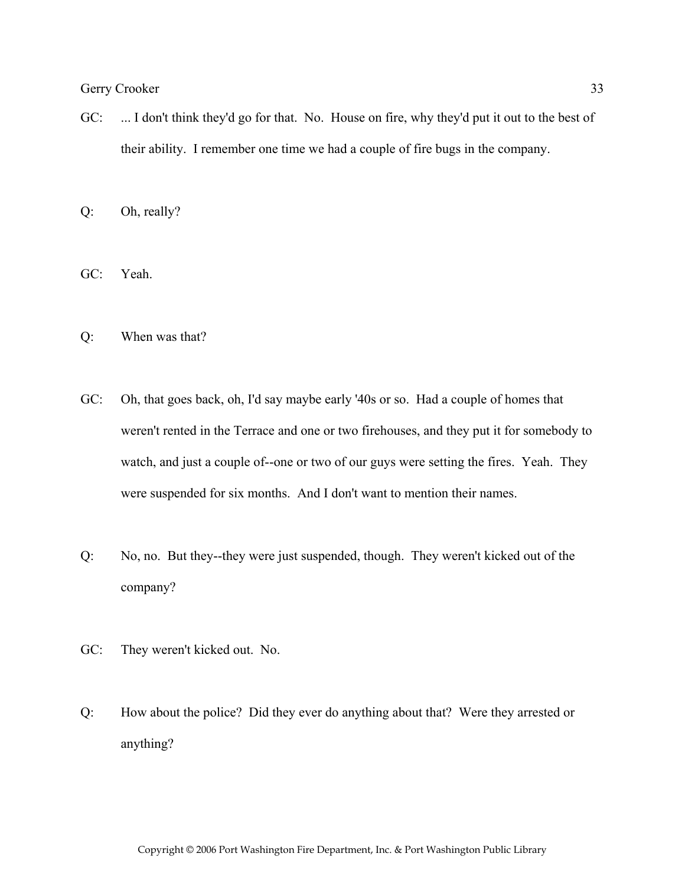GC: ... I don't think they'd go for that. No. House on fire, why they'd put it out to the best of their ability. I remember one time we had a couple of fire bugs in the company.

Q: Oh, really?

GC: Yeah.

Q: When was that?

GC: Oh, that goes back, oh, I'd say maybe early '40s or so. Had a couple of homes that weren't rented in the Terrace and one or two firehouses, and they put it for somebody to watch, and just a couple of--one or two of our guys were setting the fires. Yeah. They were suspended for six months. And I don't want to mention their names.

Q: No, no. But they--they were just suspended, though. They weren't kicked out of the company?

GC: They weren't kicked out. No.

Q: How about the police? Did they ever do anything about that? Were they arrested or anything?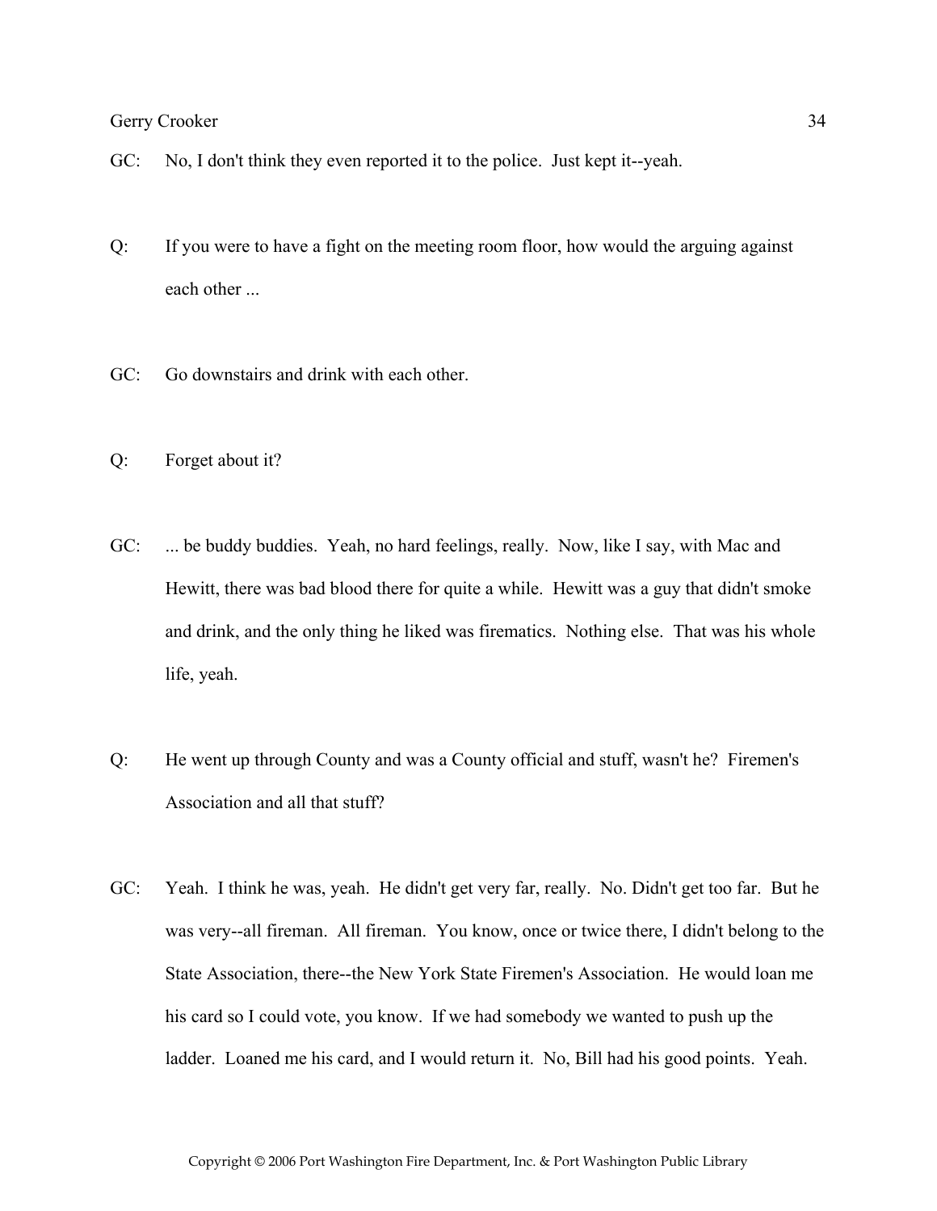GC: No, I don't think they even reported it to the police. Just kept it--yeah.

Q: If you were to have a fight on the meeting room floor, how would the arguing against each other ...

GC: Go downstairs and drink with each other.

Q: Forget about it?

GC: ... be buddy buddies. Yeah, no hard feelings, really. Now, like I say, with Mac and Hewitt, there was bad blood there for quite a while. Hewitt was a guy that didn't smoke and drink, and the only thing he liked was firematics. Nothing else. That was his whole life, yeah.

Q: He went up through County and was a County official and stuff, wasn't he? Firemen's Association and all that stuff?

GC: Yeah. I think he was, yeah. He didn't get very far, really. No. Didn't get too far. But he was very--all fireman. All fireman. You know, once or twice there, I didn't belong to the State Association, there--the New York State Firemen's Association. He would loan me his card so I could vote, you know. If we had somebody we wanted to push up the ladder. Loaned me his card, and I would return it. No, Bill had his good points. Yeah.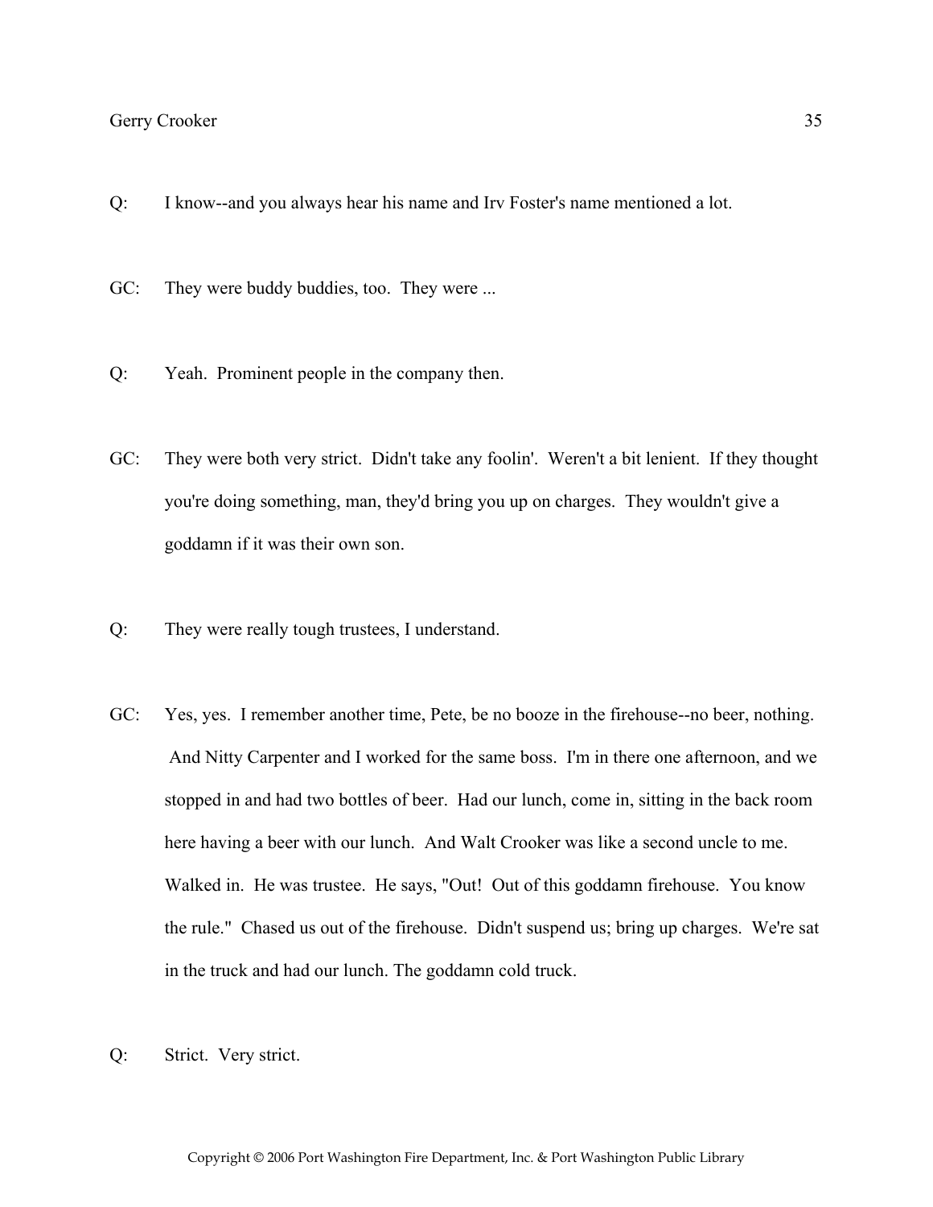Q: I know--and you always hear his name and Irv Foster's name mentioned a lot.

GC: They were buddy buddies, too. They were ...

Q: Yeah. Prominent people in the company then.

GC: They were both very strict. Didn't take any foolin'. Weren't a bit lenient. If they thought you're doing something, man, they'd bring you up on charges. They wouldn't give a goddamn if it was their own son.

Q: They were really tough trustees, I understand.

GC: Yes, yes. I remember another time, Pete, be no booze in the firehouse--no beer, nothing. And Nitty Carpenter and I worked for the same boss. I'm in there one afternoon, and we stopped in and had two bottles of beer. Had our lunch, come in, sitting in the back room here having a beer with our lunch. And Walt Crooker was like a second uncle to me. Walked in. He was trustee. He says, "Out! Out of this goddamn firehouse. You know the rule." Chased us out of the firehouse. Didn't suspend us; bring up charges. We're sat in the truck and had our lunch. The goddamn cold truck.

Q: Strict. Very strict.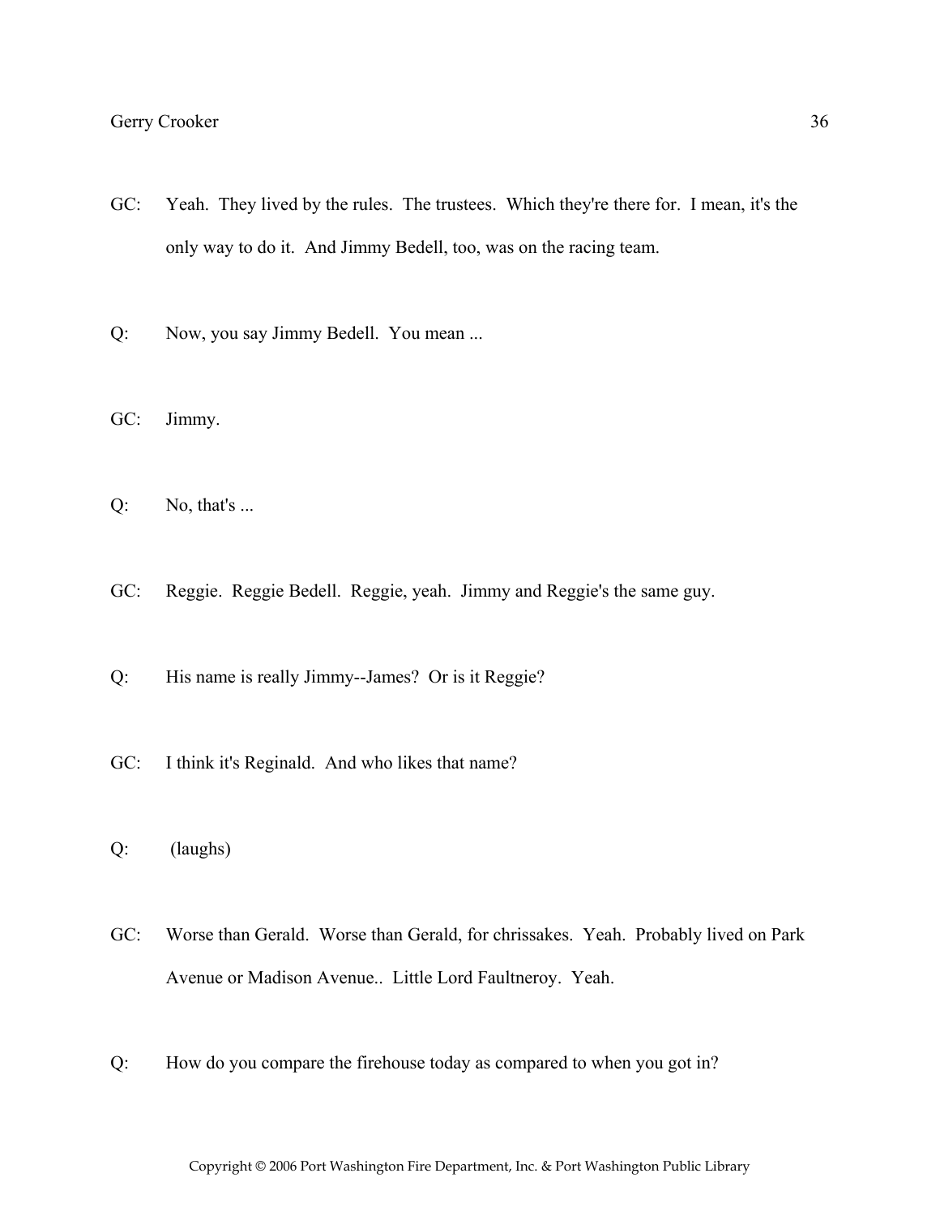GC: Yeah. They lived by the rules. The trustees. Which they're there for. I mean, it's the only way to do it. And Jimmy Bedell, too, was on the racing team.

Q: Now, you say Jimmy Bedell. You mean ...

GC: Jimmy.

Q: No, that's ...

GC: Reggie. Reggie Bedell. Reggie, yeah. Jimmy and Reggie's the same guy.

Q: His name is really Jimmy--James? Or is it Reggie?

GC: I think it's Reginald. And who likes that name?

Q: (laughs)

GC: Worse than Gerald. Worse than Gerald, for chrissakes. Yeah. Probably lived on Park Avenue or Madison Avenue.. Little Lord Faultneroy. Yeah.

Q: How do you compare the firehouse today as compared to when you got in?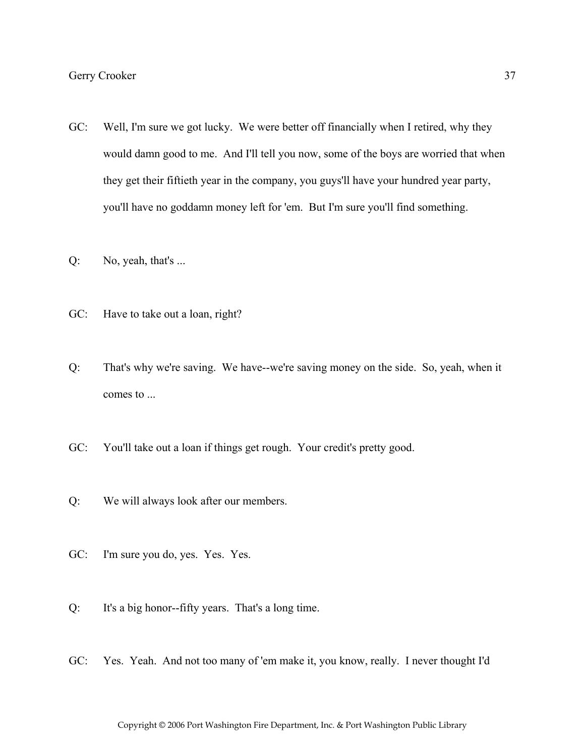GC: Well, I'm sure we got lucky. We were better off financially when I retired, why they would damn good to me. And I'll tell you now, some of the boys are worried that when they get their fiftieth year in the company, you guys'll have your hundred year party, you'll have no goddamn money left for 'em. But I'm sure you'll find something.

Q: No, yeah, that's ...

GC: Have to take out a loan, right?

Q: That's why we're saving. We have--we're saving money on the side. So, yeah, when it comes to ...

GC: You'll take out a loan if things get rough. Your credit's pretty good.

Q: We will always look after our members.

GC: I'm sure you do, yes. Yes. Yes.

Q: It's a big honor--fifty years. That's a long time.

GC: Yes. Yeah. And not too many of 'em make it, you know, really. I never thought I'd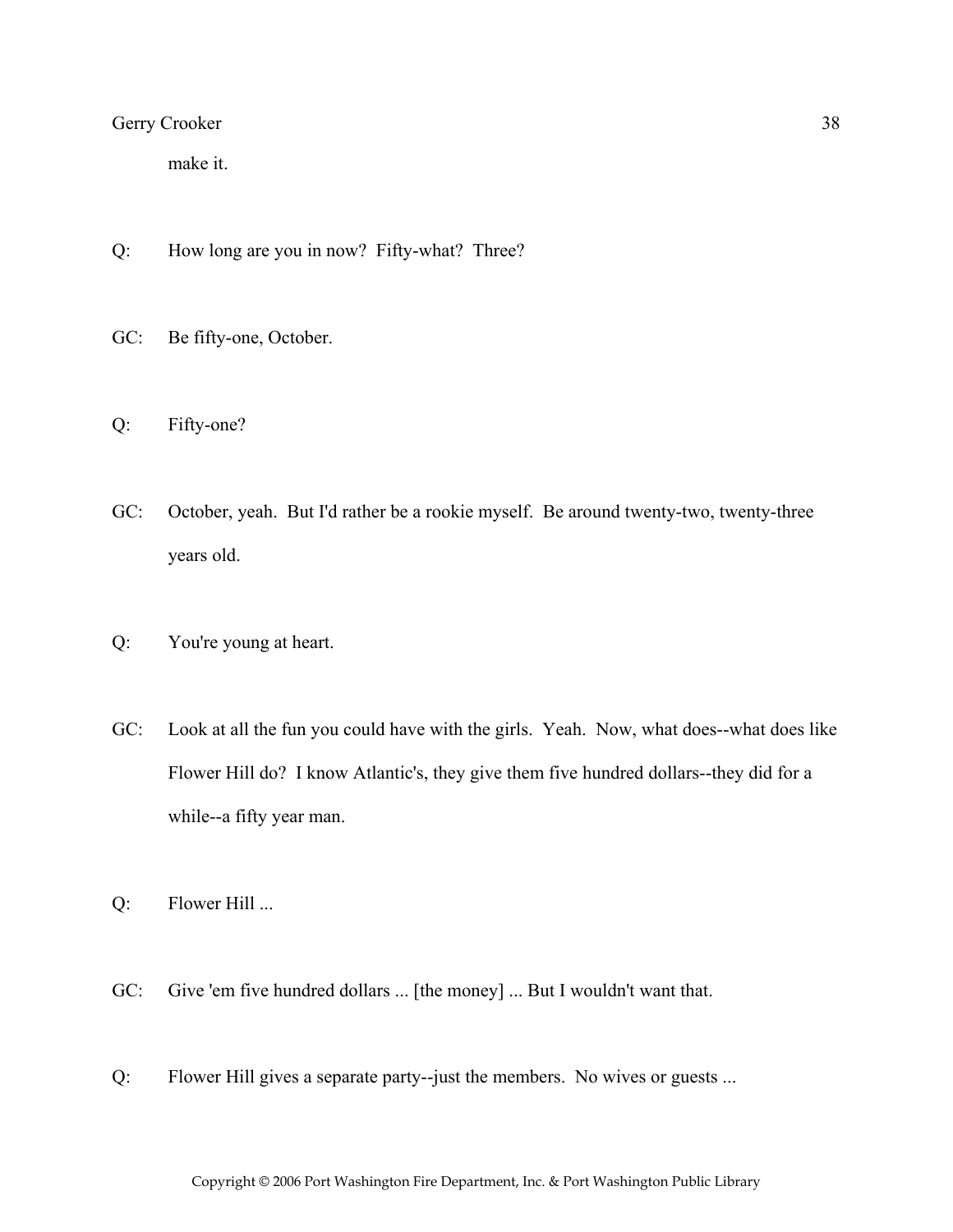make it.

Q: How long are you in now? Fifty-what? Three?

GC: Be fifty-one, October.

Q: Fifty-one?

GC: October, yeah. But I'd rather be a rookie myself. Be around twenty-two, twenty-three years old.

Q: You're young at heart.

GC: Look at all the fun you could have with the girls. Yeah. Now, what does--what does like Flower Hill do? I know Atlantic's, they give them five hundred dollars--they did for a while--a fifty year man.

Q: Flower Hill ...

GC: Give 'em five hundred dollars ... [the money] ... But I wouldn't want that.

Q: Flower Hill gives a separate party--just the members. No wives or guests ...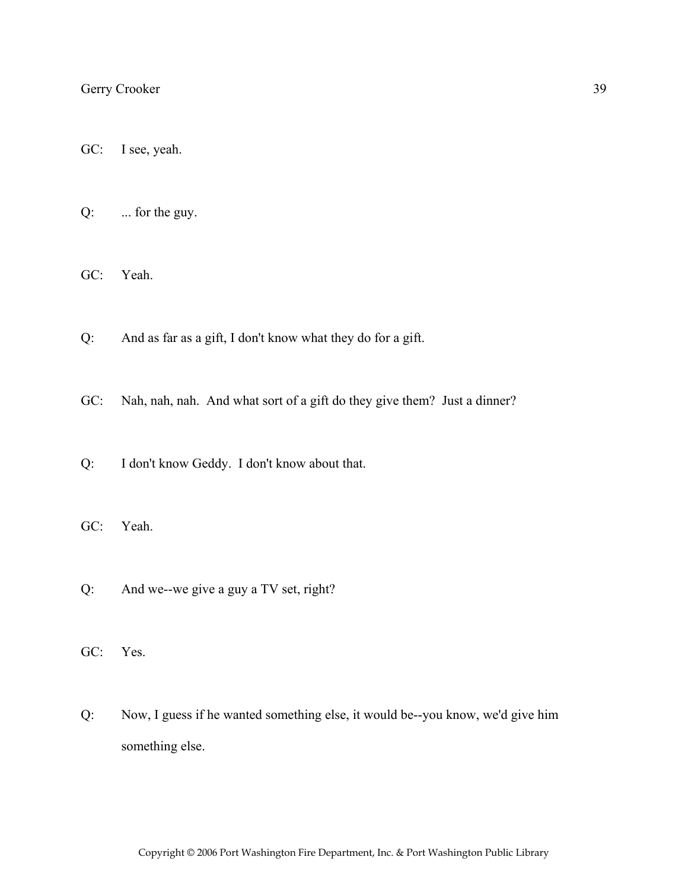GC: I see, yeah.

Q: ... for the guy.

GC: Yeah.

Q: And as far as a gift, I don't know what they do for a gift.

GC: Nah, nah, nah. And what sort of a gift do they give them? Just a dinner?

Q: I don't know Geddy. I don't know about that.

GC: Yeah.

Q: And we--we give a guy a TV set, right?

GC: Yes.

Q: Now, I guess if he wanted something else, it would be--you know, we'd give him something else.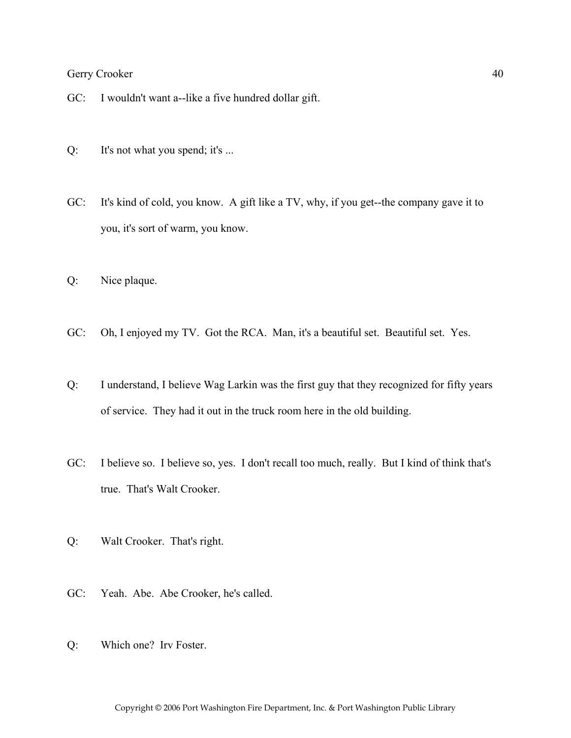GC: I wouldn't want a--like a five hundred dollar gift.

Q: It's not what you spend; it's ...

GC: It's kind of cold, you know. A gift like a TV, why, if you get--the company gave it to you, it's sort of warm, you know.

Q: Nice plaque.

GC: Oh, I enjoyed my TV. Got the RCA. Man, it's a beautiful set. Beautiful set. Yes.

Q: I understand, I believe Wag Larkin was the first guy that they recognized for fifty years of service. They had it out in the truck room here in the old building.

GC: I believe so. I believe so, yes. I don't recall too much, really. But I kind of think that's true. That's Walt Crooker.

Q: Walt Crooker. That's right.

GC: Yeah. Abe. Abe Crooker, he's called.

Q: Which one? Irv Foster.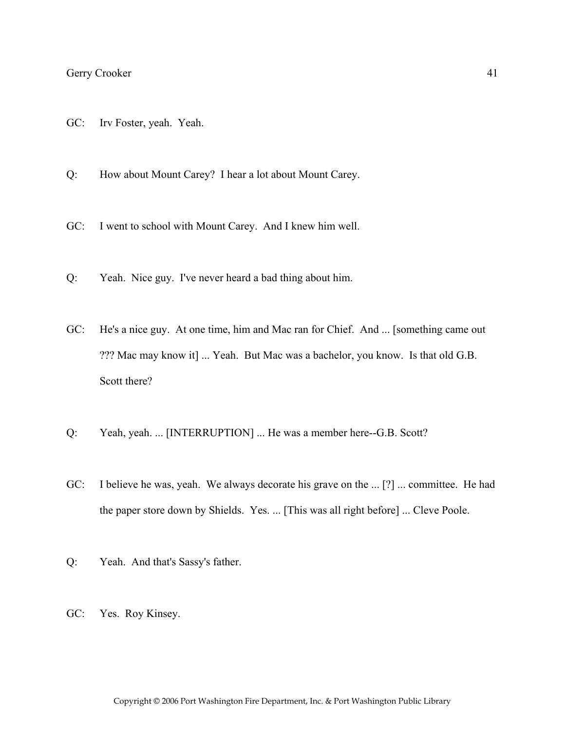GC: Irv Foster, yeah. Yeah.

Q: How about Mount Carey? I hear a lot about Mount Carey.

GC: I went to school with Mount Carey. And I knew him well.

Q: Yeah. Nice guy. I've never heard a bad thing about him.

GC: He's a nice guy. At one time, him and Mac ran for Chief. And ... [something came out ??? Mac may know it] ... Yeah. But Mac was a bachelor, you know. Is that old G.B. Scott there?

Q: Yeah, yeah. ... [INTERRUPTION] ... He was a member here--G.B. Scott?

GC: I believe he was, yeah. We always decorate his grave on the ... [?] ... committee. He had the paper store down by Shields. Yes. ... [This was all right before] ... Cleve Poole.

Q: Yeah. And that's Sassy's father.

GC: Yes. Roy Kinsey.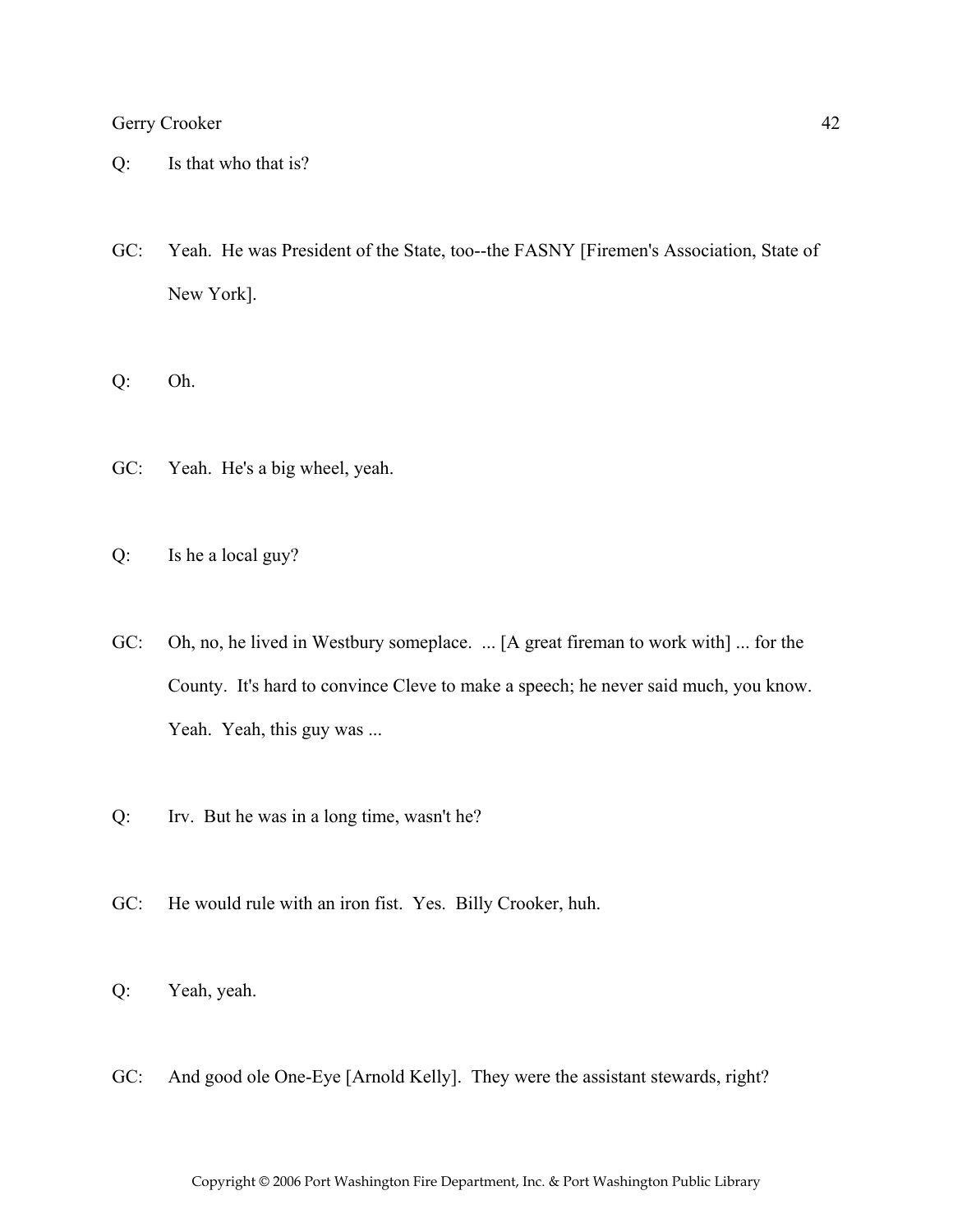Q: Is that who that is?

GC: Yeah. He was President of the State, too--the FASNY [Firemen's Association, State of New York].

Q: Oh.

GC: Yeah. He's a big wheel, yeah.

Q: Is he a local guy?

GC: Oh, no, he lived in Westbury someplace. ... [A great fireman to work with] ... for the County. It's hard to convince Cleve to make a speech; he never said much, you know. Yeah. Yeah, this guy was ...

Q: Irv. But he was in a long time, wasn't he?

GC: He would rule with an iron fist. Yes. Billy Crooker, huh.

Q: Yeah, yeah.

GC: And good ole One-Eye [Arnold Kelly]. They were the assistant stewards, right?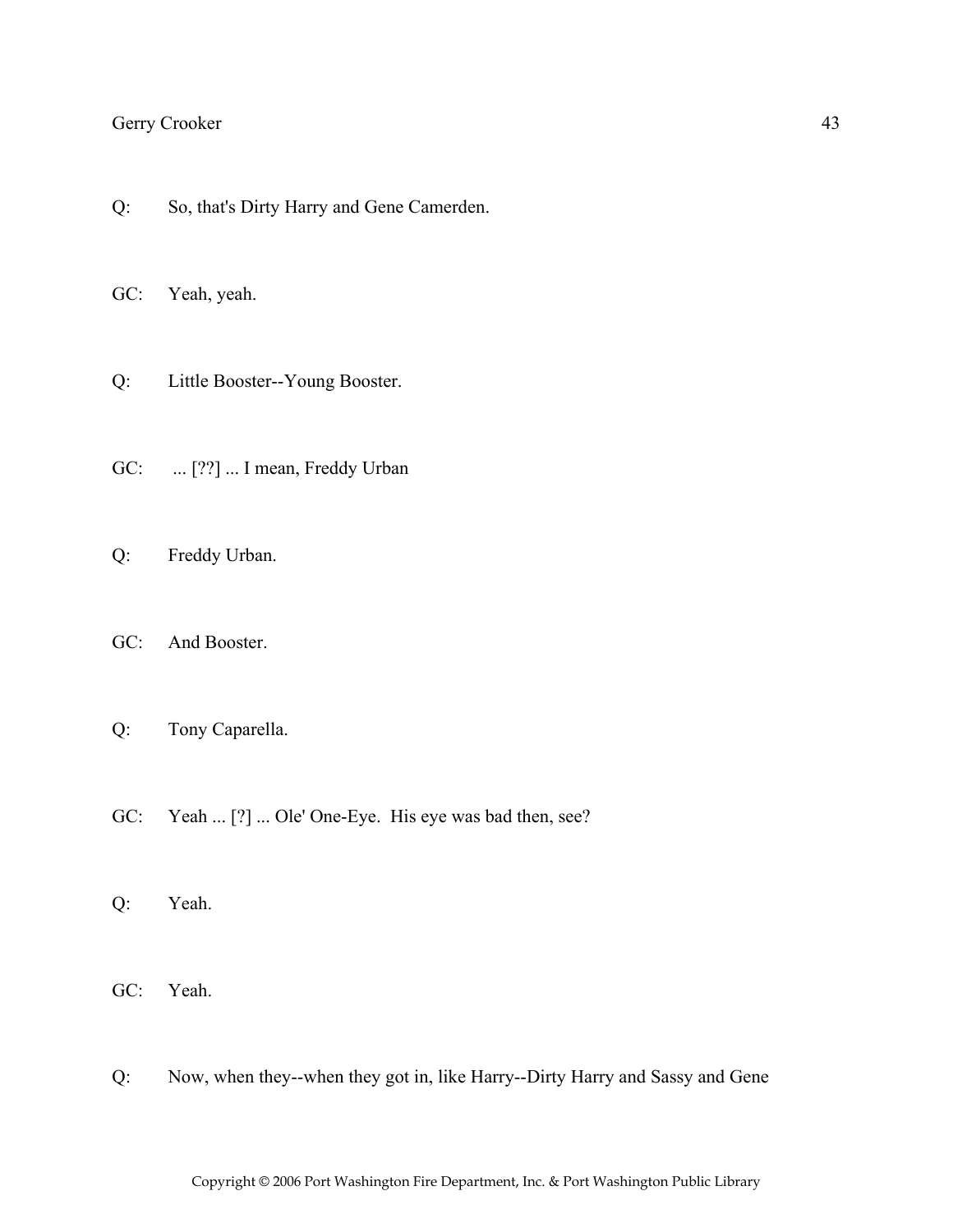Q: So, that's Dirty Harry and Gene Camerden.

GC: Yeah, yeah.

Q: Little Booster--Young Booster.

GC: ... [??] ... I mean, Freddy Urban

Q: Freddy Urban.

GC: And Booster.

Q: Tony Caparella.

GC: Yeah ... [?] ... Ole' One-Eye. His eye was bad then, see?

Q: Yeah.

GC: Yeah.

Q: Now, when they--when they got in, like Harry--Dirty Harry and Sassy and Gene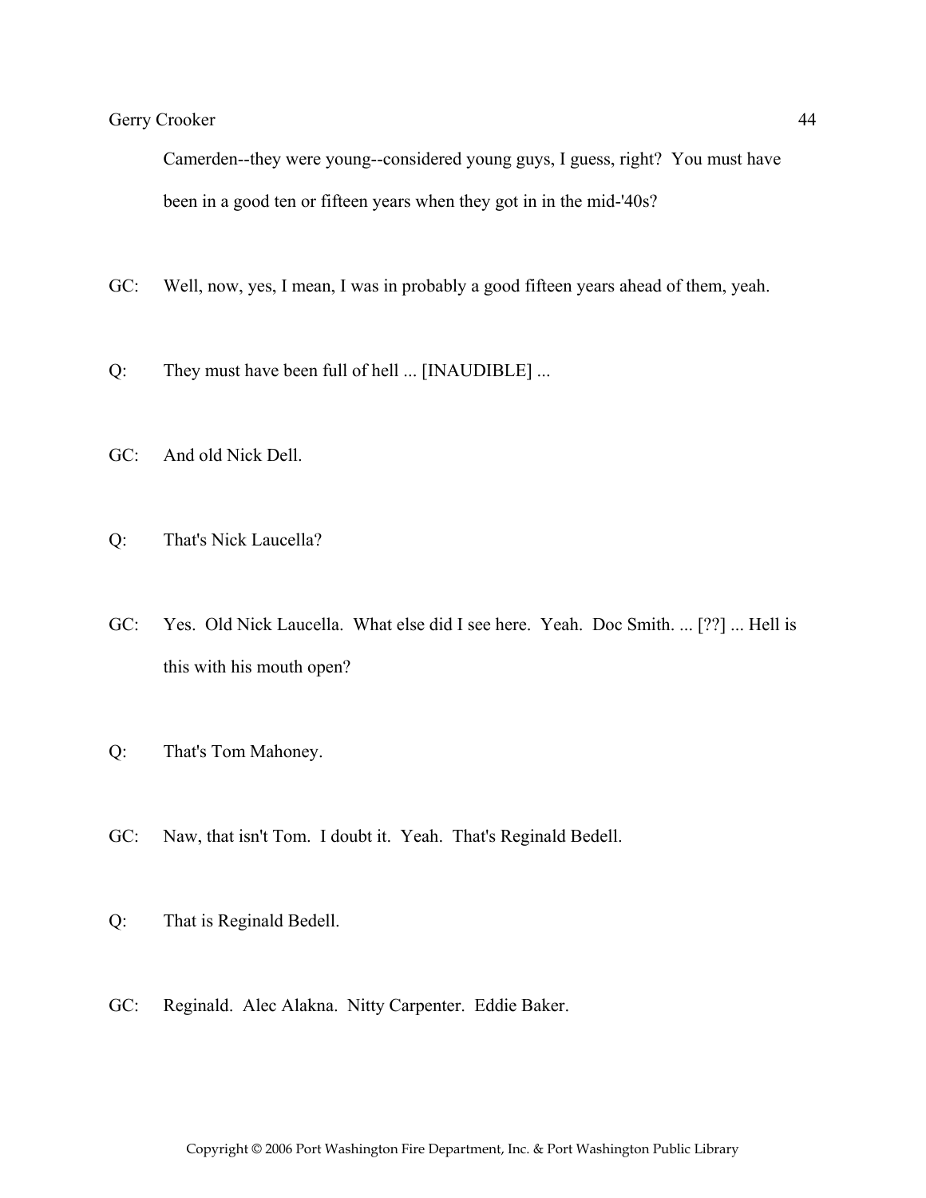Camerden--they were young--considered young guys, I guess, right? You must have been in a good ten or fifteen years when they got in in the mid-'40s?

GC: Well, now, yes, I mean, I was in probably a good fifteen years ahead of them, yeah.

Q: They must have been full of hell ... [INAUDIBLE] ...

GC: And old Nick Dell.

Q: That's Nick Laucella?

GC: Yes. Old Nick Laucella. What else did I see here. Yeah. Doc Smith. ... [??] ... Hell is this with his mouth open?

Q: That's Tom Mahoney.

GC: Naw, that isn't Tom. I doubt it. Yeah. That's Reginald Bedell.

Q: That is Reginald Bedell.

GC: Reginald. Alec Alakna. Nitty Carpenter. Eddie Baker.

Copyright © 2006 Port Washington Fire Department, Inc. & Port Washington Public Library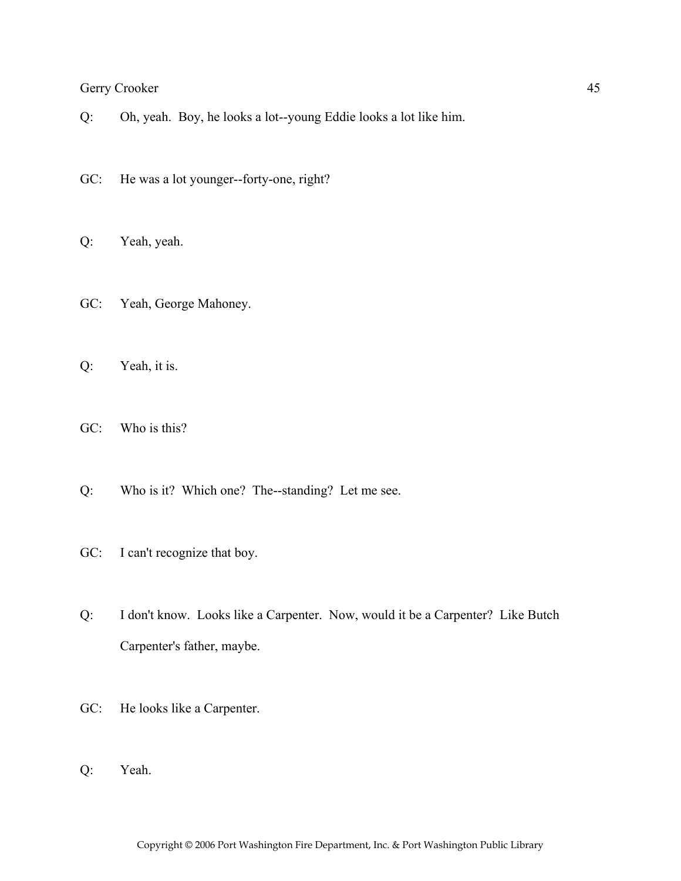Q: Oh, yeah. Boy, he looks a lot--young Eddie looks a lot like him.

GC: He was a lot younger--forty-one, right?

Q: Yeah, yeah.

GC: Yeah, George Mahoney.

Q: Yeah, it is.

GC: Who is this?

Q: Who is it? Which one? The--standing? Let me see.

GC: I can't recognize that boy.

Q: I don't know. Looks like a Carpenter. Now, would it be a Carpenter? Like Butch Carpenter's father, maybe.

GC: He looks like a Carpenter.

Q: Yeah.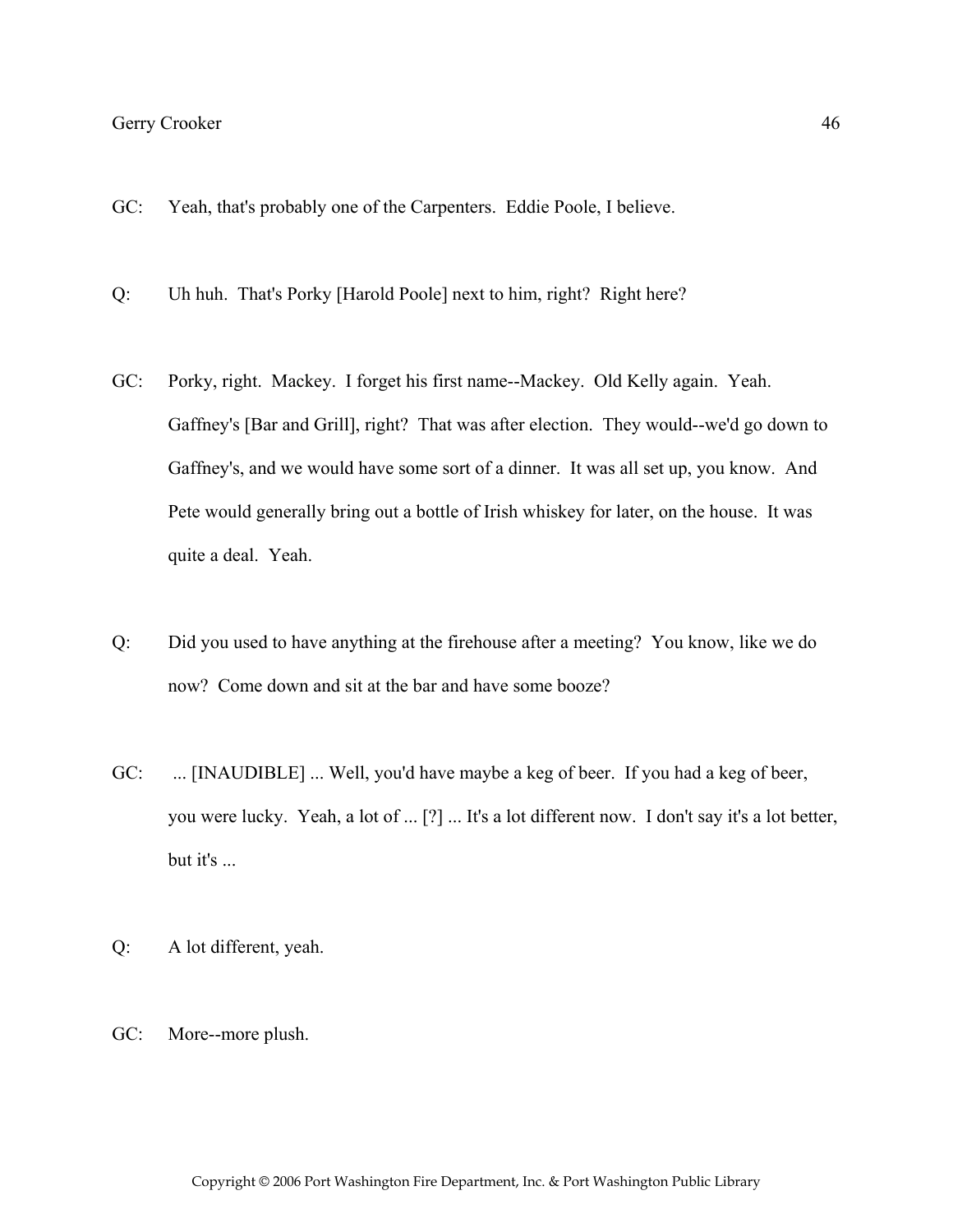GC: Yeah, that's probably one of the Carpenters. Eddie Poole, I believe.

Q: Uh huh. That's Porky [Harold Poole] next to him, right? Right here?

GC: Porky, right. Mackey. I forget his first name--Mackey. Old Kelly again. Yeah. Gaffney's [Bar and Grill], right? That was after election. They would--we'd go down to Gaffney's, and we would have some sort of a dinner. It was all set up, you know. And Pete would generally bring out a bottle of Irish whiskey for later, on the house. It was quite a deal. Yeah.

Q: Did you used to have anything at the firehouse after a meeting? You know, like we do now? Come down and sit at the bar and have some booze?

GC: ... [INAUDIBLE] ... Well, you'd have maybe a keg of beer. If you had a keg of beer, you were lucky. Yeah, a lot of ... [?] ... It's a lot different now. I don't say it's a lot better, but it's ...

Q: A lot different, yeah.

GC: More--more plush.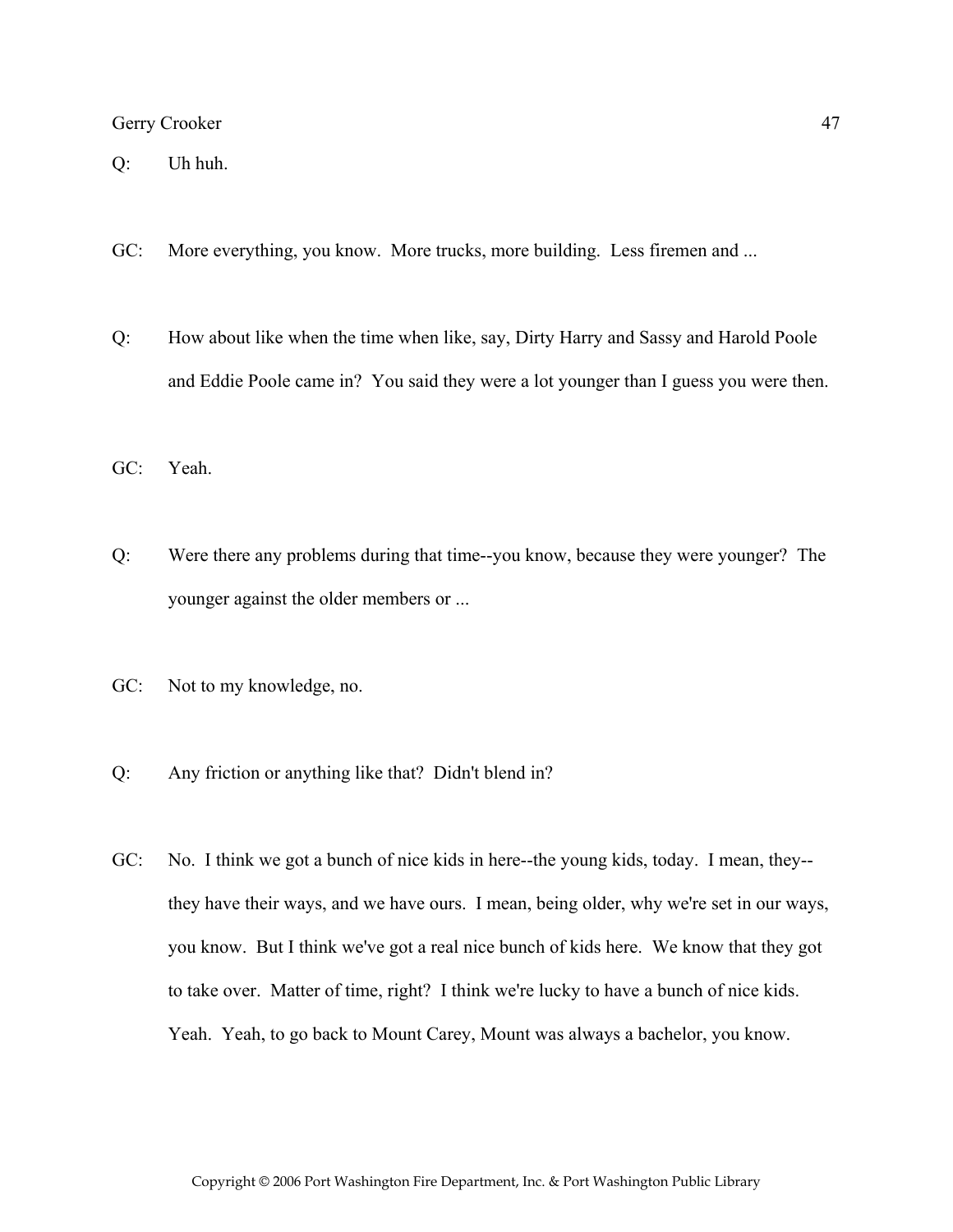Q: Uh huh.

GC: More everything, you know. More trucks, more building. Less firemen and ...

Q: How about like when the time when like, say, Dirty Harry and Sassy and Harold Poole and Eddie Poole came in? You said they were a lot younger than I guess you were then.

GC: Yeah.

Q: Were there any problems during that time--you know, because they were younger? The younger against the older members or ...

GC: Not to my knowledge, no.

Q: Any friction or anything like that? Didn't blend in?

GC: No. I think we got a bunch of nice kids in here--the young kids, today. I mean, they--they have their ways, and we have ours. I mean, being older, why we're set in our ways, you know. But I think we've got a real nice bunch of kids here. We know that they got to take over. Matter of time, right? I think we're lucky to have a bunch of nice kids. Yeah. Yeah, to go back to Mount Carey, Mount was always a bachelor, you know.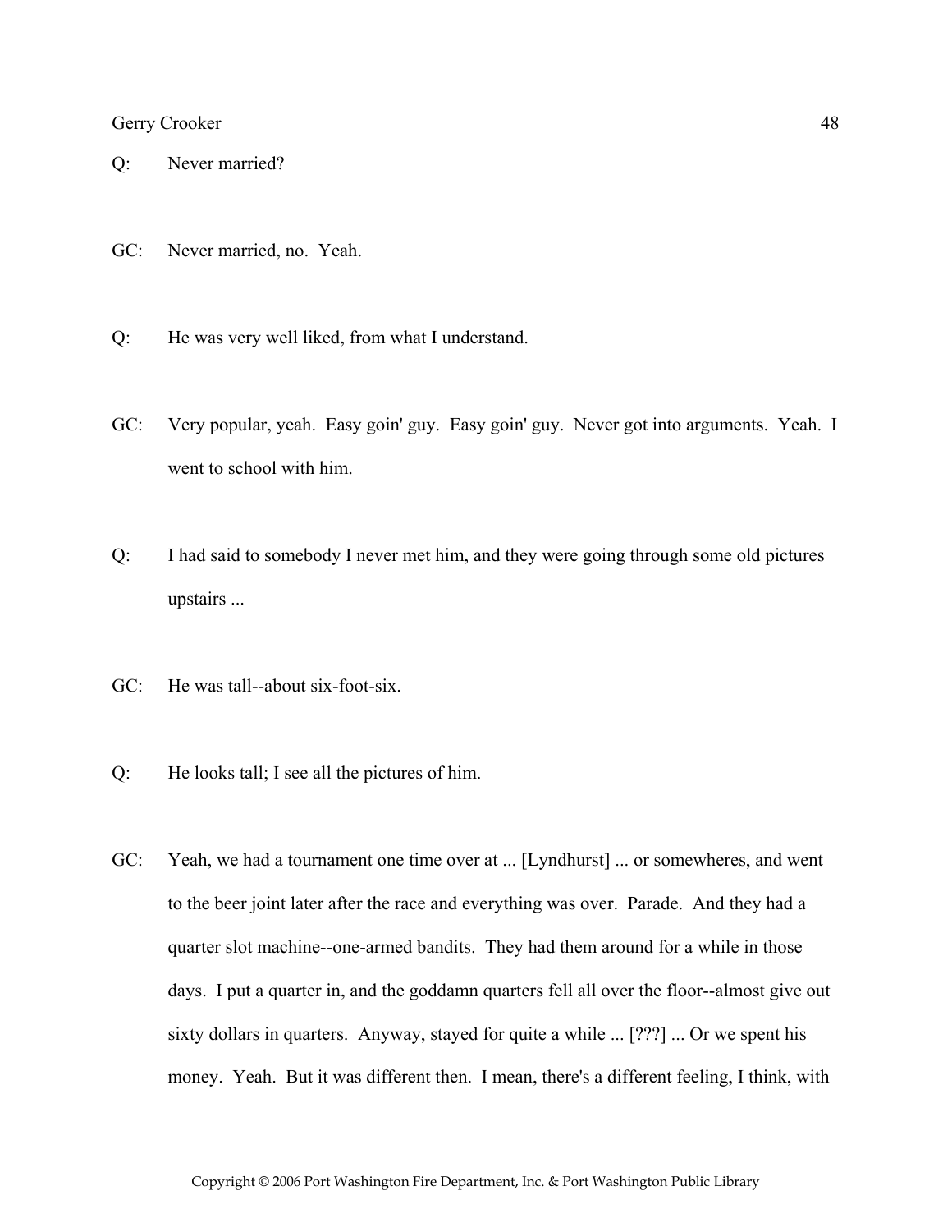Q: Never married?

GC: Never married, no. Yeah.

Q: He was very well liked, from what I understand.

GC: Very popular, yeah. Easy goin' guy. Easy goin' guy. Never got into arguments. Yeah. I went to school with him.

Q: I had said to somebody I never met him, and they were going through some old pictures upstairs ...

GC: He was tall--about six-foot-six.

Q: He looks tall; I see all the pictures of him.

GC: Yeah, we had a tournament one time over at ... [Lyndhurst] ... or somewheres, and went to the beer joint later after the race and everything was over. Parade. And they had a quarter slot machine--one-armed bandits. They had them around for a while in those days. I put a quarter in, and the goddamn quarters fell all over the floor--almost give out sixty dollars in quarters. Anyway, stayed for quite a while ... [???] ... Or we spent his money. Yeah. But it was different then. I mean, there's a different feeling, I think, with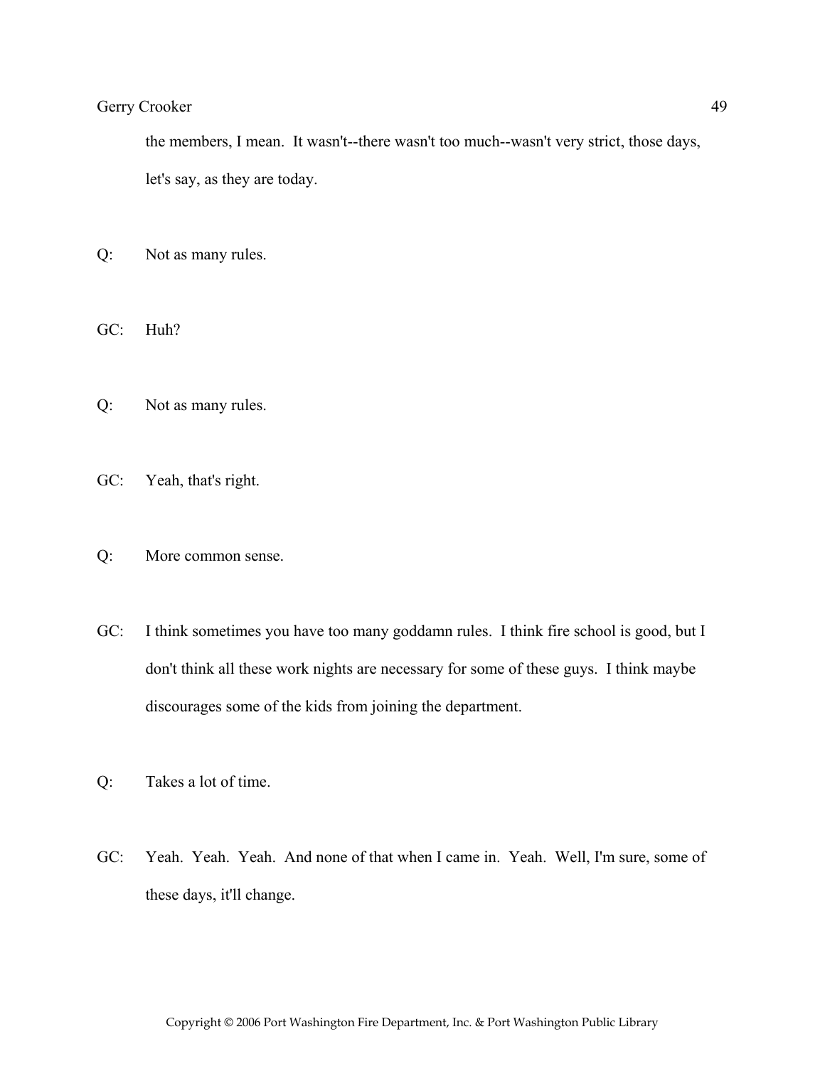the members, I mean. It wasn't--there wasn't too much--wasn't very strict, those days, let's say, as they are today.

Q: Not as many rules.

GC: Huh?

Q: Not as many rules.

GC: Yeah, that's right.

Q: More common sense.

GC: I think sometimes you have too many goddamn rules. I think fire school is good, but I don't think all these work nights are necessary for some of these guys. I think maybe discourages some of the kids from joining the department.

Q: Takes a lot of time.

GC: Yeah. Yeah. Yeah. And none of that when I came in. Yeah. Well, I'm sure, some of these days, it'll change.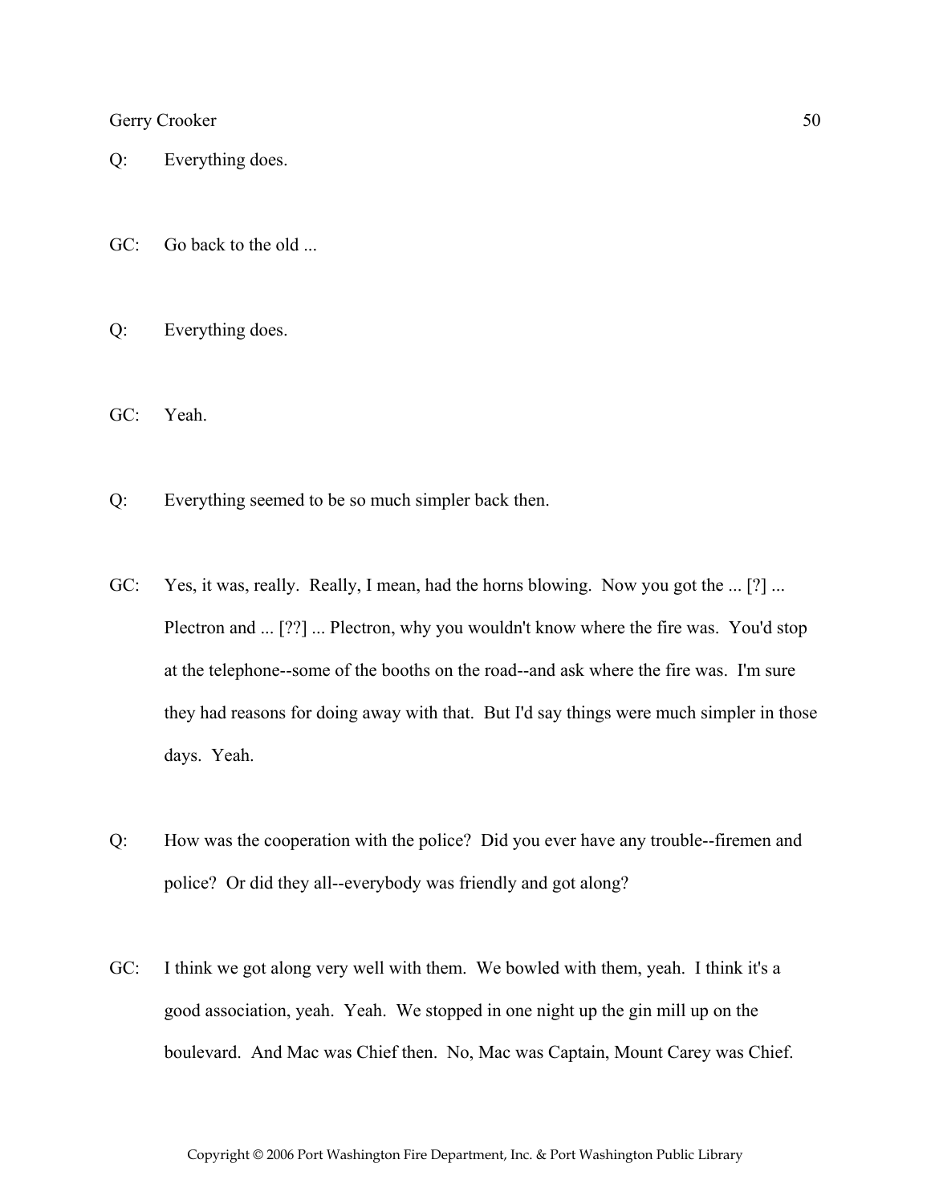Q: Everything does.

GC: Go back to the old ...

Q: Everything does.

GC: Yeah.

Q: Everything seemed to be so much simpler back then.

GC: Yes, it was, really. Really, I mean, had the horns blowing. Now you got the ... [?] ... Plectron and ... [??] ... Plectron, why you wouldn't know where the fire was. You'd stop at the telephone--some of the booths on the road--and ask where the fire was. I'm sure they had reasons for doing away with that. But I'd say things were much simpler in those days. Yeah.

Q: How was the cooperation with the police? Did you ever have any trouble--firemen and police? Or did they all--everybody was friendly and got along?

GC: I think we got along very well with them. We bowled with them, yeah. I think it's a good association, yeah. Yeah. We stopped in one night up the gin mill up on the boulevard. And Mac was Chief then. No, Mac was Captain, Mount Carey was Chief.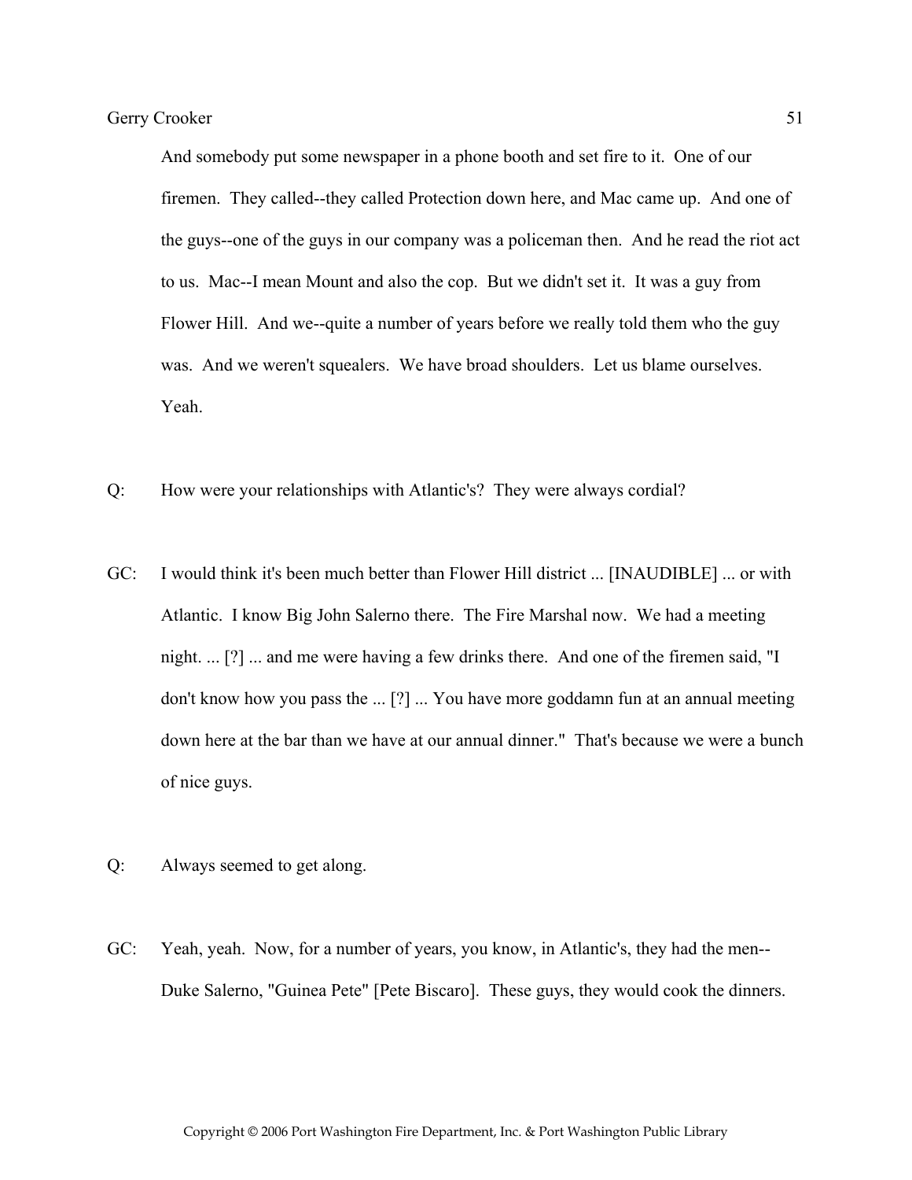And somebody put some newspaper in a phone booth and set fire to it. One of our firemen. They called--they called Protection down here, and Mac came up. And one of the guys--one of the guys in our company was a policeman then. And he read the riot act to us. Mac--I mean Mount and also the cop. But we didn't set it. It was a guy from Flower Hill. And we--quite a number of years before we really told them who the guy was. And we weren't squealers. We have broad shoulders. Let us blame ourselves. Yeah.

Q: How were your relationships with Atlantic's? They were always cordial?

GC: I would think it's been much better than Flower Hill district ... [INAUDIBLE] ... or with Atlantic. I know Big John Salerno there. The Fire Marshal now. We had a meeting night. ... [?] ... and me were having a few drinks there. And one of the firemen said, "I don't know how you pass the ... [?] ... You have more goddamn fun at an annual meeting down here at the bar than we have at our annual dinner." That's because we were a bunch of nice guys.

Q: Always seemed to get along.

GC: Yeah, yeah. Now, for a number of years, you know, in Atlantic's, they had the men--Duke Salerno, "Guinea Pete" [Pete Biscaro]. These guys, they would cook the dinners.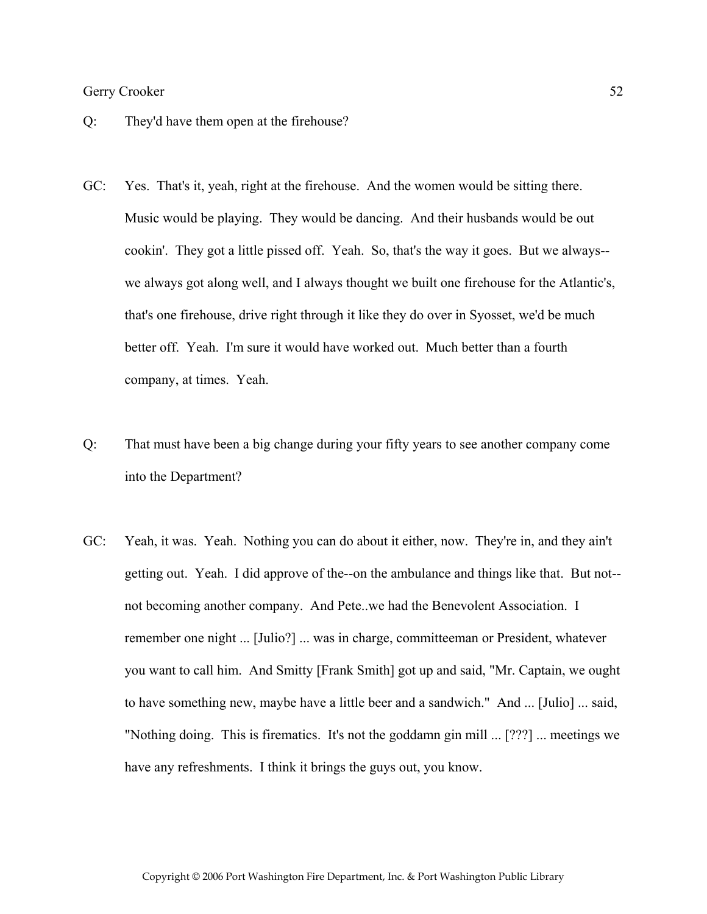Q: They'd have them open at the firehouse?

GC: Yes. That's it, yeah, right at the firehouse. And the women would be sitting there. Music would be playing. They would be dancing. And their husbands would be out cookin'. They got a little pissed off. Yeah. So, that's the way it goes. But we always--we always got along well, and I always thought we built one firehouse for the Atlantic's, that's one firehouse, drive right through it like they do over in Syosset, we'd be much better off. Yeah. I'm sure it would have worked out. Much better than a fourth company, at times. Yeah.

Q: That must have been a big change during your fifty years to see another company come into the Department?

GC: Yeah, it was. Yeah. Nothing you can do about it either, now. They're in, and they ain't getting out. Yeah. I did approve of the--on the ambulance and things like that. But not--not becoming another company. And Pete..we had the Benevolent Association. I remember one night ... [Julio?] ... was in charge, committeeman or President, whatever you want to call him. And Smitty [Frank Smith] got up and said, "Mr. Captain, we ought to have something new, maybe have a little beer and a sandwich." And ... [Julio] ... said, "Nothing doing. This is firematics. It's not the goddamn gin mill ... [???] ... meetings we have any refreshments. I think it brings the guys out, you know.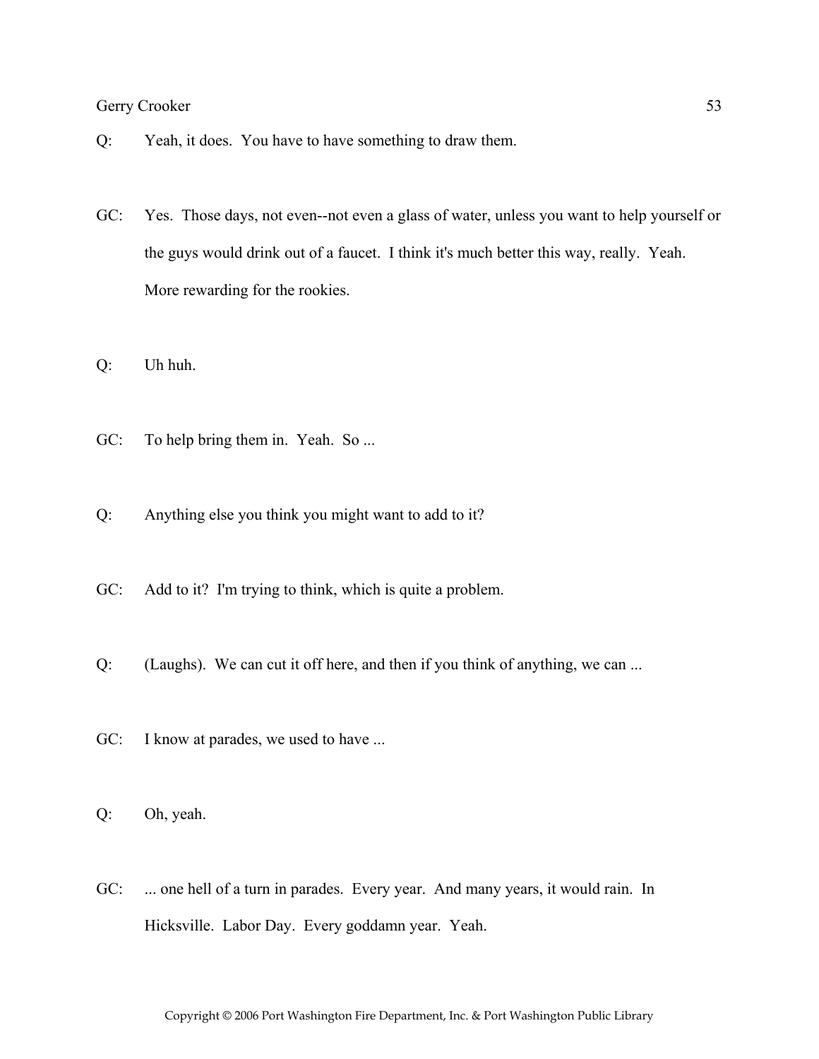Q: Yeah, it does. You have to have something to draw them.

GC: Yes. Those days, not even--not even a glass of water, unless you want to help yourself or the guys would drink out of a faucet. I think it's much better this way, really. Yeah. More rewarding for the rookies.

Q: Uh huh.

GC: To help bring them in. Yeah. So ...

Q: Anything else you think you might want to add to it?

GC: Add to it? I'm trying to think, which is quite a problem.

Q: (Laughs). We can cut it off here, and then if you think of anything, we can ...

GC: I know at parades, we used to have ...

Q: Oh, yeah.

GC: ... one hell of a turn in parades. Every year. And many years, it would rain. In Hicksville. Labor Day. Every goddamn year. Yeah.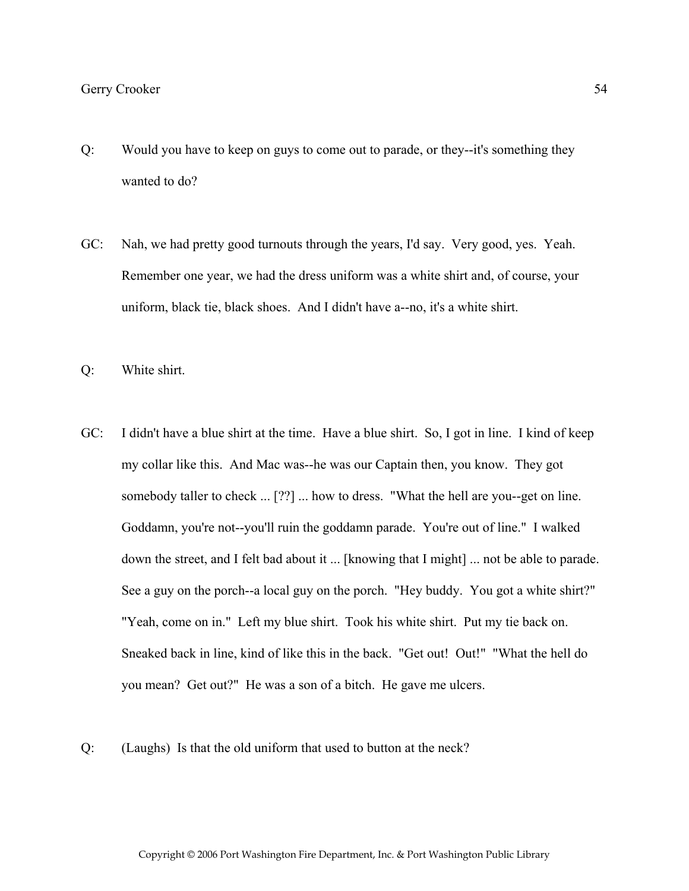Q: Would you have to keep on guys to come out to parade, or they--it's something they wanted to do?

GC: Nah, we had pretty good turnouts through the years, I'd say. Very good, yes. Yeah. Remember one year, we had the dress uniform was a white shirt and, of course, your uniform, black tie, black shoes. And I didn't have a--no, it's a white shirt.

Q: White shirt.

GC: I didn't have a blue shirt at the time. Have a blue shirt. So, I got in line. I kind of keep my collar like this. And Mac was--he was our Captain then, you know. They got somebody taller to check ... [??] ... how to dress. "What the hell are you--get on line. Goddamn, you're not--you'll ruin the goddamn parade. You're out of line." I walked down the street, and I felt bad about it ... [knowing that I might] ... not be able to parade. See a guy on the porch--a local guy on the porch. "Hey buddy. You got a white shirt?" "Yeah, come on in." Left my blue shirt. Took his white shirt. Put my tie back on. Sneaked back in line, kind of like this in the back. "Get out! Out!" "What the hell do you mean? Get out?" He was a son of a bitch. He gave me ulcers.

Q: (Laughs) Is that the old uniform that used to button at the neck?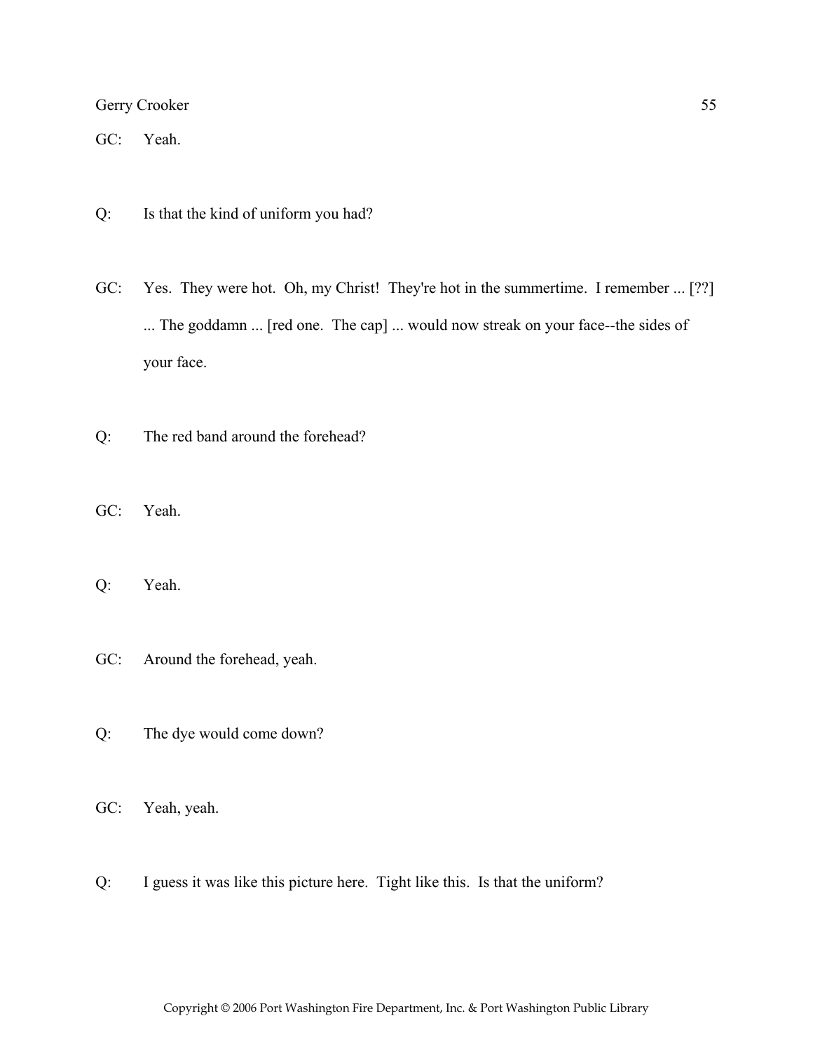GC: Yeah.

Q: Is that the kind of uniform you had?

GC: Yes. They were hot. Oh, my Christ! They're hot in the summertime. I remember ... [??] ... The goddamn ... [red one. The cap] ... would now streak on your face--the sides of your face.

Q: The red band around the forehead?

GC: Yeah.

Q: Yeah.

GC: Around the forehead, yeah.

Q: The dye would come down?

GC: Yeah, yeah.

Q: I guess it was like this picture here. Tight like this. Is that the uniform?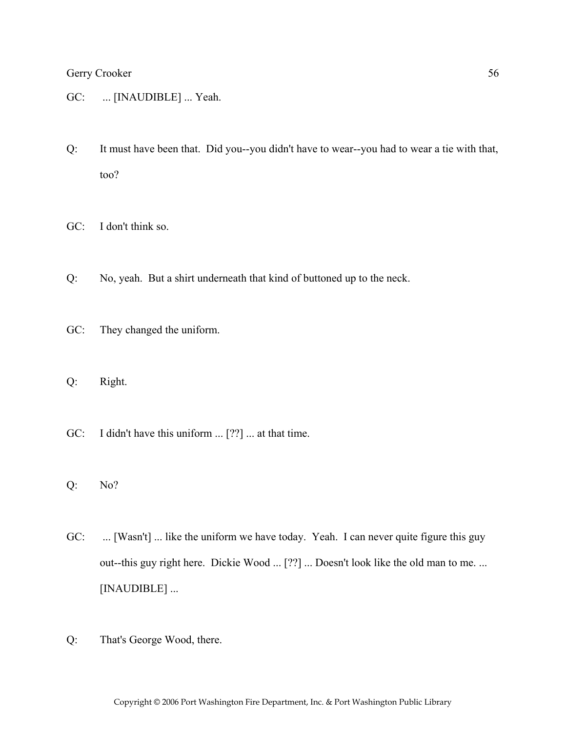GC: ... [INAUDIBLE] ... Yeah.

Q: It must have been that. Did you--you didn't have to wear--you had to wear a tie with that, too?

GC: I don't think so.

Q: No, yeah. But a shirt underneath that kind of buttoned up to the neck.

GC: They changed the uniform.

Q: Right.

GC: I didn't have this uniform ... [??] ... at that time.

Q: No?

GC: ... [Wasn't] ... like the uniform we have today. Yeah. I can never quite figure this guy out--this guy right here. Dickie Wood ... [??] ... Doesn't look like the old man to me. ... [INAUDIBLE] ...

Q: That's George Wood, there.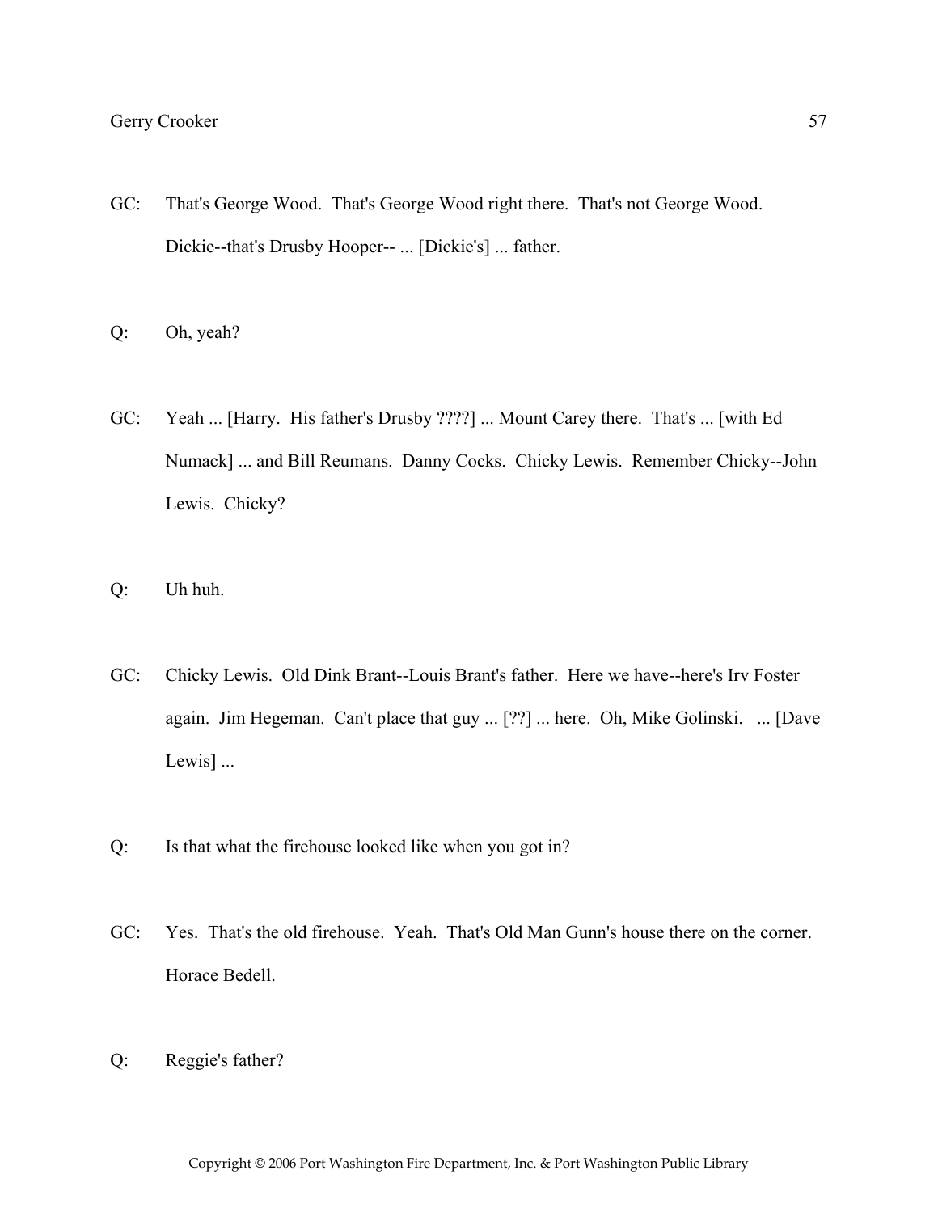GC: That's George Wood. That's George Wood right there. That's not George Wood. Dickie--that's Drusby Hooper-- ... [Dickie's] ... father.

Q: Oh, yeah?

GC: Yeah ... [Harry. His father's Drusby ????] ... Mount Carey there. That's ... [with Ed Numack] ... and Bill Reumans. Danny Cocks. Chicky Lewis. Remember Chicky--John Lewis. Chicky?

Q: Uh huh.

GC: Chicky Lewis. Old Dink Brant--Louis Brant's father. Here we have--here's Irv Foster again. Jim Hegeman. Can't place that guy ... [??] ... here. Oh, Mike Golinski. ... [Dave Lewis] ...

Q: Is that what the firehouse looked like when you got in?

GC: Yes. That's the old firehouse. Yeah. That's Old Man Gunn's house there on the corner. Horace Bedell.

Q: Reggie's father?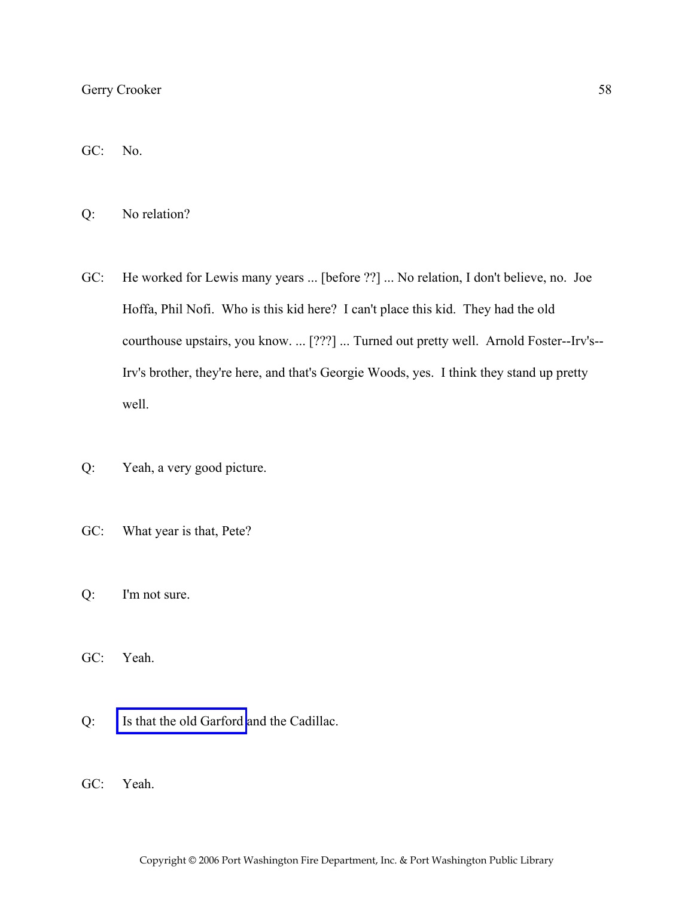GC: No.

Q: No relation?

GC: He worked for Lewis many years ... [before ??] ... No relation, I don't believe, no. Joe Hoffa, Phil Nofi. Who is this kid here? I can't place this kid. They had the old courthouse upstairs, you know. ... [???] ... Turned out pretty well. Arnold Foster--Irv's--Irv's brother, they're here, and that's Georgie Woods, yes. I think they stand up pretty well.

Q: Yeah, a very good picture.

GC: What year is that, Pete?

Q: I'm not sure.

GC: Yeah.

Q: Is that the old Garford and the Cadillac.

GC: Yeah.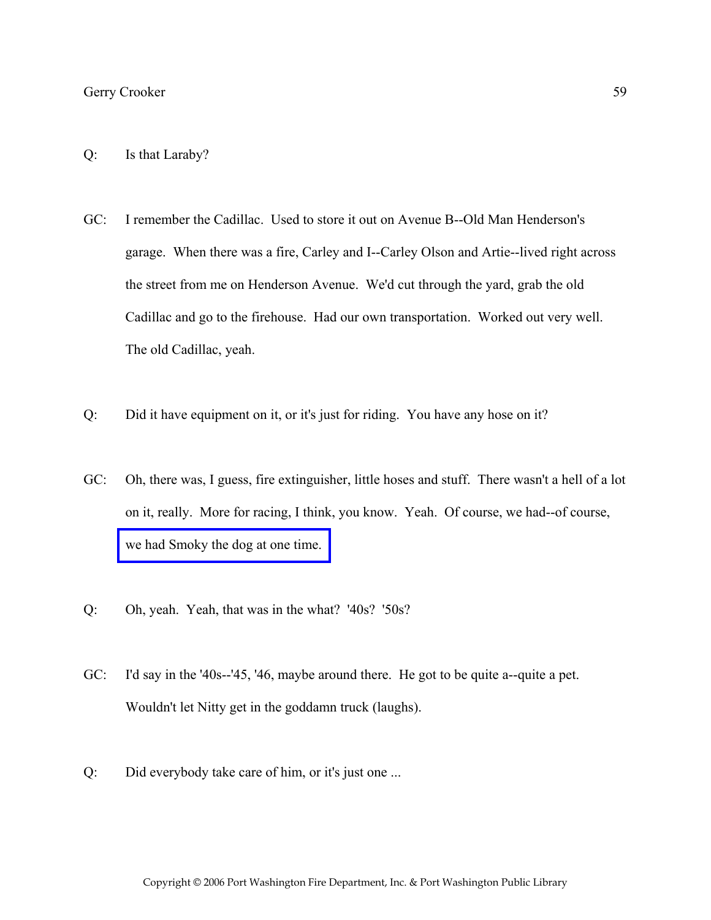Q: Is that Laraby?

GC: I remember the Cadillac. Used to store it out on Avenue B--Old Man Henderson's garage. When there was a fire, Carley and I--Carley Olson and Artie--lived right across the street from me on Henderson Avenue. We'd cut through the yard, grab the old Cadillac and go to the firehouse. Had our own transportation. Worked out very well. The old Cadillac, yeah.

Q: Did it have equipment on it, or it's just for riding. You have any hose on it?

GC: Oh, there was, I guess, fire extinguisher, little hoses and stuff. There wasn't a hell of a lot on it, really. More for racing, I think, you know. Yeah. Of course, we had--of course, we had Smoky the dog at one time.

Q: Oh, yeah. Yeah, that was in the what? '40s? '50s?

GC: I'd say in the '40s--'45, '46, maybe around there. He got to be quite a--quite a pet. Wouldn't let Nitty get in the goddamn truck (laughs).

Q: Did everybody take care of him, or it's just one ...

Copyright © 2006 Port Washington Fire Department, Inc. & Port Washington Public Library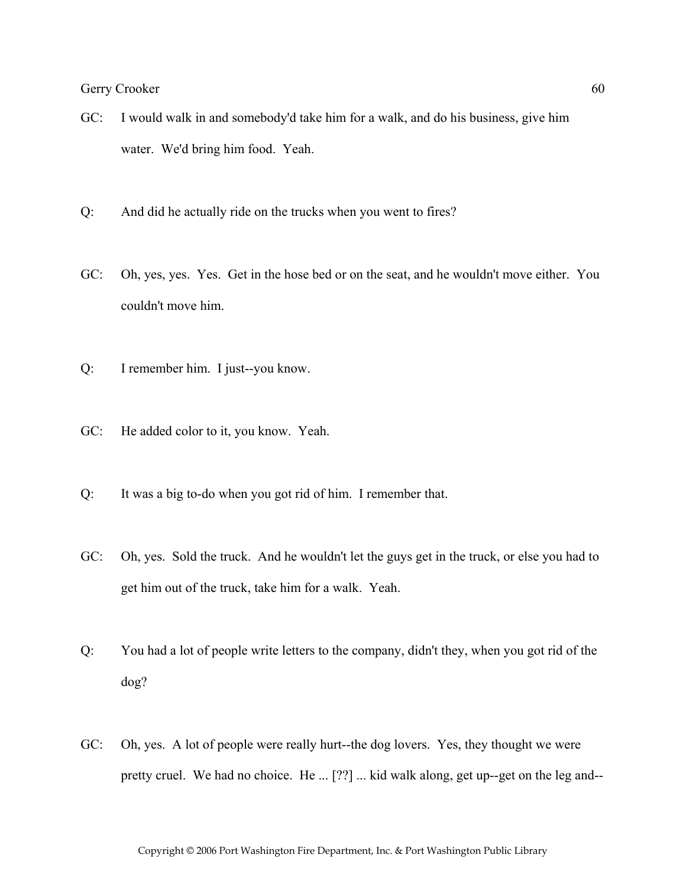GC: I would walk in and somebody'd take him for a walk, and do his business, give him water. We'd bring him food. Yeah.

Q: And did he actually ride on the trucks when you went to fires?

GC: Oh, yes, yes. Yes. Get in the hose bed or on the seat, and he wouldn't move either. You couldn't move him.

Q: I remember him. I just--you know.

GC: He added color to it, you know. Yeah.

Q: It was a big to-do when you got rid of him. I remember that.

GC: Oh, yes. Sold the truck. And he wouldn't let the guys get in the truck, or else you had to get him out of the truck, take him for a walk. Yeah.

Q: You had a lot of people write letters to the company, didn't they, when you got rid of the dog?

GC: Oh, yes. A lot of people were really hurt--the dog lovers. Yes, they thought we were pretty cruel. We had no choice. He ... [??] ... kid walk along, get up--get on the leg and--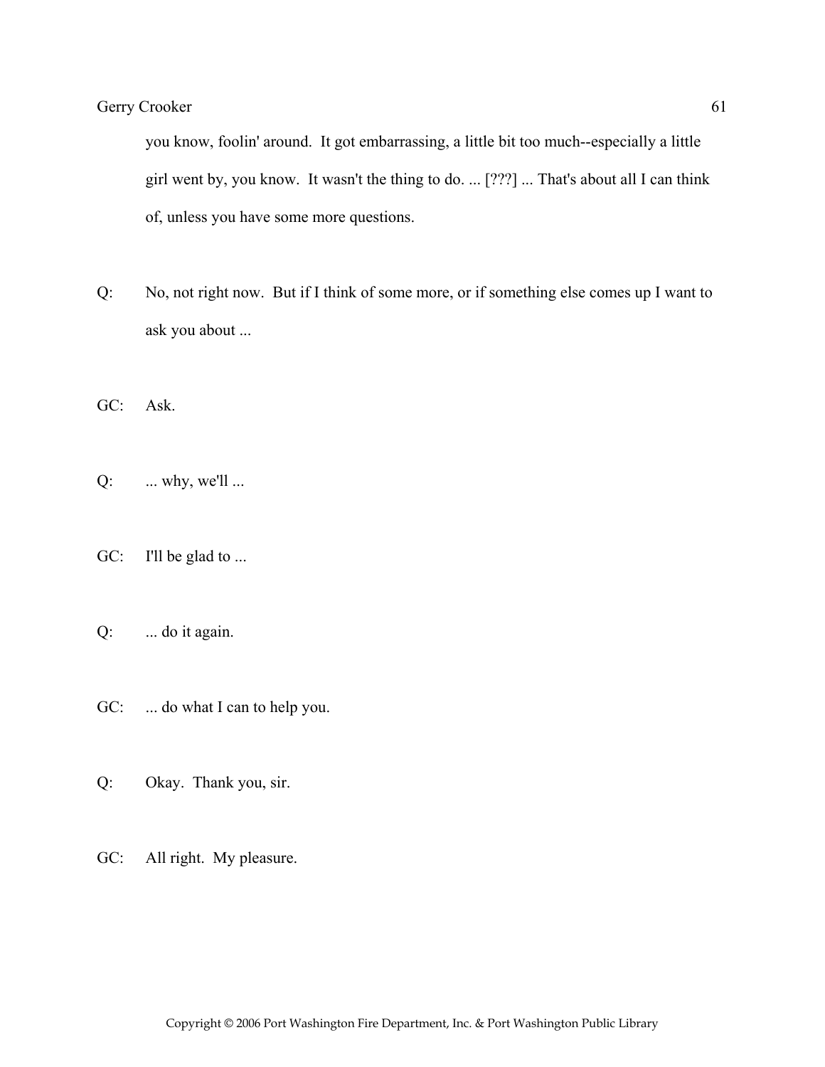you know, foolin' around. It got embarrassing, a little bit too much--especially a little girl went by, you know. It wasn't the thing to do. ... [???] ... That's about all I can think of, unless you have some more questions.

Q: No, not right now. But if I think of some more, or if something else comes up I want to ask you about ...

GC: Ask.

Q: ... why, we'll ...

GC: I'll be glad to ...

Q: ... do it again.

GC: ... do what I can to help you.

Q: Okay. Thank you, sir.

GC: All right. My pleasure.